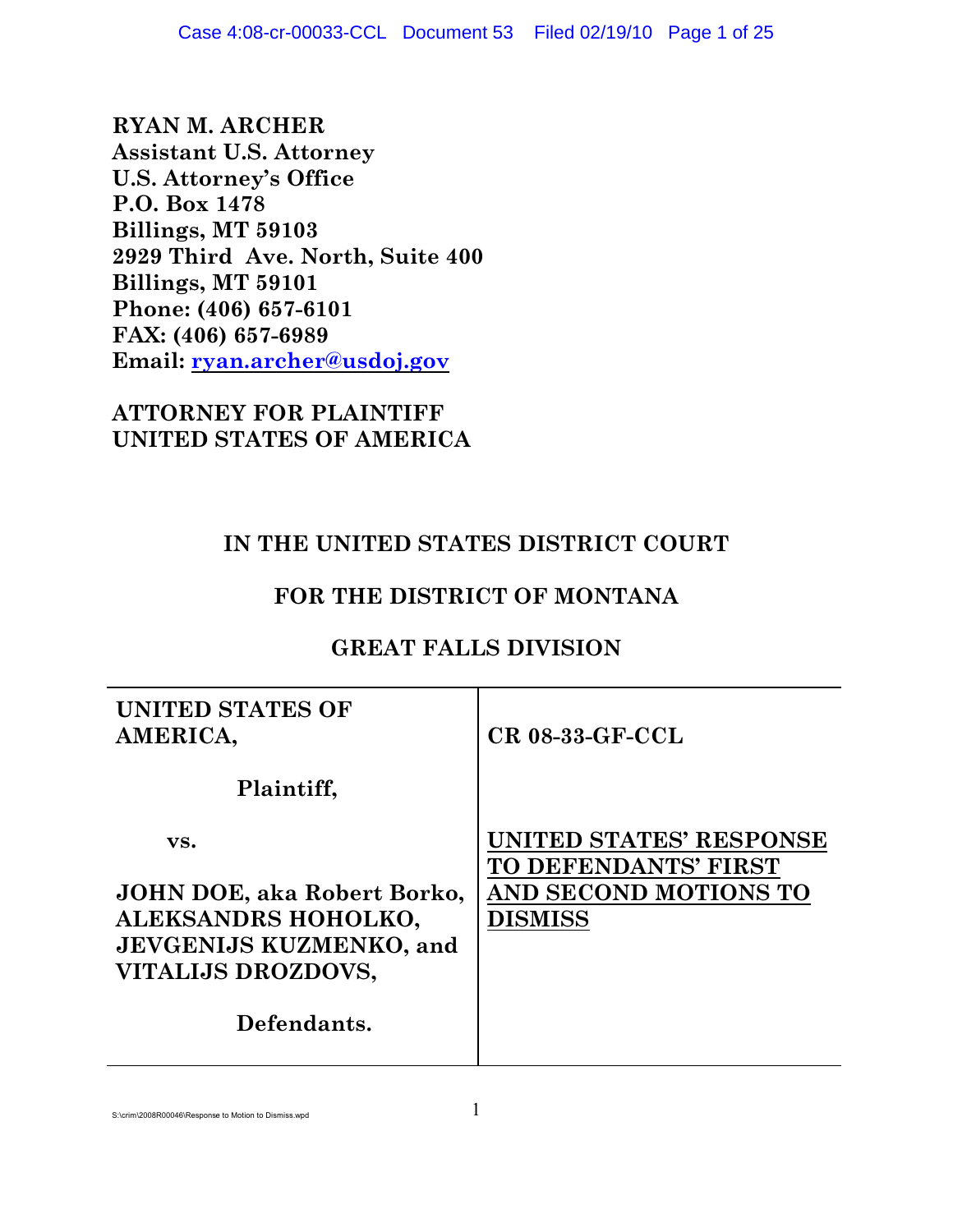**RYAN M. ARCHER**
**Assistant U.S. Attorney**
**U.S. Attorney's Office**
**P.O. Box 1478**
**Billings, MT 59103**
**2929 Third Ave. North, Suite 400**
**Billings, MT 59101**
**Phone: (406) 657-6101**
**FAX: (406) 657-6989**
**Email: ryan.archer@usdoj.gov**

**ATTORNEY FOR PLAINTIFF**
**UNITED STATES OF AMERICA**

## IN THE UNITED STATES DISTRICT COURT

## FOR THE DISTRICT OF MONTANA

## GREAT FALLS DIVISION

| | |
|---|---|
| **UNITED STATES OF AMERICA,**<br><br>**Plaintiff,**<br><br>**vs.**<br><br>**JOHN DOE, aka Robert Borko, ALEKSANDRS HOHOLKO, JEVGENIJS KUZMENKO, and VITALIJS DROZDOVS,**<br><br>**Defendants.** | **CR 08-33-GF-CCL**<br><br>**UNITED STATES' RESPONSE TO DEFENDANTS' FIRST AND SECOND MOTIONS TO DISMISS** |

S:\crim\2008R00046\Response to Motion to Dismiss.wpd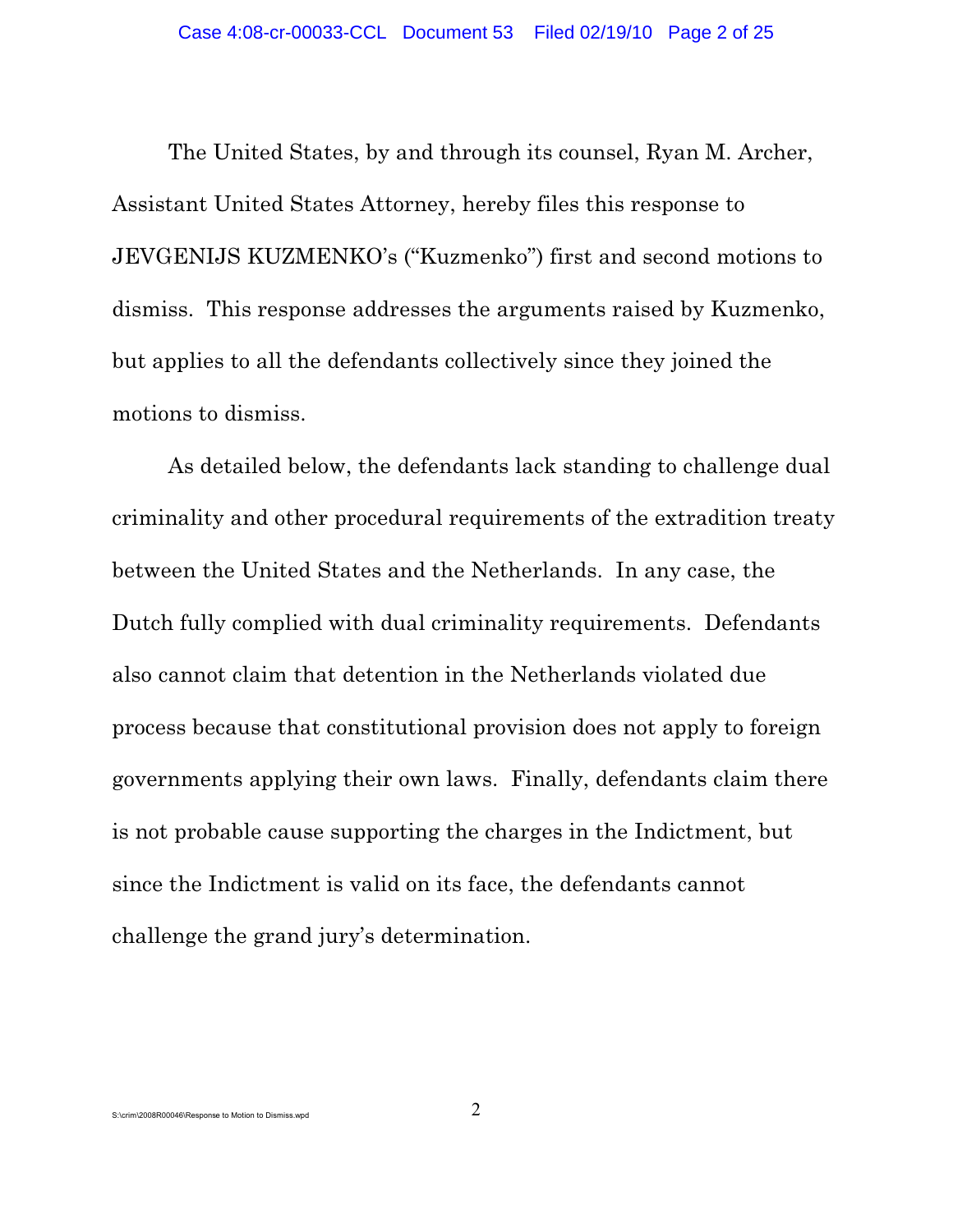The United States, by and through its counsel, Ryan M. Archer, Assistant United States Attorney, hereby files this response to JEVGENIJS KUZMENKO's ("Kuzmenko") first and second motions to dismiss. This response addresses the arguments raised by Kuzmenko, but applies to all the defendants collectively since they joined the motions to dismiss.

As detailed below, the defendants lack standing to challenge dual criminality and other procedural requirements of the extradition treaty between the United States and the Netherlands. In any case, the Dutch fully complied with dual criminality requirements. Defendants also cannot claim that detention in the Netherlands violated due process because that constitutional provision does not apply to foreign governments applying their own laws. Finally, defendants claim there is not probable cause supporting the charges in the Indictment, but since the Indictment is valid on its face, the defendants cannot challenge the grand jury's determination.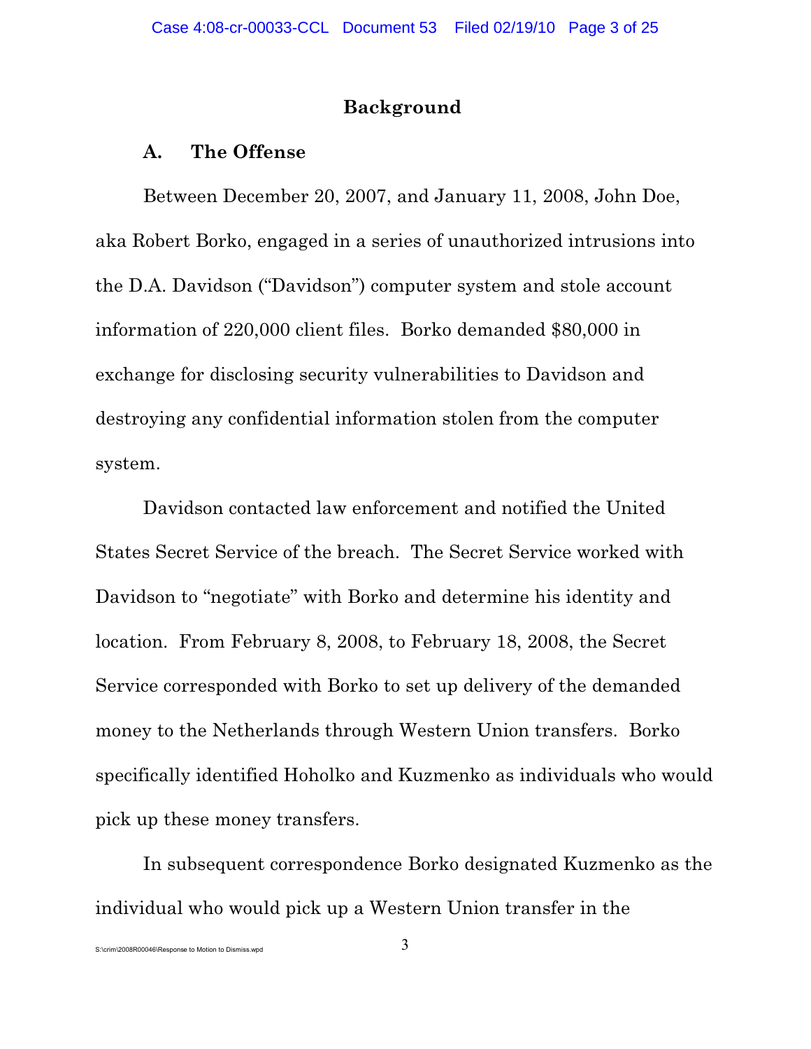## Background

### A. The Offense

Between December 20, 2007, and January 11, 2008, John Doe, aka Robert Borko, engaged in a series of unauthorized intrusions into the D.A. Davidson ("Davidson") computer system and stole account information of 220,000 client files. Borko demanded $80,000 in exchange for disclosing security vulnerabilities to Davidson and destroying any confidential information stolen from the computer system.

Davidson contacted law enforcement and notified the United States Secret Service of the breach. The Secret Service worked with Davidson to "negotiate" with Borko and determine his identity and location. From February 8, 2008, to February 18, 2008, the Secret Service corresponded with Borko to set up delivery of the demanded money to the Netherlands through Western Union transfers. Borko specifically identified Hoholko and Kuzmenko as individuals who would pick up these money transfers.

In subsequent correspondence Borko designated Kuzmenko as the individual who would pick up a Western Union transfer in the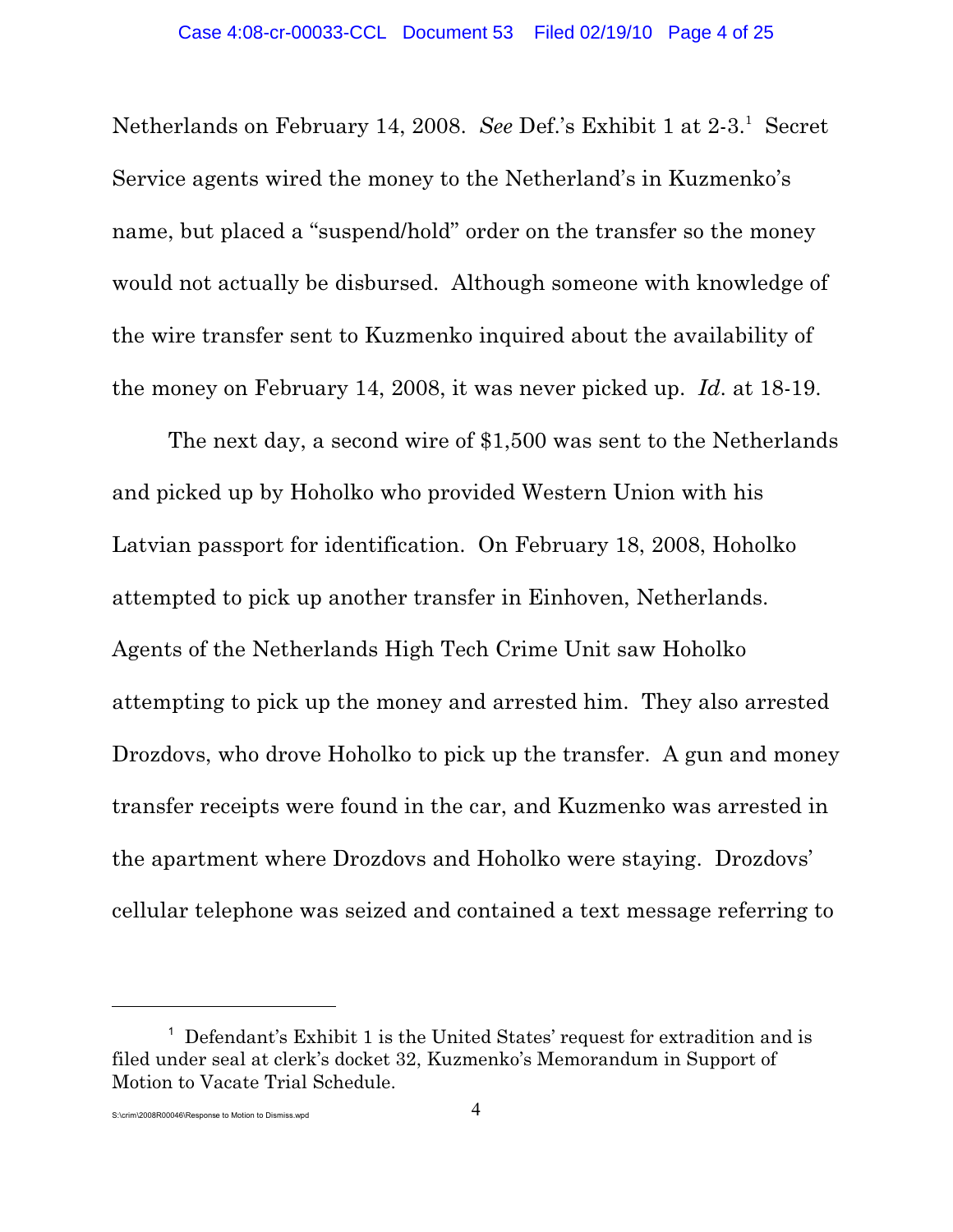Netherlands on February 14, 2008. *See* Def.'s Exhibit 1 at 2-3.[1] Secret Service agents wired the money to the Netherland's in Kuzmenko's name, but placed a "suspend/hold" order on the transfer so the money would not actually be disbursed. Although someone with knowledge of the wire transfer sent to Kuzmenko inquired about the availability of the money on February 14, 2008, it was never picked up. *Id*. at 18-19.

The next day, a second wire of $1,500 was sent to the Netherlands and picked up by Hoholko who provided Western Union with his Latvian passport for identification. On February 18, 2008, Hoholko attempted to pick up another transfer in Einhoven, Netherlands. Agents of the Netherlands High Tech Crime Unit saw Hoholko attempting to pick up the money and arrested him. They also arrested Drozdovs, who drove Hoholko to pick up the transfer. A gun and money transfer receipts were found in the car, and Kuzmenko was arrested in the apartment where Drozdovs and Hoholko were staying. Drozdovs' cellular telephone was seized and contained a text message referring to

---

[1] Defendant's Exhibit 1 is the United States' request for extradition and is filed under seal at clerk's docket 32, Kuzmenko's Memorandum in Support of Motion to Vacate Trial Schedule.

S:\crim\2008R00046\Response to Motion to Dismiss.wpd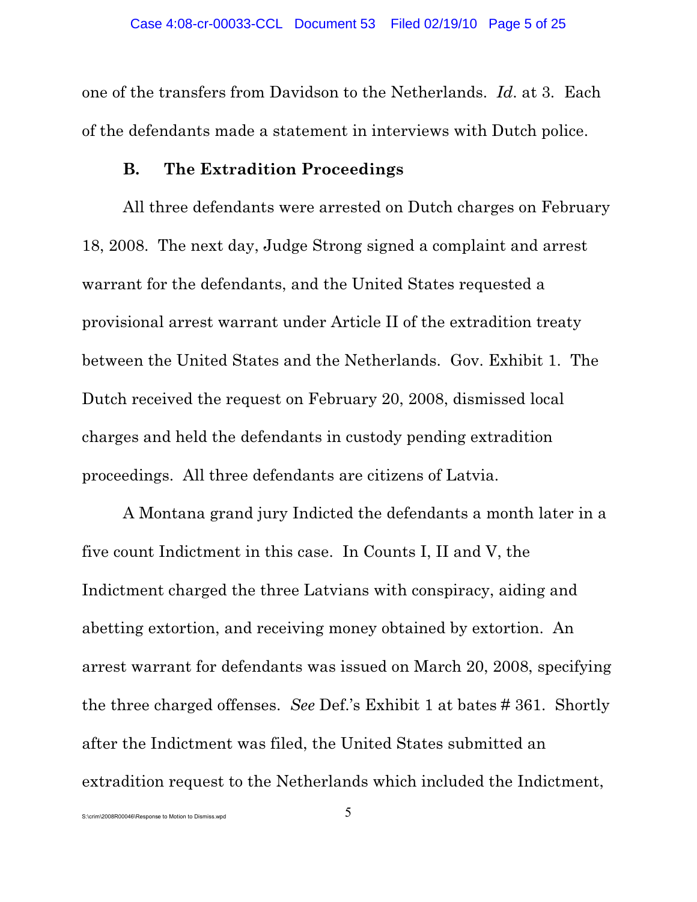one of the transfers from Davidson to the Netherlands. *Id*. at 3. Each of the defendants made a statement in interviews with Dutch police.

### B. The Extradition Proceedings

All three defendants were arrested on Dutch charges on February 18, 2008. The next day, Judge Strong signed a complaint and arrest warrant for the defendants, and the United States requested a provisional arrest warrant under Article II of the extradition treaty between the United States and the Netherlands. Gov. Exhibit 1. The Dutch received the request on February 20, 2008, dismissed local charges and held the defendants in custody pending extradition proceedings. All three defendants are citizens of Latvia.

A Montana grand jury Indicted the defendants a month later in a five count Indictment in this case. In Counts I, II and V, the Indictment charged the three Latvians with conspiracy, aiding and abetting extortion, and receiving money obtained by extortion. An arrest warrant for defendants was issued on March 20, 2008, specifying the three charged offenses. *See* Def.'s Exhibit 1 at bates # 361. Shortly after the Indictment was filed, the United States submitted an extradition request to the Netherlands which included the Indictment,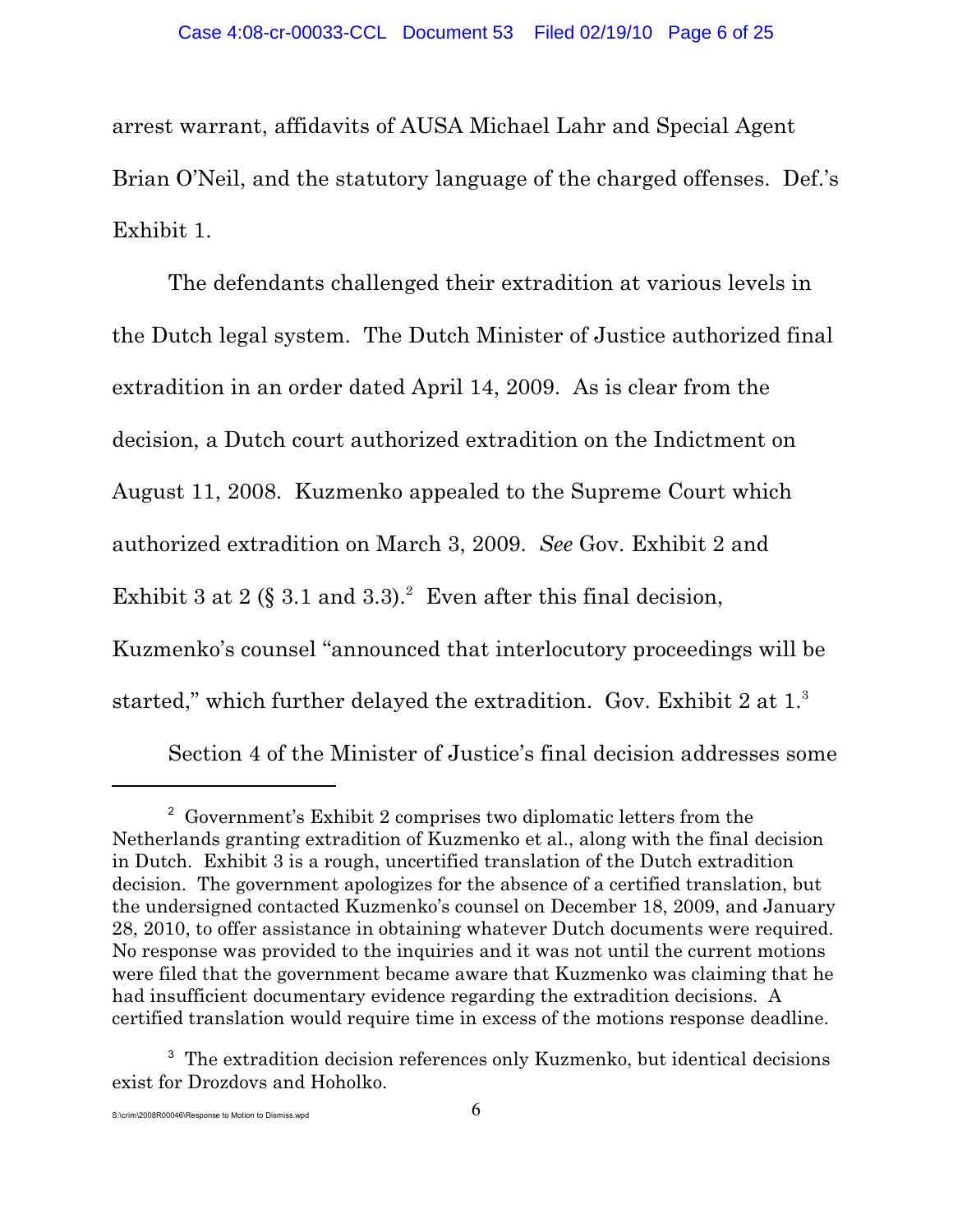arrest warrant, affidavits of AUSA Michael Lahr and Special Agent Brian O'Neil, and the statutory language of the charged offenses. Def.'s Exhibit 1.

The defendants challenged their extradition at various levels in the Dutch legal system. The Dutch Minister of Justice authorized final extradition in an order dated April 14, 2009. As is clear from the decision, a Dutch court authorized extradition on the Indictment on August 11, 2008. Kuzmenko appealed to the Supreme Court which authorized extradition on March 3, 2009. *See* Gov. Exhibit 2 and Exhibit 3 at 2 (§ 3.1 and 3.3).[2] Even after this final decision, Kuzmenko's counsel "announced that interlocutory proceedings will be started," which further delayed the extradition. Gov. Exhibit 2 at 1.[3]

Section 4 of the Minister of Justice's final decision addresses some

---

[2] Government's Exhibit 2 comprises two diplomatic letters from the Netherlands granting extradition of Kuzmenko et al., along with the final decision in Dutch. Exhibit 3 is a rough, uncertified translation of the Dutch extradition decision. The government apologizes for the absence of a certified translation, but the undersigned contacted Kuzmenko's counsel on December 18, 2009, and January 28, 2010, to offer assistance in obtaining whatever Dutch documents were required. No response was provided to the inquiries and it was not until the current motions were filed that the government became aware that Kuzmenko was claiming that he had insufficient documentary evidence regarding the extradition decisions. A certified translation would require time in excess of the motions response deadline.

[3] The extradition decision references only Kuzmenko, but identical decisions exist for Drozdovs and Hoholko.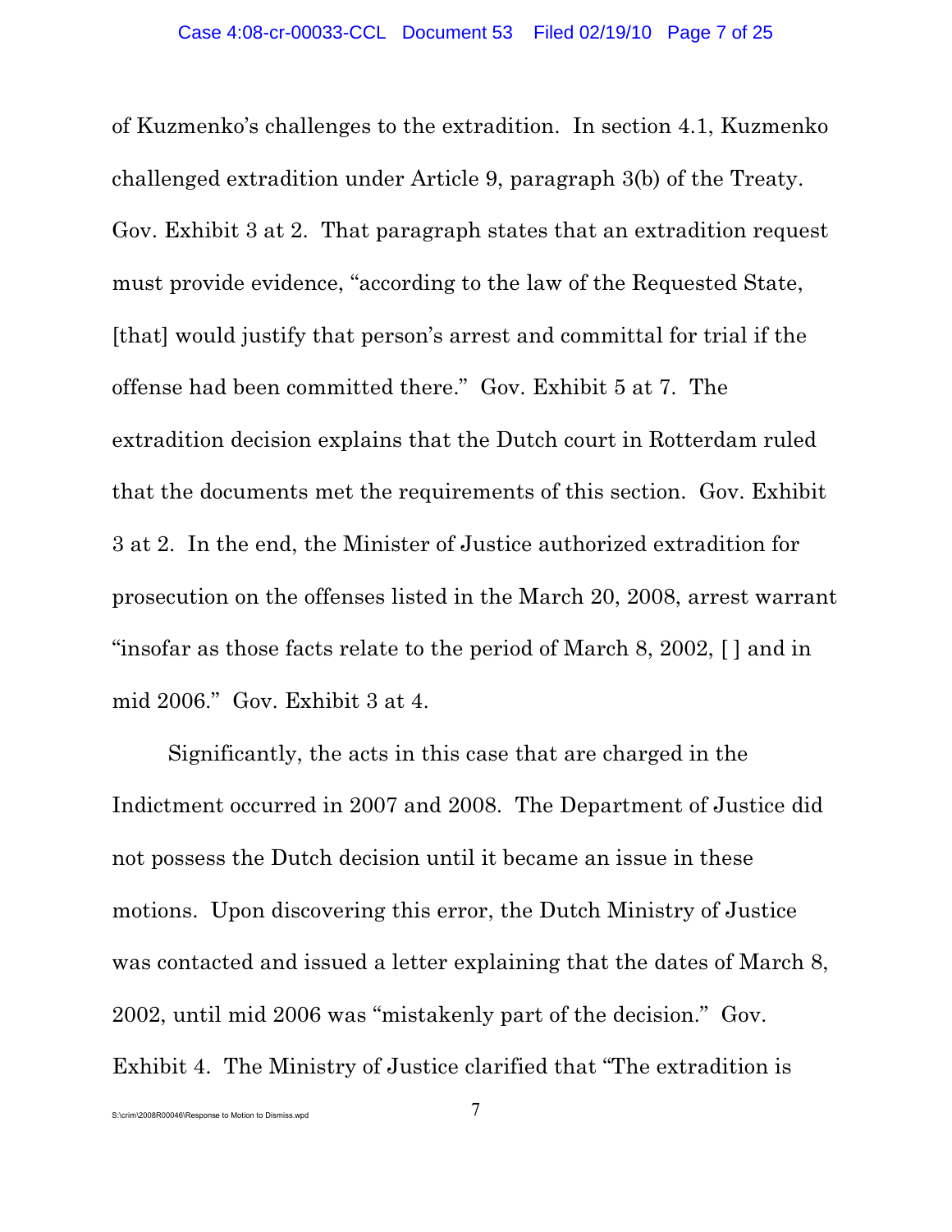of Kuzmenko's challenges to the extradition. In section 4.1, Kuzmenko challenged extradition under Article 9, paragraph 3(b) of the Treaty. Gov. Exhibit 3 at 2. That paragraph states that an extradition request must provide evidence, "according to the law of the Requested State, [that] would justify that person's arrest and committal for trial if the offense had been committed there." Gov. Exhibit 5 at 7. The extradition decision explains that the Dutch court in Rotterdam ruled that the documents met the requirements of this section. Gov. Exhibit 3 at 2. In the end, the Minister of Justice authorized extradition for prosecution on the offenses listed in the March 20, 2008, arrest warrant "insofar as those facts relate to the period of March 8, 2002, [ ] and in mid 2006." Gov. Exhibit 3 at 4.

Significantly, the acts in this case that are charged in the Indictment occurred in 2007 and 2008. The Department of Justice did not possess the Dutch decision until it became an issue in these motions. Upon discovering this error, the Dutch Ministry of Justice was contacted and issued a letter explaining that the dates of March 8, 2002, until mid 2006 was "mistakenly part of the decision." Gov. Exhibit 4. The Ministry of Justice clarified that "The extradition is

S:\crim\2008R00046\Response to Motion to Dismiss.wpd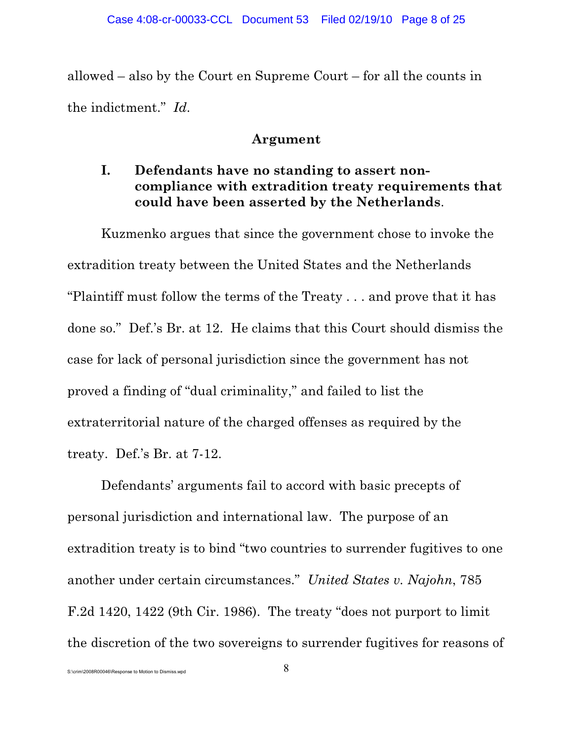allowed – also by the Court en Supreme Court – for all the counts in the indictment." *Id.*

## Argument

### I. Defendants have no standing to assert non-compliance with extradition treaty requirements that could have been asserted by the Netherlands.

Kuzmenko argues that since the government chose to invoke the extradition treaty between the United States and the Netherlands "Plaintiff must follow the terms of the Treaty . . . and prove that it has done so." Def.'s Br. at 12. He claims that this Court should dismiss the case for lack of personal jurisdiction since the government has not proved a finding of "dual criminality," and failed to list the extraterritorial nature of the charged offenses as required by the treaty. Def.'s Br. at 7-12.

Defendants' arguments fail to accord with basic precepts of personal jurisdiction and international law. The purpose of an extradition treaty is to bind "two countries to surrender fugitives to one another under certain circumstances." *United States v. Najohn*, 785 F.2d 1420, 1422 (9th Cir. 1986). The treaty "does not purport to limit the discretion of the two sovereigns to surrender fugitives for reasons of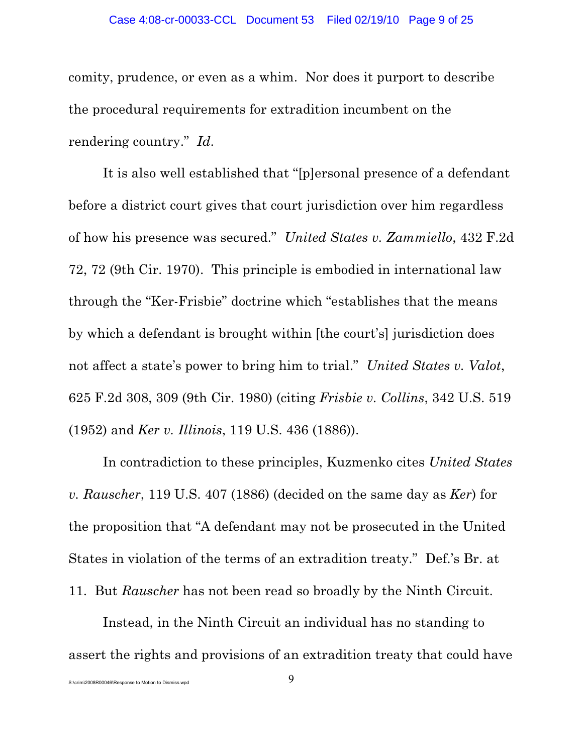comity, prudence, or even as a whim. Nor does it purport to describe the procedural requirements for extradition incumbent on the rendering country." *Id.*

It is also well established that "[p]ersonal presence of a defendant before a district court gives that court jurisdiction over him regardless of how his presence was secured." *United States v. Zammiello*, 432 F.2d 72, 72 (9th Cir. 1970). This principle is embodied in international law through the "Ker-Frisbie" doctrine which "establishes that the means by which a defendant is brought within [the court's] jurisdiction does not affect a state's power to bring him to trial." *United States v. Valot*, 625 F.2d 308, 309 (9th Cir. 1980) (citing *Frisbie v. Collins*, 342 U.S. 519 (1952) and *Ker v. Illinois*, 119 U.S. 436 (1886)).

In contradiction to these principles, Kuzmenko cites *United States v. Rauscher*, 119 U.S. 407 (1886) (decided on the same day as *Ker*) for the proposition that "A defendant may not be prosecuted in the United States in violation of the terms of an extradition treaty." Def.'s Br. at 11. But *Rauscher* has not been read so broadly by the Ninth Circuit.

Instead, in the Ninth Circuit an individual has no standing to assert the rights and provisions of an extradition treaty that could have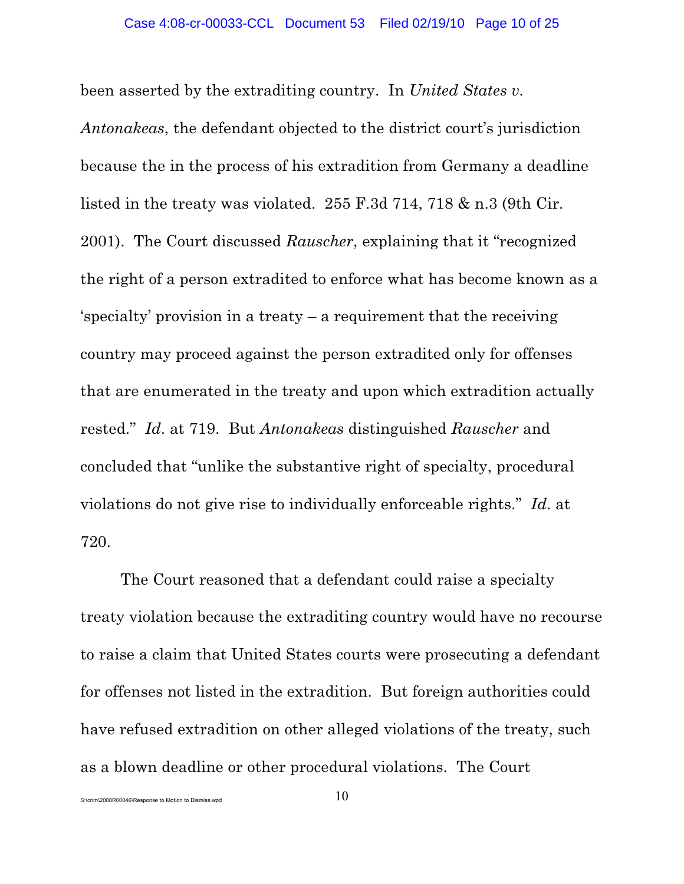been asserted by the extraditing country. In *United States v. Antonakeas*, the defendant objected to the district court's jurisdiction because the in the process of his extradition from Germany a deadline listed in the treaty was violated. 255 F.3d 714, 718 & n.3 (9th Cir. 2001). The Court discussed *Rauscher*, explaining that it "recognized the right of a person extradited to enforce what has become known as a 'specialty' provision in a treaty – a requirement that the receiving country may proceed against the person extradited only for offenses that are enumerated in the treaty and upon which extradition actually rested." *Id*. at 719. But *Antonakeas* distinguished *Rauscher* and concluded that "unlike the substantive right of specialty, procedural violations do not give rise to individually enforceable rights." *Id*. at 720.

The Court reasoned that a defendant could raise a specialty treaty violation because the extraditing country would have no recourse to raise a claim that United States courts were prosecuting a defendant for offenses not listed in the extradition. But foreign authorities could have refused extradition on other alleged violations of the treaty, such as a blown deadline or other procedural violations. The Court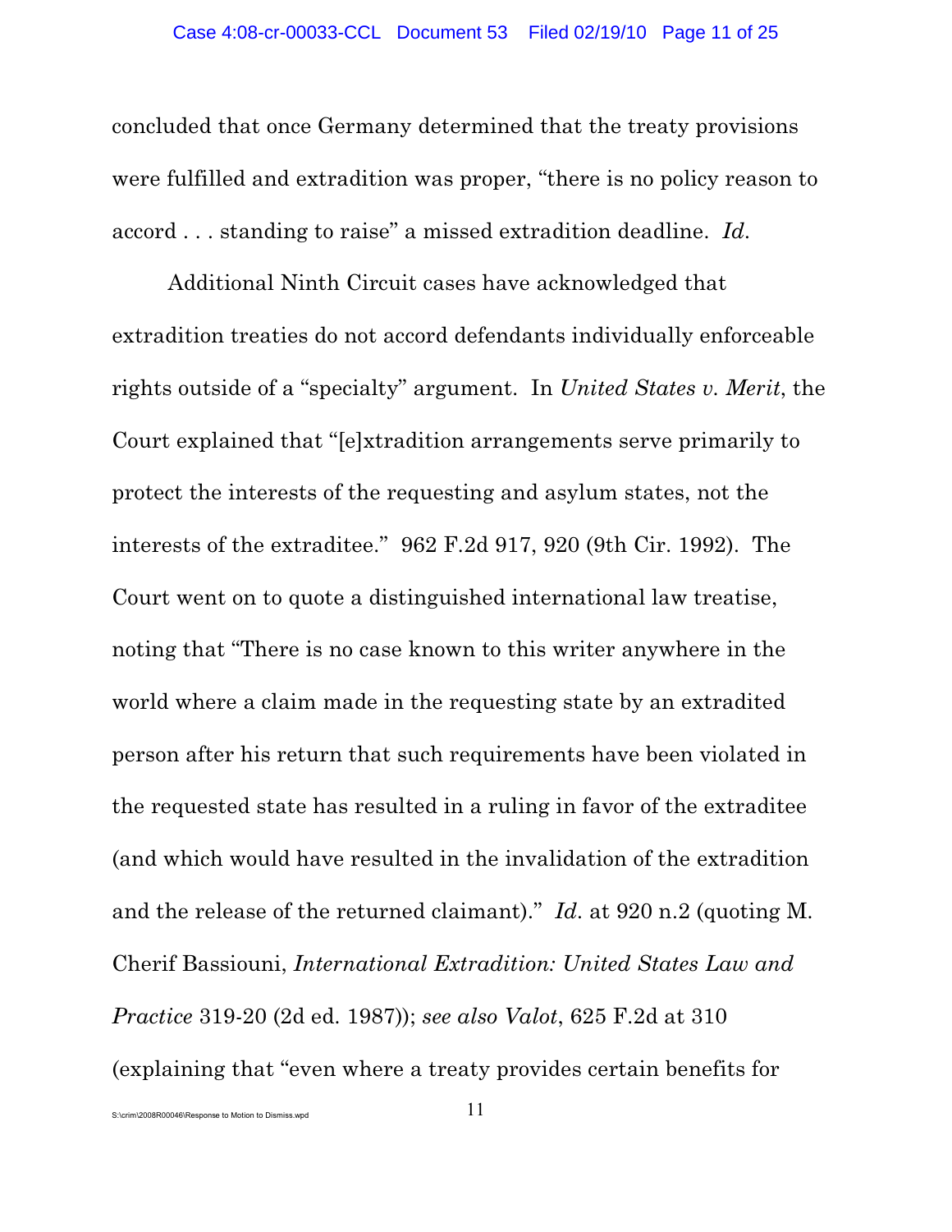concluded that once Germany determined that the treaty provisions were fulfilled and extradition was proper, "there is no policy reason to accord . . . standing to raise" a missed extradition deadline. *Id.*

Additional Ninth Circuit cases have acknowledged that extradition treaties do not accord defendants individually enforceable rights outside of a "specialty" argument. In *United States v. Merit*, the Court explained that "[e]xtradition arrangements serve primarily to protect the interests of the requesting and asylum states, not the interests of the extraditee." 962 F.2d 917, 920 (9th Cir. 1992). The Court went on to quote a distinguished international law treatise, noting that "There is no case known to this writer anywhere in the world where a claim made in the requesting state by an extradited person after his return that such requirements have been violated in the requested state has resulted in a ruling in favor of the extraditee (and which would have resulted in the invalidation of the extradition and the release of the returned claimant)." *Id.* at 920 n.2 (quoting M. Cherif Bassiouni, *International Extradition: United States Law and Practice* 319-20 (2d ed. 1987)); *see also Valot*, 625 F.2d at 310 (explaining that "even where a treaty provides certain benefits for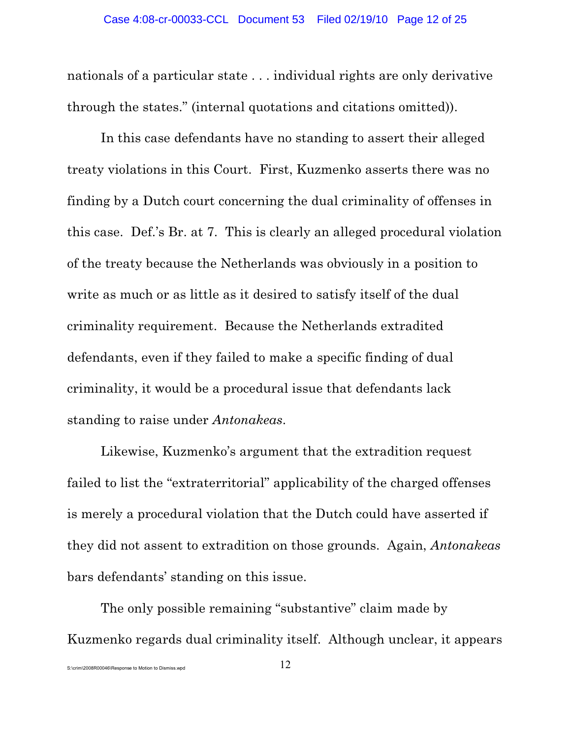nationals of a particular state . . . individual rights are only derivative through the states." (internal quotations and citations omitted)).

In this case defendants have no standing to assert their alleged treaty violations in this Court. First, Kuzmenko asserts there was no finding by a Dutch court concerning the dual criminality of offenses in this case. Def.'s Br. at 7. This is clearly an alleged procedural violation of the treaty because the Netherlands was obviously in a position to write as much or as little as it desired to satisfy itself of the dual criminality requirement. Because the Netherlands extradited defendants, even if they failed to make a specific finding of dual criminality, it would be a procedural issue that defendants lack standing to raise under *Antonakeas*.

Likewise, Kuzmenko's argument that the extradition request failed to list the "extraterritorial" applicability of the charged offenses is merely a procedural violation that the Dutch could have asserted if they did not assent to extradition on those grounds. Again, *Antonakeas* bars defendants' standing on this issue.

The only possible remaining "substantive" claim made by Kuzmenko regards dual criminality itself. Although unclear, it appears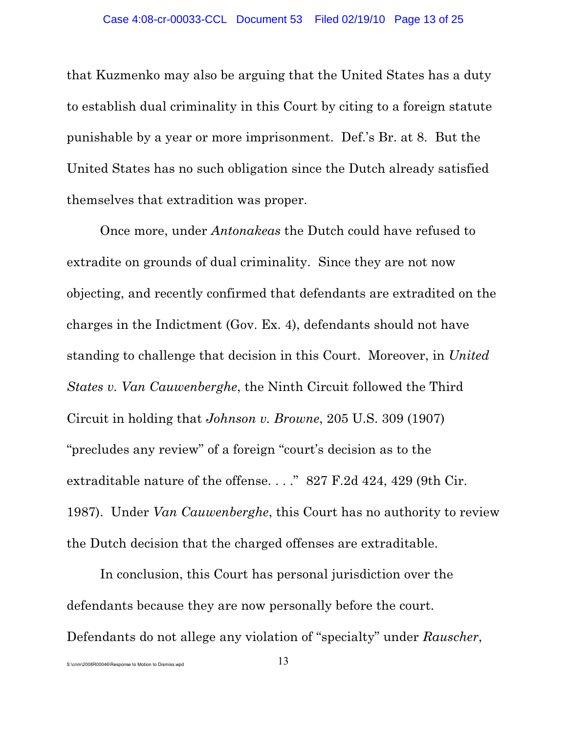that Kuzmenko may also be arguing that the United States has a duty to establish dual criminality in this Court by citing to a foreign statute punishable by a year or more imprisonment. Def.'s Br. at 8. But the United States has no such obligation since the Dutch already satisfied themselves that extradition was proper.

Once more, under *Antonakeas* the Dutch could have refused to extradite on grounds of dual criminality. Since they are not now objecting, and recently confirmed that defendants are extradited on the charges in the Indictment (Gov. Ex. 4), defendants should not have standing to challenge that decision in this Court. Moreover, in *United States v. Van Cauwenberghe*, the Ninth Circuit followed the Third Circuit in holding that *Johnson v. Browne*, 205 U.S. 309 (1907) "precludes any review" of a foreign "court's decision as to the extraditable nature of the offense. . . ." 827 F.2d 424, 429 (9th Cir. 1987). Under *Van Cauwenberghe*, this Court has no authority to review the Dutch decision that the charged offenses are extraditable.

In conclusion, this Court has personal jurisdiction over the defendants because they are now personally before the court. Defendants do not allege any violation of "specialty" under *Rauscher*,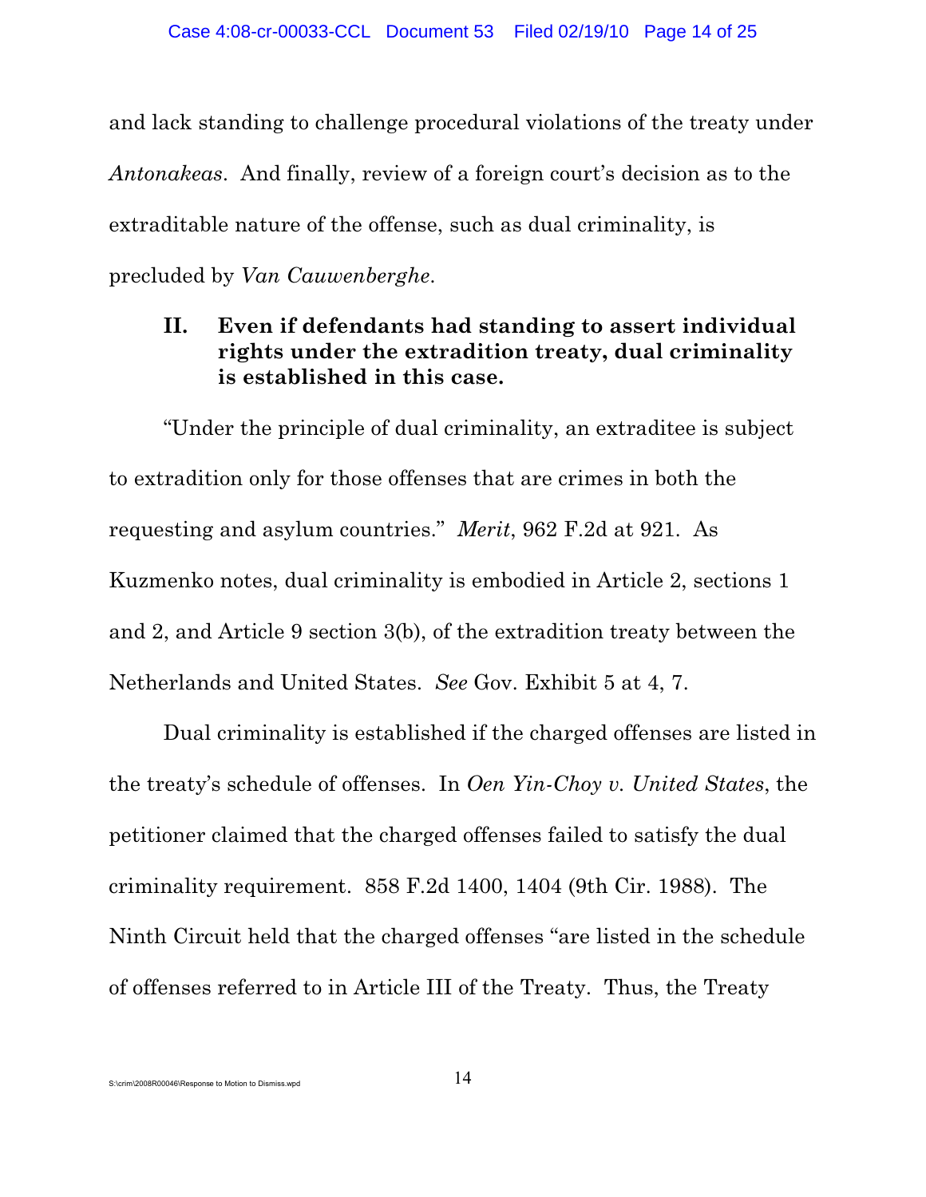and lack standing to challenge procedural violations of the treaty under *Antonakeas*. And finally, review of a foreign court's decision as to the extraditable nature of the offense, such as dual criminality, is precluded by *Van Cauwenberghe*.

## II. Even if defendants had standing to assert individual rights under the extradition treaty, dual criminality is established in this case.

"Under the principle of dual criminality, an extraditee is subject to extradition only for those offenses that are crimes in both the requesting and asylum countries." *Merit*, 962 F.2d at 921. As Kuzmenko notes, dual criminality is embodied in Article 2, sections 1 and 2, and Article 9 section 3(b), of the extradition treaty between the Netherlands and United States. *See* Gov. Exhibit 5 at 4, 7.

Dual criminality is established if the charged offenses are listed in the treaty's schedule of offenses. In *Oen Yin-Choy v. United States*, the petitioner claimed that the charged offenses failed to satisfy the dual criminality requirement. 858 F.2d 1400, 1404 (9th Cir. 1988). The Ninth Circuit held that the charged offenses "are listed in the schedule of offenses referred to in Article III of the Treaty. Thus, the Treaty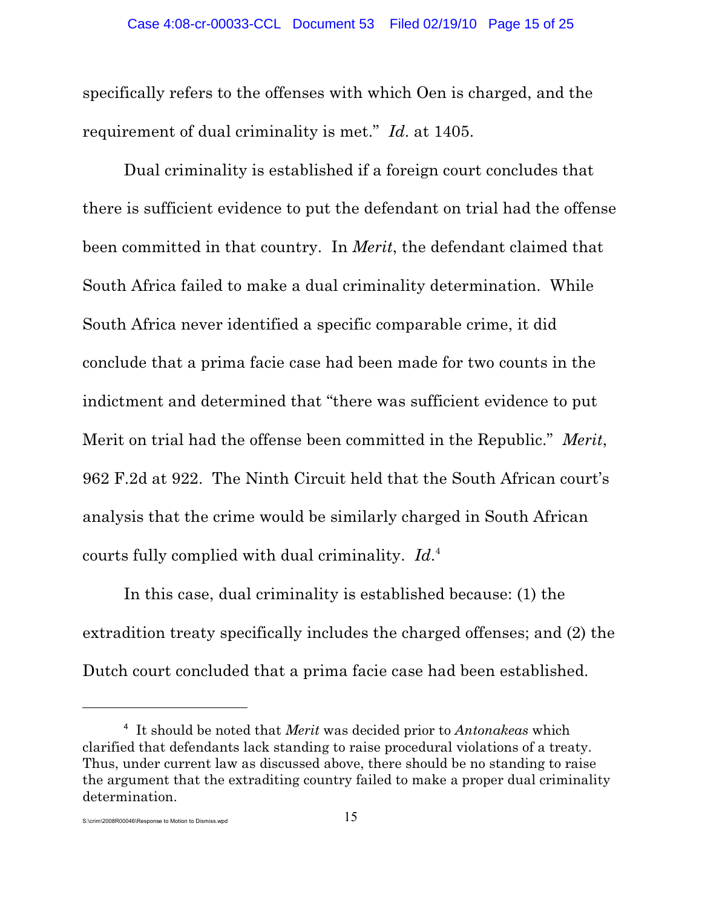specifically refers to the offenses with which Oen is charged, and the requirement of dual criminality is met." *Id*. at 1405.

Dual criminality is established if a foreign court concludes that there is sufficient evidence to put the defendant on trial had the offense been committed in that country. In *Merit*, the defendant claimed that South Africa failed to make a dual criminality determination. While South Africa never identified a specific comparable crime, it did conclude that a prima facie case had been made for two counts in the indictment and determined that "there was sufficient evidence to put Merit on trial had the offense been committed in the Republic." *Merit*, 962 F.2d at 922. The Ninth Circuit held that the South African court's analysis that the crime would be similarly charged in South African courts fully complied with dual criminality. *Id*.[4]

In this case, dual criminality is established because: (1) the extradition treaty specifically includes the charged offenses; and (2) the Dutch court concluded that a prima facie case had been established.

---

[4] It should be noted that *Merit* was decided prior to *Antonakeas* which clarified that defendants lack standing to raise procedural violations of a treaty. Thus, under current law as discussed above, there should be no standing to raise the argument that the extraditing country failed to make a proper dual criminality determination.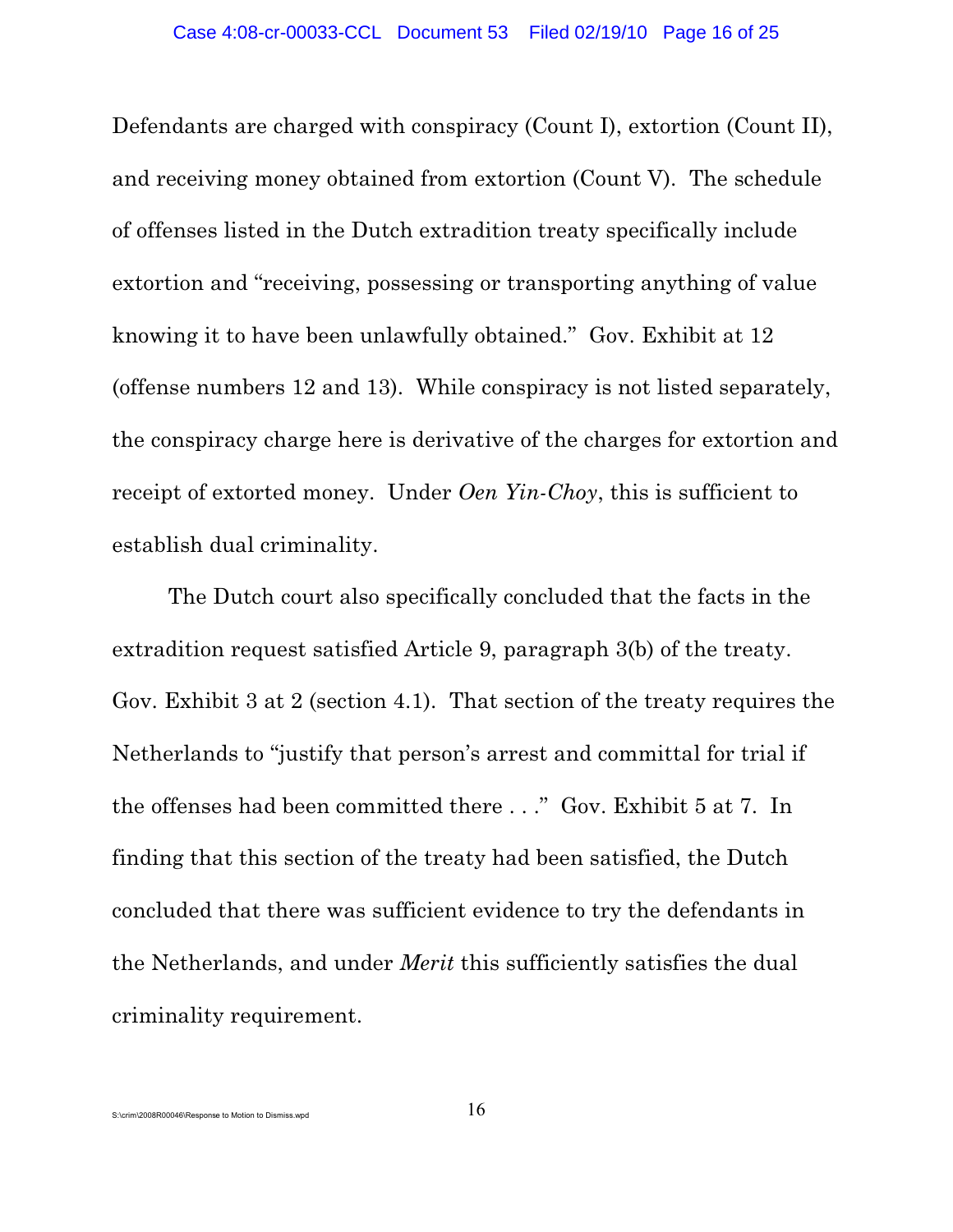Defendants are charged with conspiracy (Count I), extortion (Count II), and receiving money obtained from extortion (Count V). The schedule of offenses listed in the Dutch extradition treaty specifically include extortion and "receiving, possessing or transporting anything of value knowing it to have been unlawfully obtained." Gov. Exhibit at 12 (offense numbers 12 and 13). While conspiracy is not listed separately, the conspiracy charge here is derivative of the charges for extortion and receipt of extorted money. Under *Oen Yin-Choy*, this is sufficient to establish dual criminality.

The Dutch court also specifically concluded that the facts in the extradition request satisfied Article 9, paragraph 3(b) of the treaty. Gov. Exhibit 3 at 2 (section 4.1). That section of the treaty requires the Netherlands to "justify that person's arrest and committal for trial if the offenses had been committed there . . ." Gov. Exhibit 5 at 7. In finding that this section of the treaty had been satisfied, the Dutch concluded that there was sufficient evidence to try the defendants in the Netherlands, and under *Merit* this sufficiently satisfies the dual criminality requirement.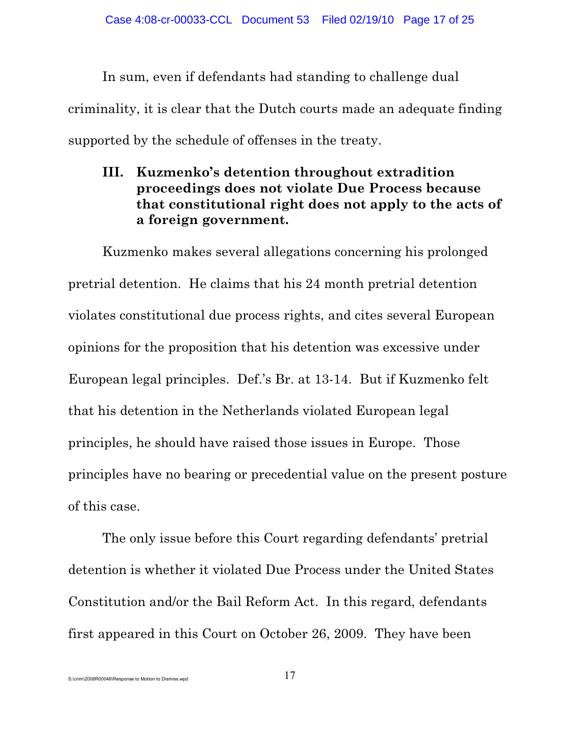In sum, even if defendants had standing to challenge dual criminality, it is clear that the Dutch courts made an adequate finding supported by the schedule of offenses in the treaty.

### III. Kuzmenko's detention throughout extradition proceedings does not violate Due Process because that constitutional right does not apply to the acts of a foreign government.

Kuzmenko makes several allegations concerning his prolonged pretrial detention. He claims that his 24 month pretrial detention violates constitutional due process rights, and cites several European opinions for the proposition that his detention was excessive under European legal principles. Def.'s Br. at 13-14. But if Kuzmenko felt that his detention in the Netherlands violated European legal principles, he should have raised those issues in Europe. Those principles have no bearing or precedential value on the present posture of this case.

The only issue before this Court regarding defendants' pretrial detention is whether it violated Due Process under the United States Constitution and/or the Bail Reform Act. In this regard, defendants first appeared in this Court on October 26, 2009. They have been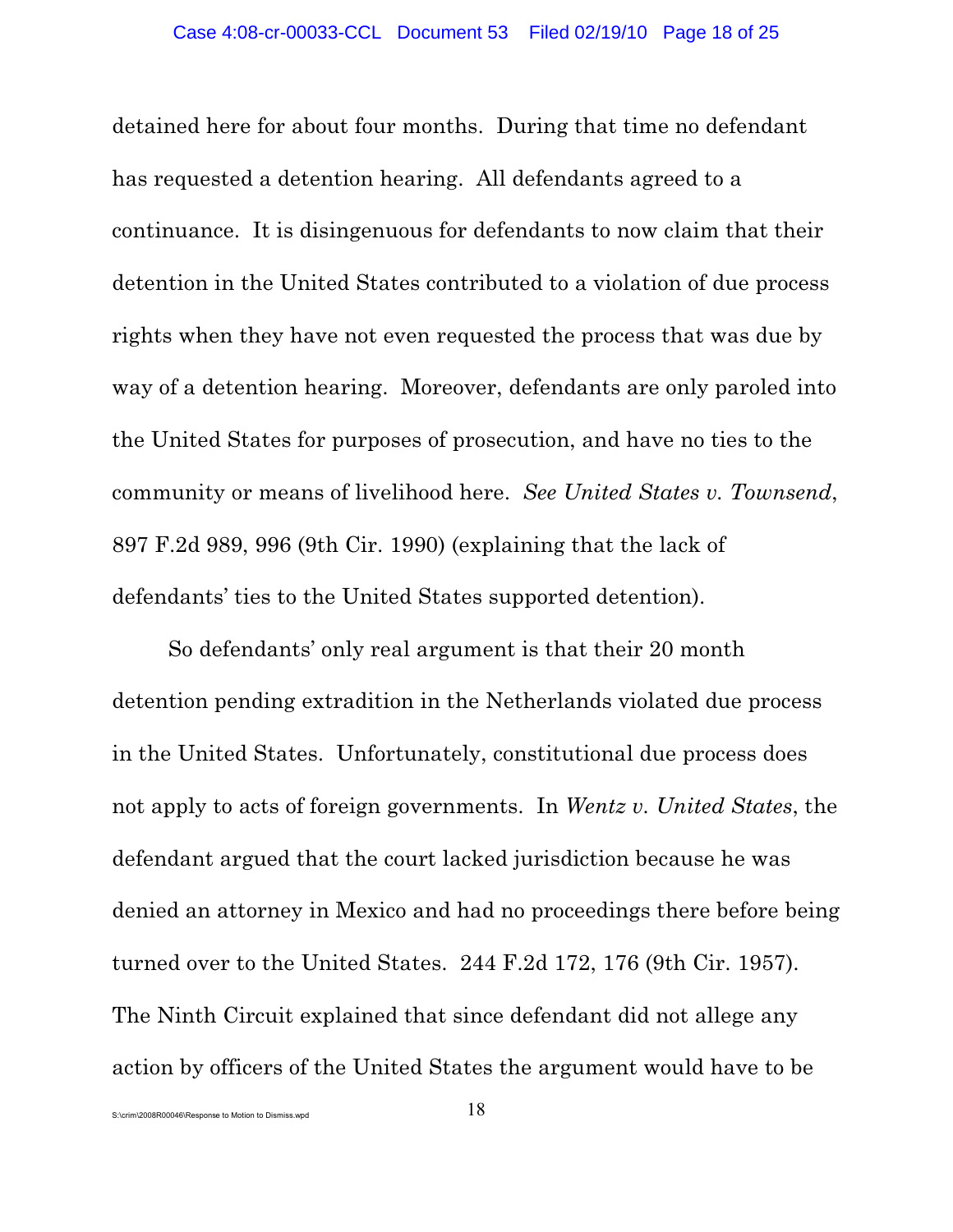detained here for about four months. During that time no defendant has requested a detention hearing. All defendants agreed to a continuance. It is disingenuous for defendants to now claim that their detention in the United States contributed to a violation of due process rights when they have not even requested the process that was due by way of a detention hearing. Moreover, defendants are only paroled into the United States for purposes of prosecution, and have no ties to the community or means of livelihood here. *See United States v. Townsend*, 897 F.2d 989, 996 (9th Cir. 1990) (explaining that the lack of defendants' ties to the United States supported detention).

So defendants' only real argument is that their 20 month detention pending extradition in the Netherlands violated due process in the United States. Unfortunately, constitutional due process does not apply to acts of foreign governments. In *Wentz v. United States*, the defendant argued that the court lacked jurisdiction because he was denied an attorney in Mexico and had no proceedings there before being turned over to the United States. 244 F.2d 172, 176 (9th Cir. 1957). The Ninth Circuit explained that since defendant did not allege any action by officers of the United States the argument would have to be

S:\crim\2008R00046\Response to Motion to Dismiss.wpd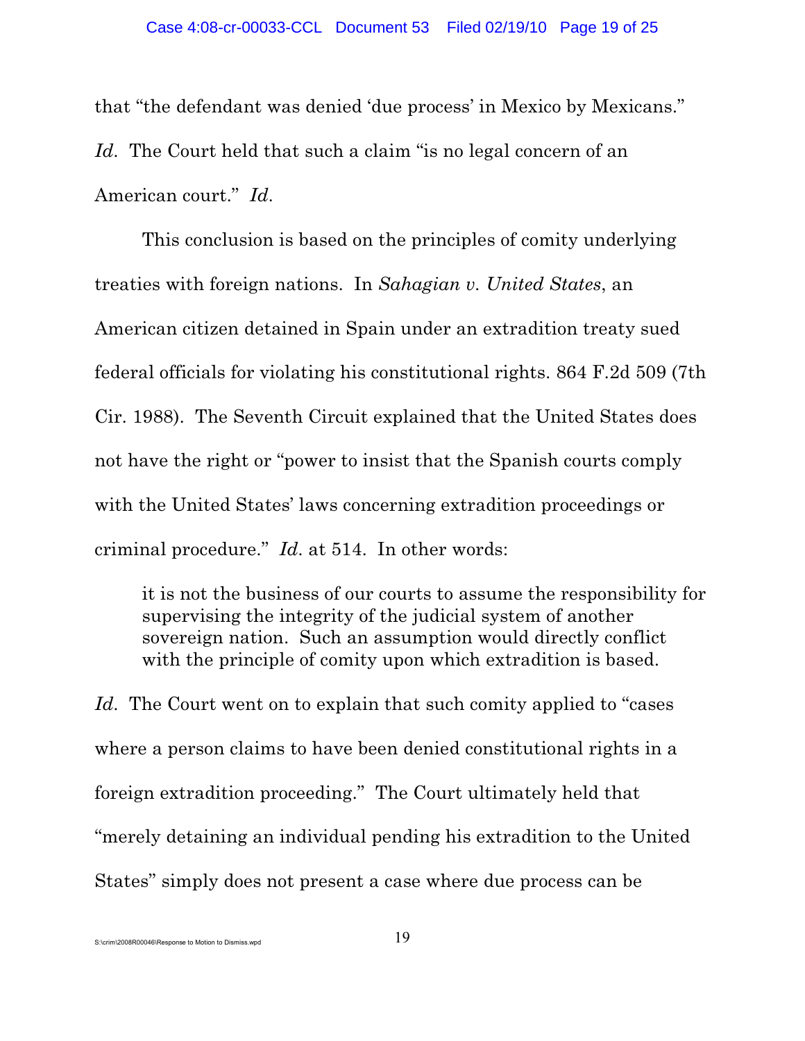that "the defendant was denied 'due process' in Mexico by Mexicans." *Id*. The Court held that such a claim "is no legal concern of an American court." *Id*.

This conclusion is based on the principles of comity underlying treaties with foreign nations. In *Sahagian v. United States*, an American citizen detained in Spain under an extradition treaty sued federal officials for violating his constitutional rights. 864 F.2d 509 (7th Cir. 1988). The Seventh Circuit explained that the United States does not have the right or "power to insist that the Spanish courts comply with the United States' laws concerning extradition proceedings or criminal procedure." *Id*. at 514. In other words:

> it is not the business of our courts to assume the responsibility for supervising the integrity of the judicial system of another sovereign nation. Such an assumption would directly conflict with the principle of comity upon which extradition is based.

*Id*. The Court went on to explain that such comity applied to "cases where a person claims to have been denied constitutional rights in a foreign extradition proceeding." The Court ultimately held that "merely detaining an individual pending his extradition to the United States" simply does not present a case where due process can be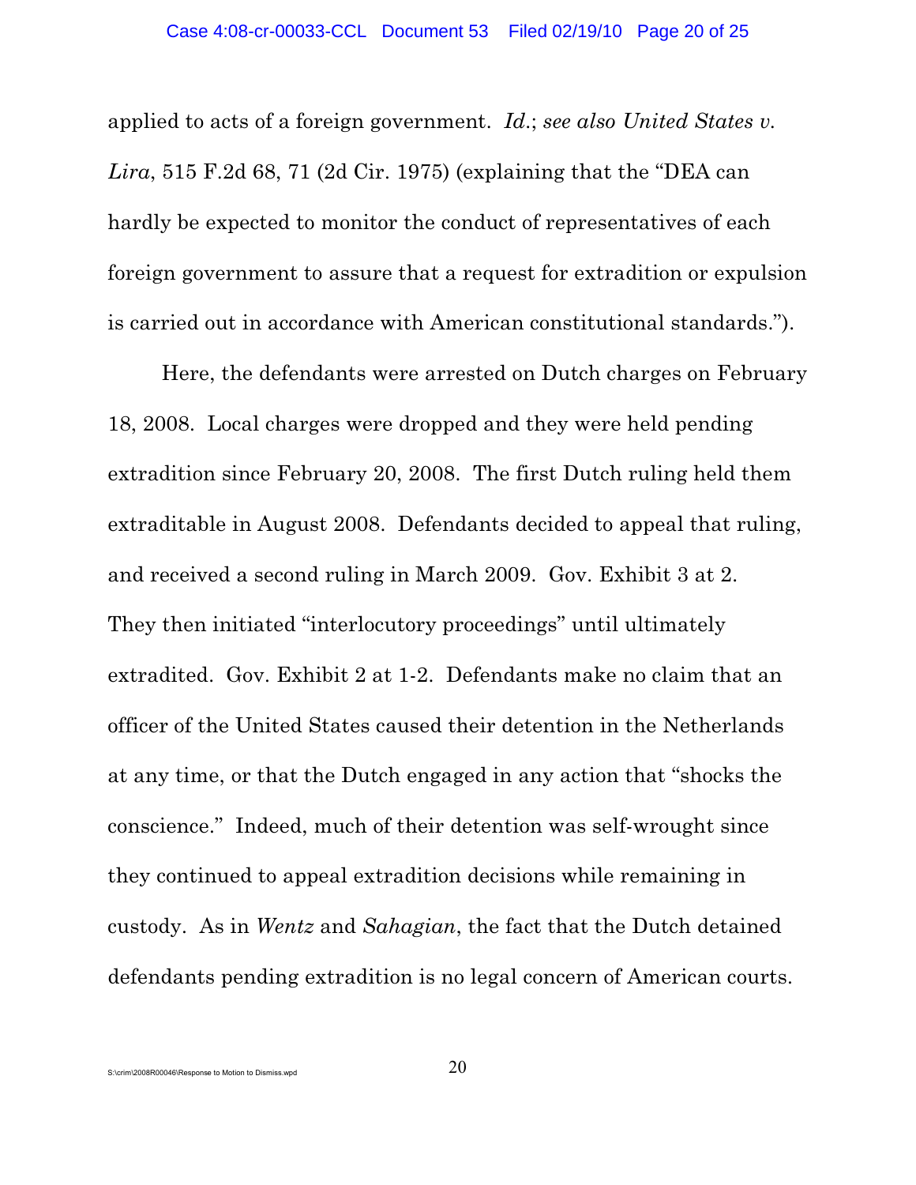applied to acts of a foreign government. *Id.*; *see also United States v. Lira*, 515 F.2d 68, 71 (2d Cir. 1975) (explaining that the "DEA can hardly be expected to monitor the conduct of representatives of each foreign government to assure that a request for extradition or expulsion is carried out in accordance with American constitutional standards.").

Here, the defendants were arrested on Dutch charges on February 18, 2008. Local charges were dropped and they were held pending extradition since February 20, 2008. The first Dutch ruling held them extraditable in August 2008. Defendants decided to appeal that ruling, and received a second ruling in March 2009. Gov. Exhibit 3 at 2. They then initiated "interlocutory proceedings" until ultimately extradited. Gov. Exhibit 2 at 1-2. Defendants make no claim that an officer of the United States caused their detention in the Netherlands at any time, or that the Dutch engaged in any action that "shocks the conscience." Indeed, much of their detention was self-wrought since they continued to appeal extradition decisions while remaining in custody. As in *Wentz* and *Sahagian*, the fact that the Dutch detained defendants pending extradition is no legal concern of American courts.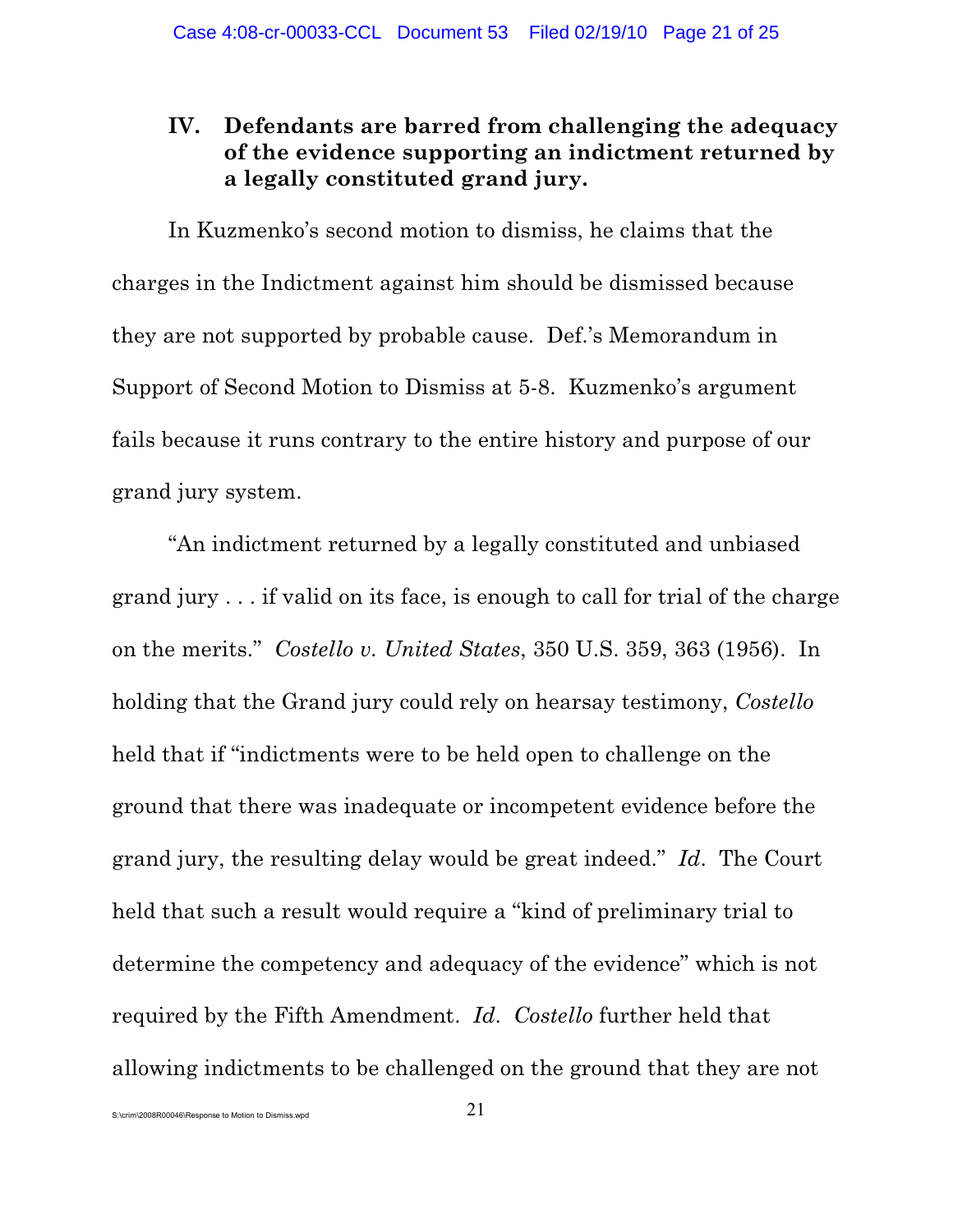## IV. Defendants are barred from challenging the adequacy of the evidence supporting an indictment returned by a legally constituted grand jury.

In Kuzmenko's second motion to dismiss, he claims that the charges in the Indictment against him should be dismissed because they are not supported by probable cause. Def.'s Memorandum in Support of Second Motion to Dismiss at 5-8. Kuzmenko's argument fails because it runs contrary to the entire history and purpose of our grand jury system.

"An indictment returned by a legally constituted and unbiased grand jury . . . if valid on its face, is enough to call for trial of the charge on the merits." *Costello v. United States*, 350 U.S. 359, 363 (1956). In holding that the Grand jury could rely on hearsay testimony, *Costello* held that if "indictments were to be held open to challenge on the ground that there was inadequate or incompetent evidence before the grand jury, the resulting delay would be great indeed." *Id*. The Court held that such a result would require a "kind of preliminary trial to determine the competency and adequacy of the evidence" which is not required by the Fifth Amendment. *Id*. *Costello* further held that allowing indictments to be challenged on the ground that they are not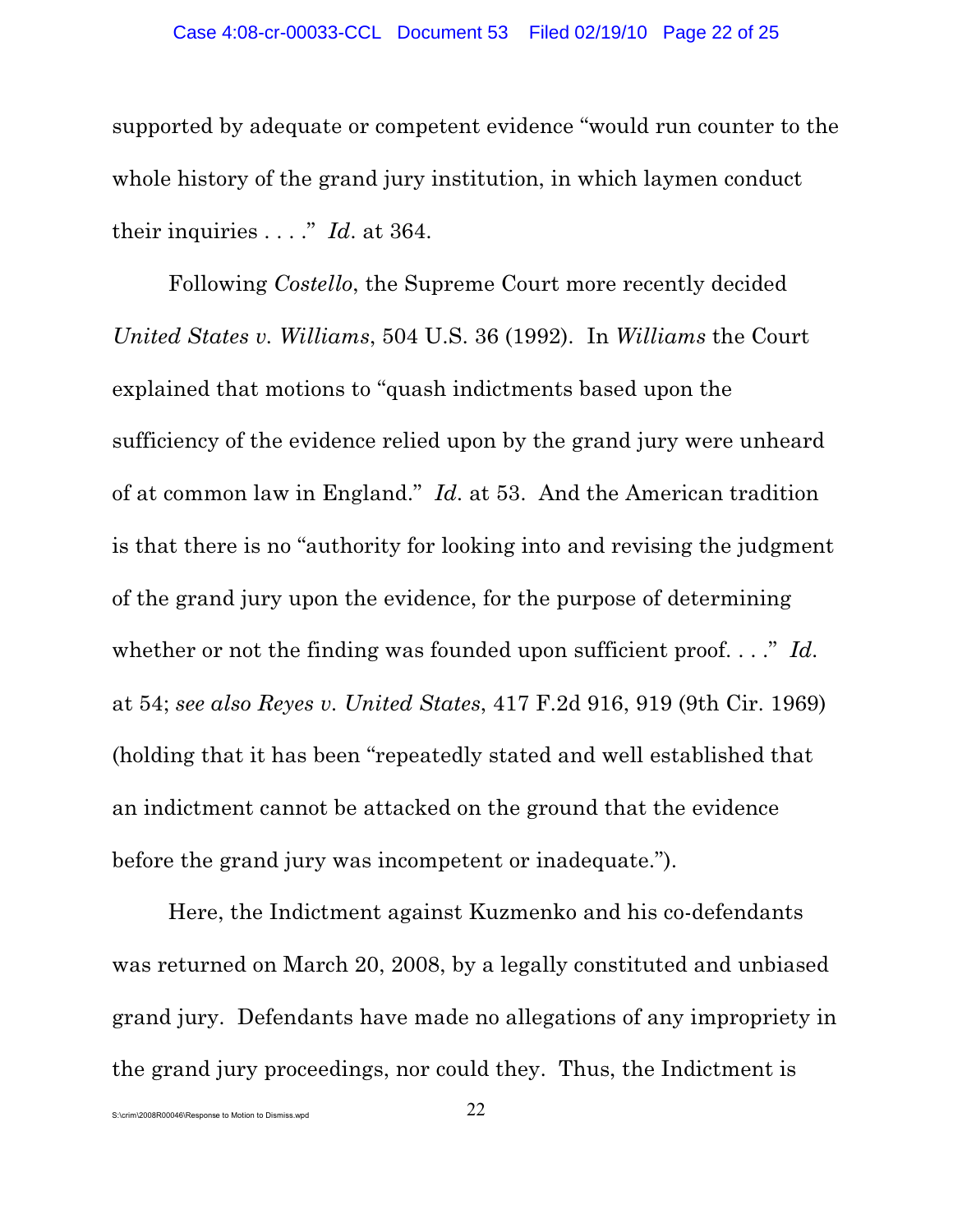supported by adequate or competent evidence "would run counter to the whole history of the grand jury institution, in which laymen conduct their inquiries . . . ." *Id*. at 364.

Following *Costello*, the Supreme Court more recently decided *United States v. Williams*, 504 U.S. 36 (1992). In *Williams* the Court explained that motions to "quash indictments based upon the sufficiency of the evidence relied upon by the grand jury were unheard of at common law in England." *Id*. at 53. And the American tradition is that there is no "authority for looking into and revising the judgment of the grand jury upon the evidence, for the purpose of determining whether or not the finding was founded upon sufficient proof. . . ." *Id*. at 54; *see also Reyes v. United States*, 417 F.2d 916, 919 (9th Cir. 1969) (holding that it has been "repeatedly stated and well established that an indictment cannot be attacked on the ground that the evidence before the grand jury was incompetent or inadequate.").

Here, the Indictment against Kuzmenko and his co-defendants was returned on March 20, 2008, by a legally constituted and unbiased grand jury. Defendants have made no allegations of any impropriety in the grand jury proceedings, nor could they. Thus, the Indictment is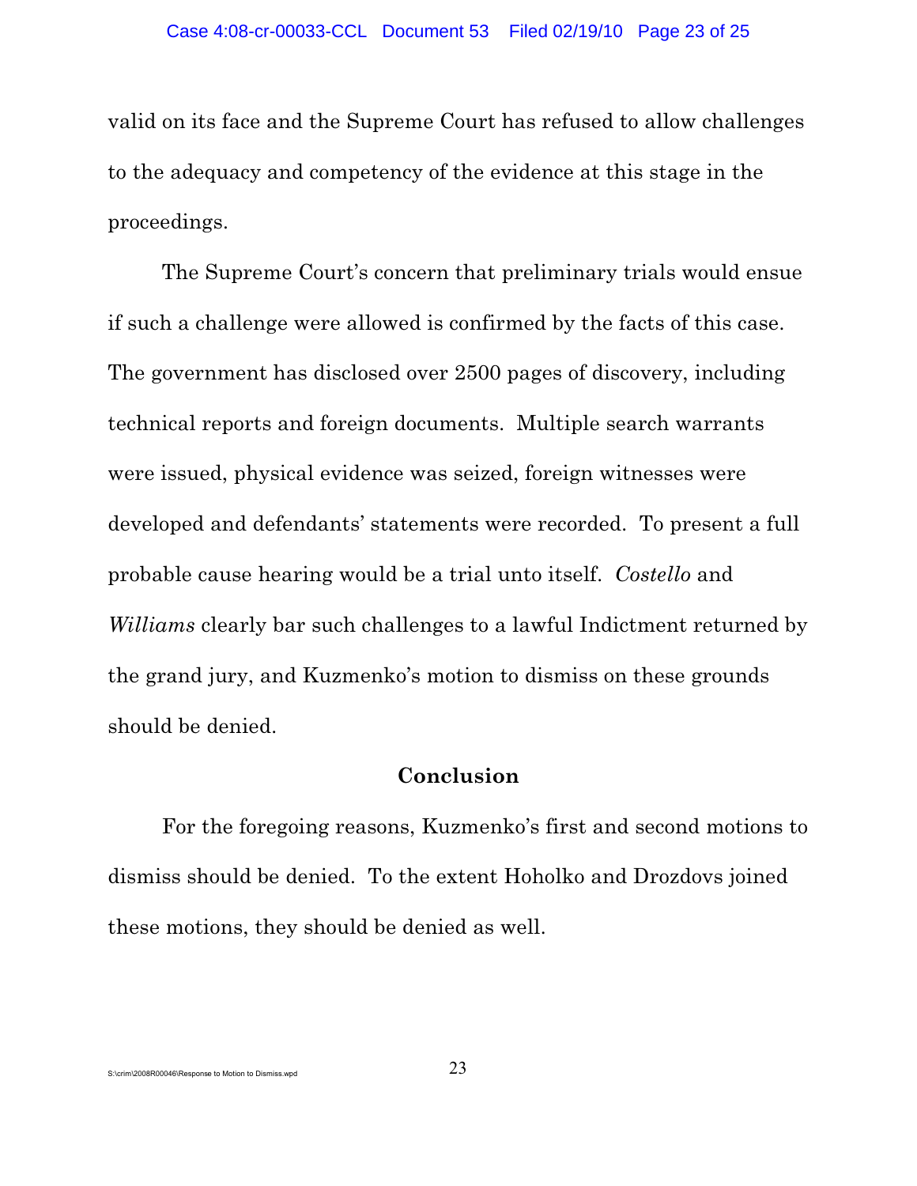valid on its face and the Supreme Court has refused to allow challenges to the adequacy and competency of the evidence at this stage in the proceedings.

The Supreme Court's concern that preliminary trials would ensue if such a challenge were allowed is confirmed by the facts of this case. The government has disclosed over 2500 pages of discovery, including technical reports and foreign documents. Multiple search warrants were issued, physical evidence was seized, foreign witnesses were developed and defendants' statements were recorded. To present a full probable cause hearing would be a trial unto itself. *Costello* and *Williams* clearly bar such challenges to a lawful Indictment returned by the grand jury, and Kuzmenko's motion to dismiss on these grounds should be denied.

## Conclusion

For the foregoing reasons, Kuzmenko's first and second motions to dismiss should be denied. To the extent Hoholko and Drozdovs joined these motions, they should be denied as well.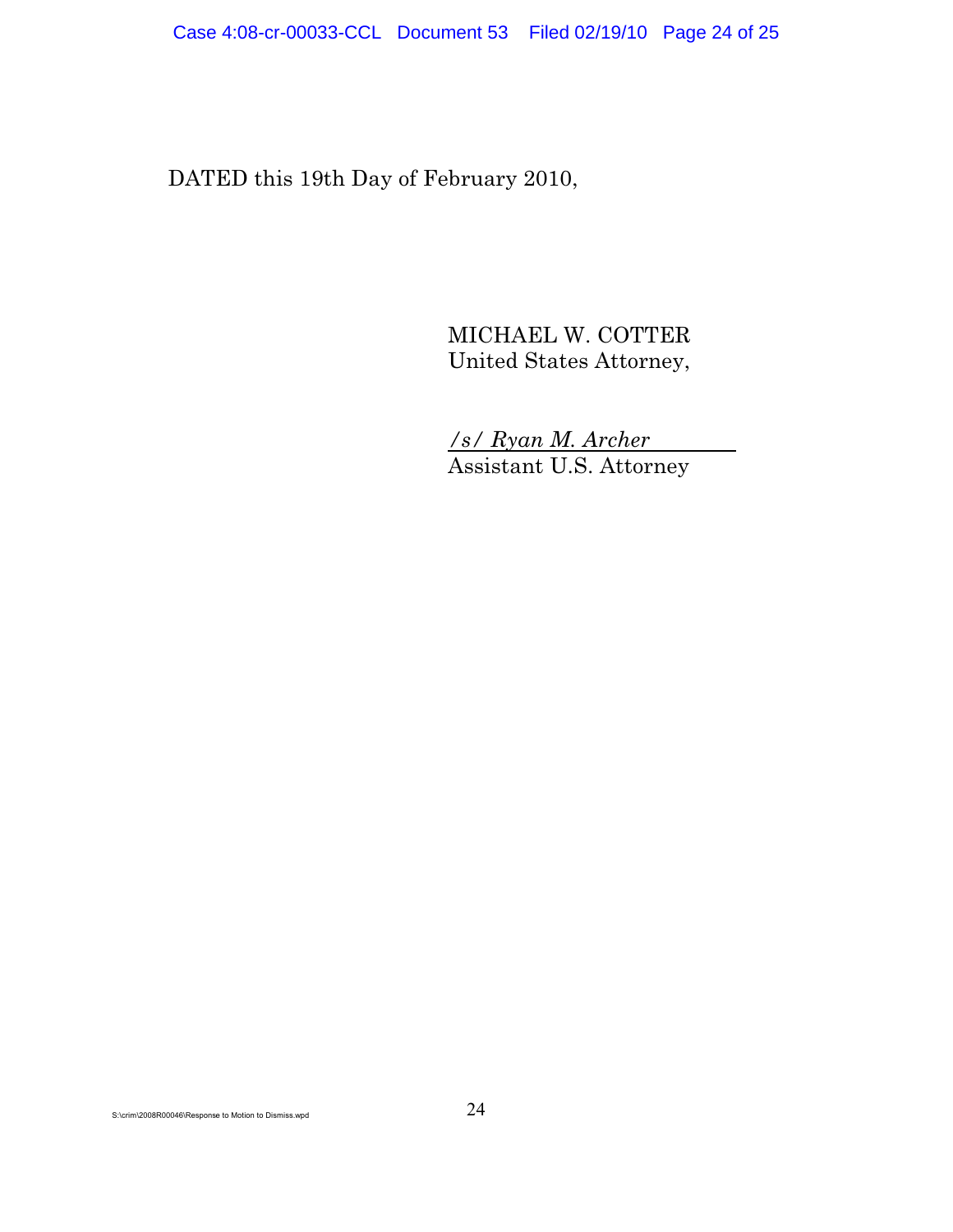DATED this 19th Day of February 2010,

MICHAEL W. COTTER
United States Attorney,

*/s/ Ryan M. Archer*
Assistant U.S. Attorney

S:\crim\2008R00046\Response to Motion to Dismiss.wpd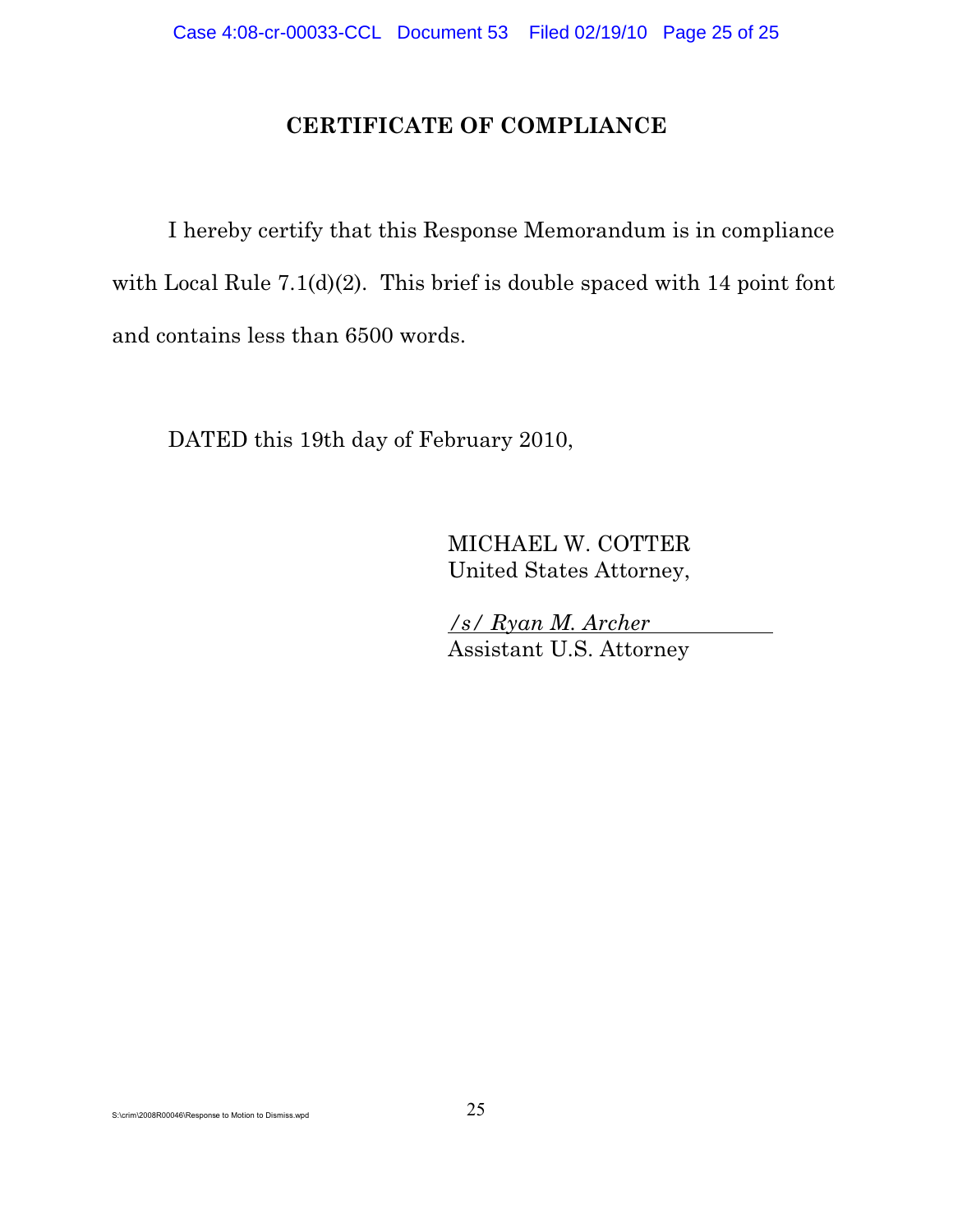## CERTIFICATE OF COMPLIANCE

I hereby certify that this Response Memorandum is in compliance with Local Rule 7.1(d)(2). This brief is double spaced with 14 point font and contains less than 6500 words.

DATED this 19th day of February 2010,

MICHAEL W. COTTER
United States Attorney,

*/s/ Ryan M. Archer*
Assistant U.S. Attorney

S:\crim\2008R00046\Response to Motion to Dismiss.wpd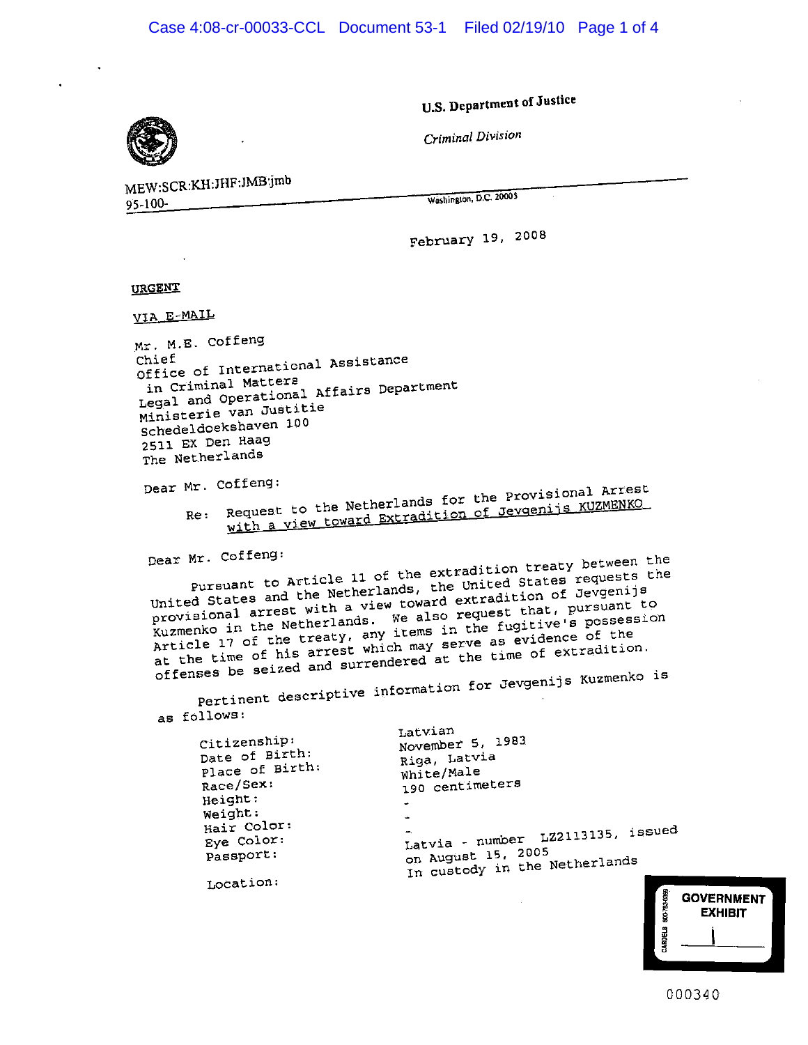**U.S. Department of Justice**

*Criminal Division*

MEW:SCR:KH:JHF:JMB:jmb
95-100-

Washington, D.C. 20005

February 19, 2008

**URGENT**

VIA E-MAIL

Mr. M.E. Coffeng
Chief
Office of International Assistance
in Criminal Matters
Legal and Operational Affairs Department
Ministerie van Justitie
Schedeldoekshaven 100
2511 EX Den Haag
The Netherlands

Dear Mr. Coffeng:

Re: Request to the Netherlands for the Provisional Arrest with a view toward Extradition of Jevgenijs KUZMENKO

Dear Mr. Coffeng:

Pursuant to Article 11 of the extradition treaty between the United States and the Netherlands, the United States requests the provisional arrest with a view toward extradition of Jevgenijs Kuzmenko in the Netherlands. We also request that, pursuant to Article 17 of the treaty, any items in the fugitive's possession at the time of his arrest which may serve as evidence of the offenses be seized and surrendered at the time of extradition.

Pertinent descriptive information for Jevgenijs Kuzmenko is as follows:

| | |
|---|---|
| Citizenship: | Latvian |
| Date of Birth: | November 5, 1983 |
| Place of Birth: | Riga, Latvia |
| Race/Sex: | White/Male |
| Height: | 190 centimeters |
| Weight: | - |
| Hair Color: | - |
| Eye Color: | - |
| Passport: | Latvia - number LZ2113135, issued on August 15, 2005 |
| Location: | In custody in the Netherlands |

GOVERNMENT EXHIBIT 1

000340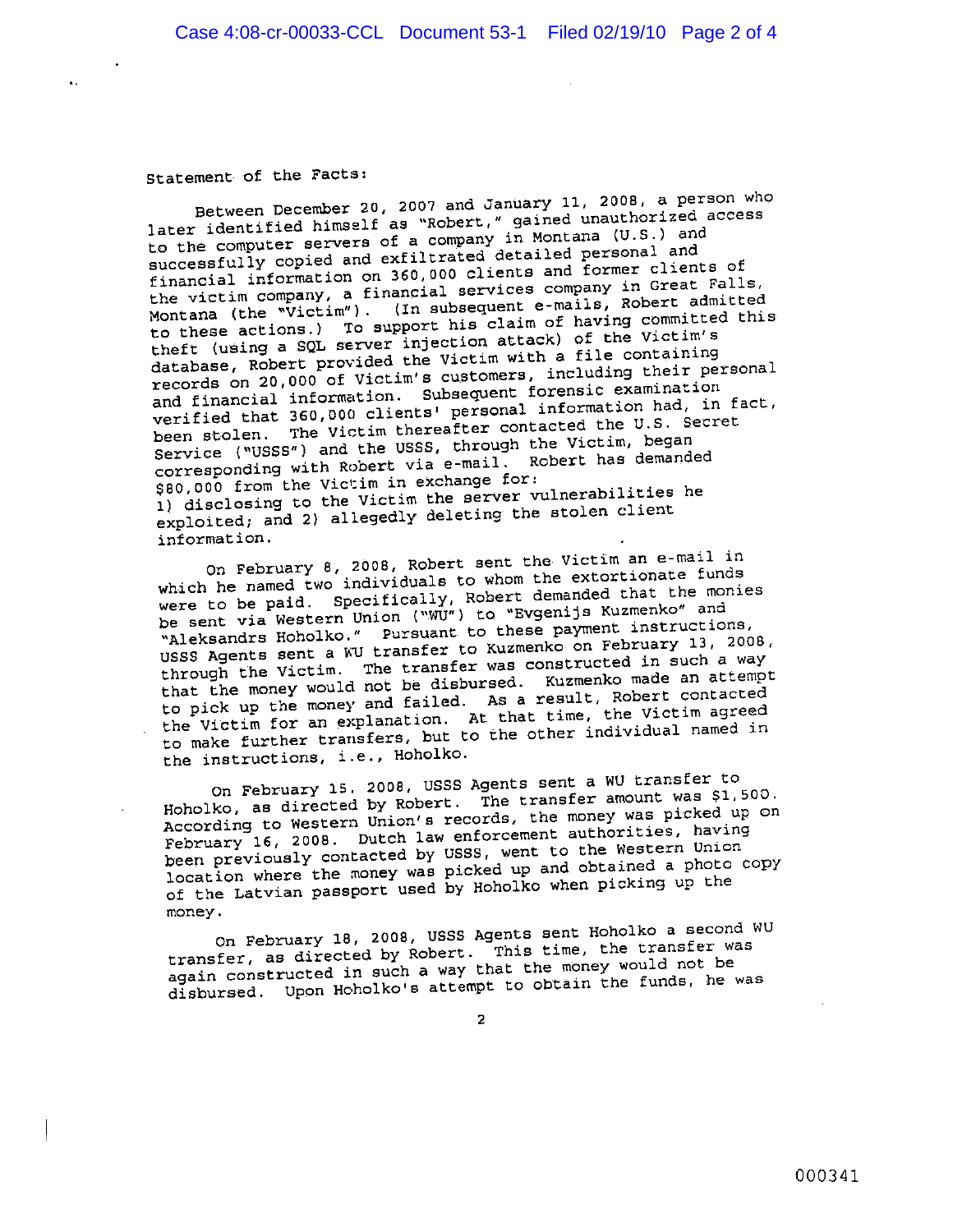Statement of the Facts:

Between December 20, 2007 and January 11, 2008, a person who later identified himself as "Robert," gained unauthorized access to the computer servers of a company in Montana (U.S.) and successfully copied and exfiltrated detailed personal and financial information on 360,000 clients and former clients of the victim company, a financial services company in Great Falls, Montana (the "Victim"). (In subsequent e-mails, Robert admitted to these actions.) To support his claim of having committed this theft (using a SQL server injection attack) of the Victim's database, Robert provided the Victim with a file containing records on 20,000 of Victim's customers, including their personal and financial information. Subsequent forensic examination verified that 360,000 clients' personal information had, in fact, been stolen. The Victim thereafter contacted the U.S. Secret Service ("USSS") and the USSS, through the Victim, began corresponding with Robert via e-mail. Robert has demanded $80,000 from the Victim in exchange for:
1) disclosing to the Victim the server vulnerabilities he exploited; and 2) allegedly deleting the stolen client information.

On February 8, 2008, Robert sent the Victim an e-mail in which he named two individuals to whom the extortionate funds were to be paid. Specifically, Robert demanded that the monies be sent via Western Union ("WU") to "Evgenijs Kuzmenko" and "Aleksandrs Hoholko." Pursuant to these payment instructions, USSS Agents sent a WU transfer to Kuzmenko on February 13, 2008, through the Victim. The transfer was constructed in such a way that the money would not be disbursed. Kuzmenko made an attempt to pick up the money and failed. As a result, Robert contacted the Victim for an explanation. At that time, the Victim agreed to make further transfers, but to the other individual named in the instructions, i.e., Hoholko.

On February 15, 2008, USSS Agents sent a WU transfer to Hoholko, as directed by Robert. The transfer amount was $1,500. According to Western Union's records, the money was picked up on February 16, 2008. Dutch law enforcement authorities, having been previously contacted by USSS, went to the Western Union location where the money was picked up and obtained a photo copy of the Latvian passport used by Hoholko when picking up the money.

On February 18, 2008, USSS Agents sent Hoholko a second WU transfer, as directed by Robert. This time, the transfer was again constructed in such a way that the money would not be disbursed. Upon Hoholko's attempt to obtain the funds, he was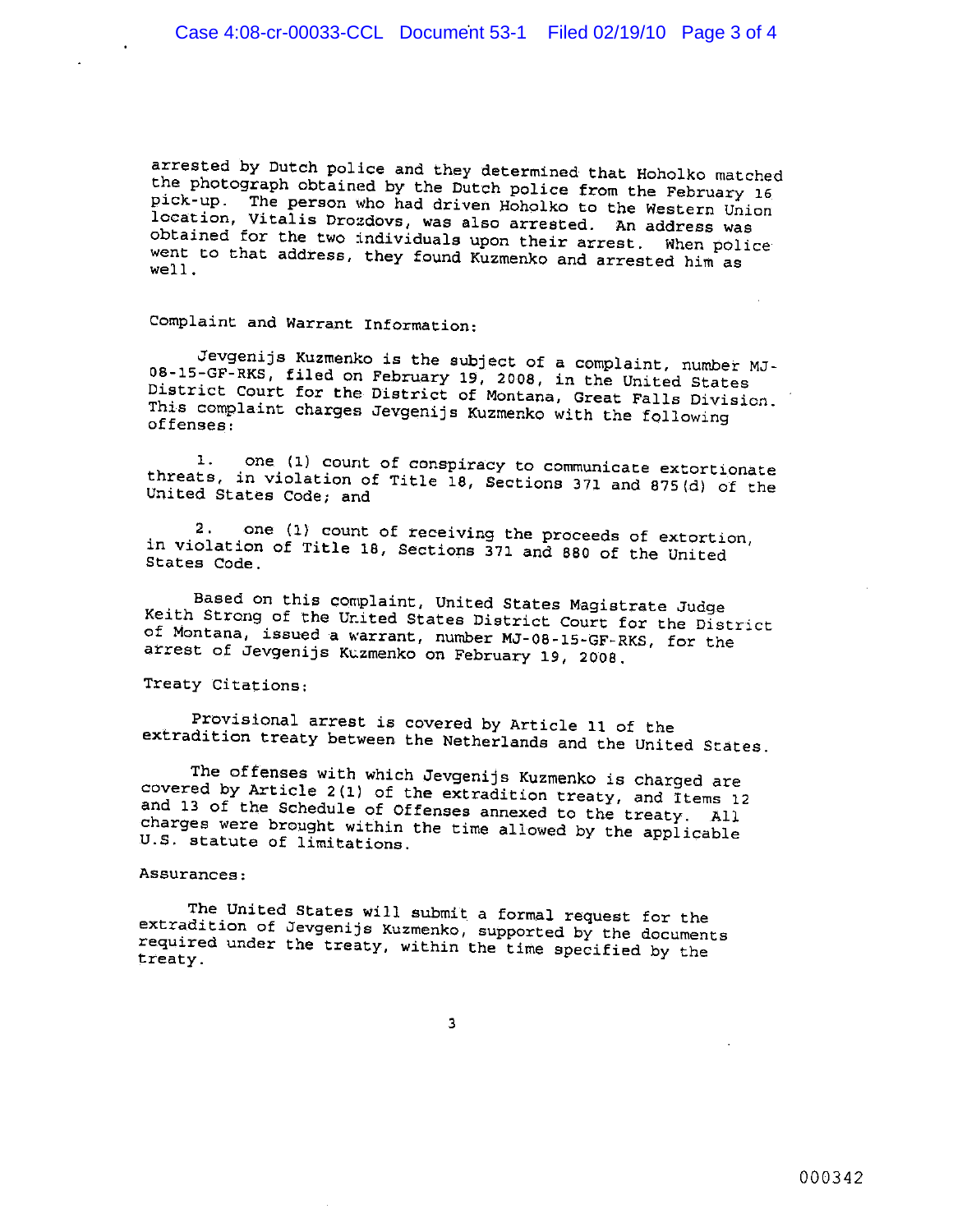arrested by Dutch police and they determined that Hoholko matched the photograph obtained by the Dutch police from the February 16 pick-up. The person who had driven Hoholko to the Western Union location, Vitalis Drozdovs, was also arrested. An address was obtained for the two individuals upon their arrest. When police went to that address, they found Kuzmenko and arrested him as well.

Complaint and Warrant Information:

Jevgenijs Kuzmenko is the subject of a complaint, number MJ-08-15-GF-RKS, filed on February 19, 2008, in the United States District Court for the District of Montana, Great Falls Division. This complaint charges Jevgenijs Kuzmenko with the following offenses:

1. one (1) count of conspiracy to communicate extortionate threats, in violation of Title 18, Sections 371 and 875(d) of the United States Code; and

2. one (1) count of receiving the proceeds of extortion, in violation of Title 18, Sections 371 and 880 of the United States Code.

Based on this complaint, United States Magistrate Judge Keith Strong of the United States District Court for the District of Montana, issued a warrant, number MJ-08-15-GF-RKS, for the arrest of Jevgenijs Kuzmenko on February 19, 2008.

Treaty Citations:

Provisional arrest is covered by Article 11 of the extradition treaty between the Netherlands and the United States.

The offenses with which Jevgenijs Kuzmenko is charged are covered by Article 2(1) of the extradition treaty, and Items 12 and 13 of the Schedule of Offenses annexed to the treaty. All charges were brought within the time allowed by the applicable U.S. statute of limitations.

Assurances:

The United States will submit a formal request for the extradition of Jevgenijs Kuzmenko, supported by the documents required under the treaty, within the time specified by the treaty.

000342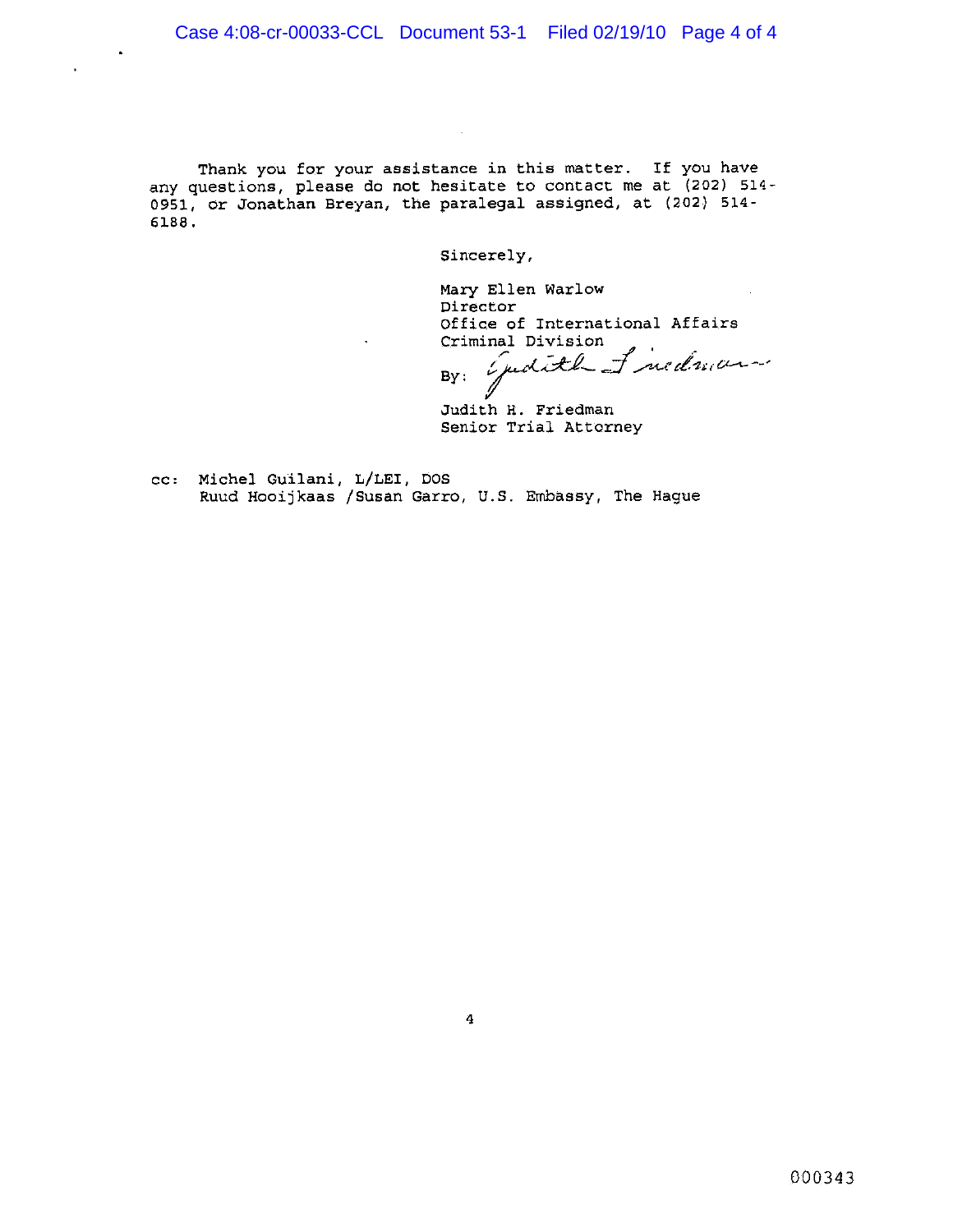Thank you for your assistance in this matter. If you have any questions, please do not hesitate to contact me at (202) 514-0951, or Jonathan Breyan, the paralegal assigned, at (202) 514-6188.

Sincerely,

Mary Ellen Warlow
Director
Office of International Affairs
Criminal Division

By: *Judith Friedman*

Judith H. Friedman
Senior Trial Attorney

cc: Michel Guilani, L/LEI, DOS
Ruud Hooijkaas /Susan Garro, U.S. Embassy, The Hague

000343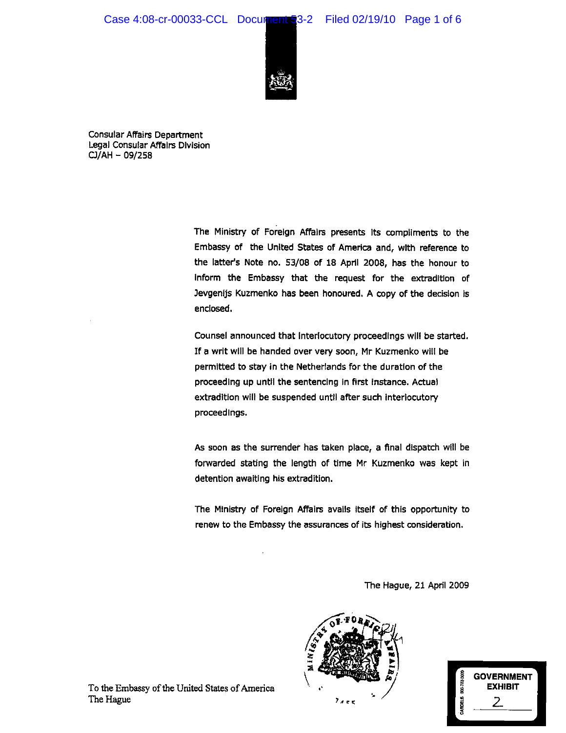Consular Affairs Department
Legal Consular Affairs Division
CJ/AH – 09/258

The Ministry of Foreign Affairs presents its compliments to the Embassy of the United States of America and, with reference to the latter's Note no. 53/08 of 18 April 2008, has the honour to inform the Embassy that the request for the extradition of Jevgenijs Kuzmenko has been honoured. A copy of the decision is enclosed.

Counsel announced that interlocutory proceedings will be started. If a writ will be handed over very soon, Mr Kuzmenko will be permitted to stay in the Netherlands for the duration of the proceeding up until the sentencing in first instance. Actual extradition will be suspended until after such interlocutory proceedings.

As soon as the surrender has taken place, a final dispatch will be forwarded stating the length of time Mr Kuzmenko was kept in detention awaiting his extradition.

The Ministry of Foreign Affairs avails itself of this opportunity to renew to the Embassy the assurances of its highest consideration.

The Hague, 21 April 2009

MINISTRY OF FOREIGN AFFAIRS

To the Embassy of the United States of America
The Hague

GOVERNMENT EXHIBIT
2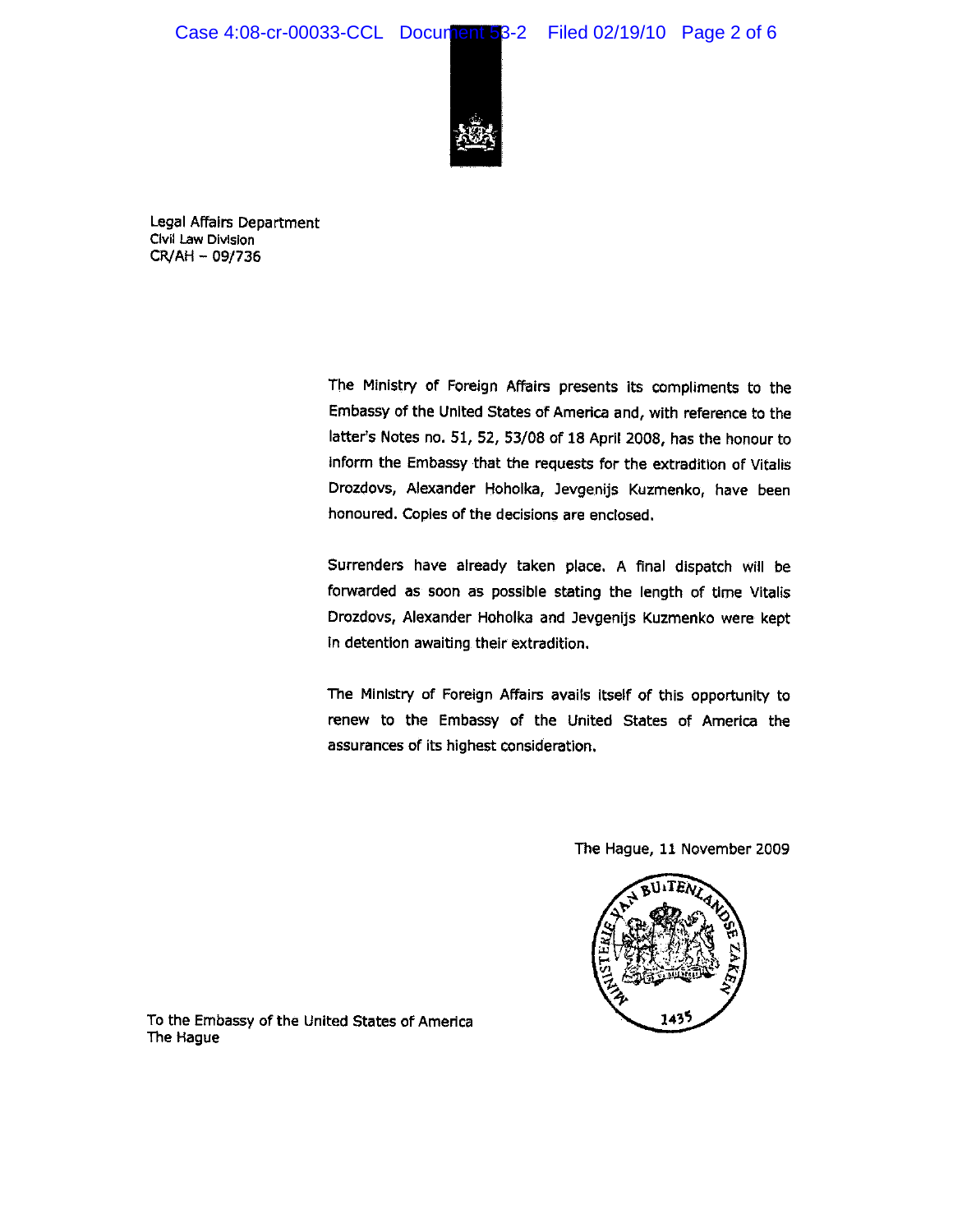Legal Affairs Department
Civil Law Division
CR/AH – 09/736

The Ministry of Foreign Affairs presents its compliments to the Embassy of the United States of America and, with reference to the latter's Notes no. 51, 52, 53/08 of 18 April 2008, has the honour to inform the Embassy that the requests for the extradition of Vitalis Drozdovs, Alexander Hoholka, Jevgenijs Kuzmenko, have been honoured. Copies of the decisions are enclosed.

Surrenders have already taken place. A final dispatch will be forwarded as soon as possible stating the length of time Vitalis Drozdovs, Alexander Hoholka and Jevgenijs Kuzmenko were kept in detention awaiting their extradition.

The Ministry of Foreign Affairs avails itself of this opportunity to renew to the Embassy of the United States of America the assurances of its highest consideration.

The Hague, 11 November 2009

MINISTERIE VAN BUITENLANDSE ZAKEN
1435

To the Embassy of the United States of America
The Hague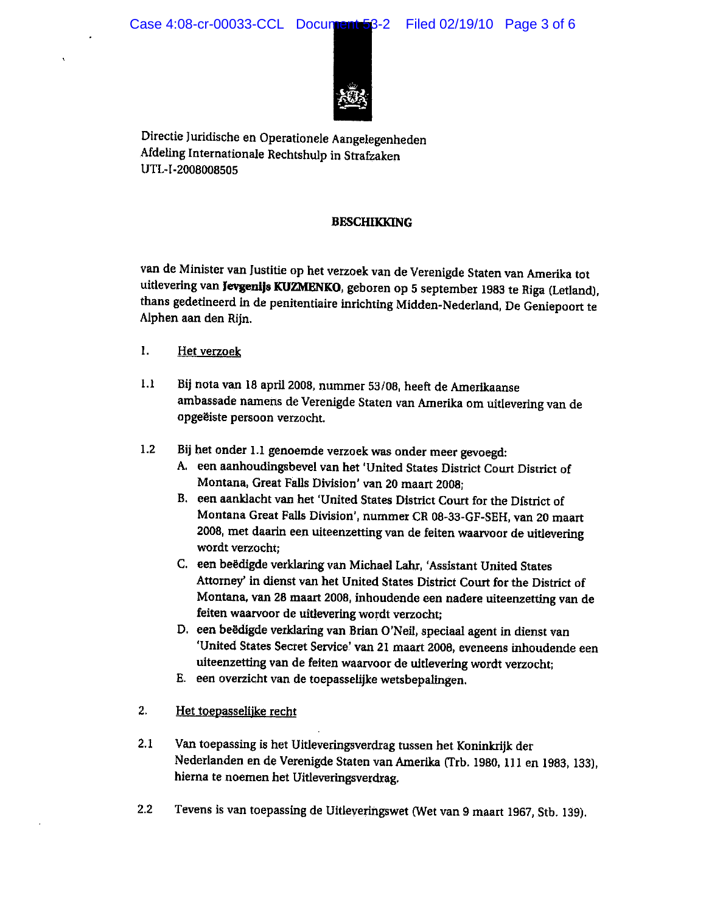Directie Juridische en Operationele Aangelegenheden
Afdeling Internationale Rechtshulp in Strafzaken
UTL-I-2008008505

## BESCHIKKING

van de Minister van Justitie op het verzoek van de Verenigde Staten van Amerika tot uitlevering van **Jevgenijs KUZMENKO**, geboren op 5 september 1983 te Riga (Letland), thans gedetineerd in de penitentiaire inrichting Midden-Nederland, De Geniepoort te Alphen aan den Rijn.

1. Het verzoek

1.1 Bij nota van 18 april 2008, nummer 53/08, heeft de Amerikaanse ambassade namens de Verenigde Staten van Amerika om uitlevering van de opgeëiste persoon verzocht.

1.2 Bij het onder 1.1 genoemde verzoek was onder meer gevoegd:
   A. een aanhoudingsbevel van het 'United States District Court District of Montana, Great Falls Division' van 20 maart 2008;
   B. een aanklacht van het 'United States District Court for the District of Montana Great Falls Division', nummer CR 08-33-GF-SEH, van 20 maart 2008, met daarin een uiteenzetting van de feiten waarvoor de uitlevering wordt verzocht;
   C. een beëdigde verklaring van Michael Lahr, 'Assistant United States Attorney' in dienst van het United States District Court for the District of Montana, van 28 maart 2008, inhoudende een nadere uiteenzetting van de feiten waarvoor de uitlevering wordt verzocht;
   D. een beëdigde verklaring van Brian O'Neil, speciaal agent in dienst van 'United States Secret Service' van 21 maart 2008, eveneens inhoudende een uiteenzetting van de feiten waarvoor de uitlevering wordt verzocht;
   E. een overzicht van de toepasselijke wetsbepalingen.

2. Het toepasselijke recht

2.1 Van toepassing is het Uitleveringsverdrag tussen het Koninkrijk der Nederlanden en de Verenigde Staten van Amerika (Trb. 1980, 111 en 1983, 133), hierna te noemen het Uitleveringsverdrag.

2.2 Tevens is van toepassing de Uitleveringswet (Wet van 9 maart 1967, Stb. 139).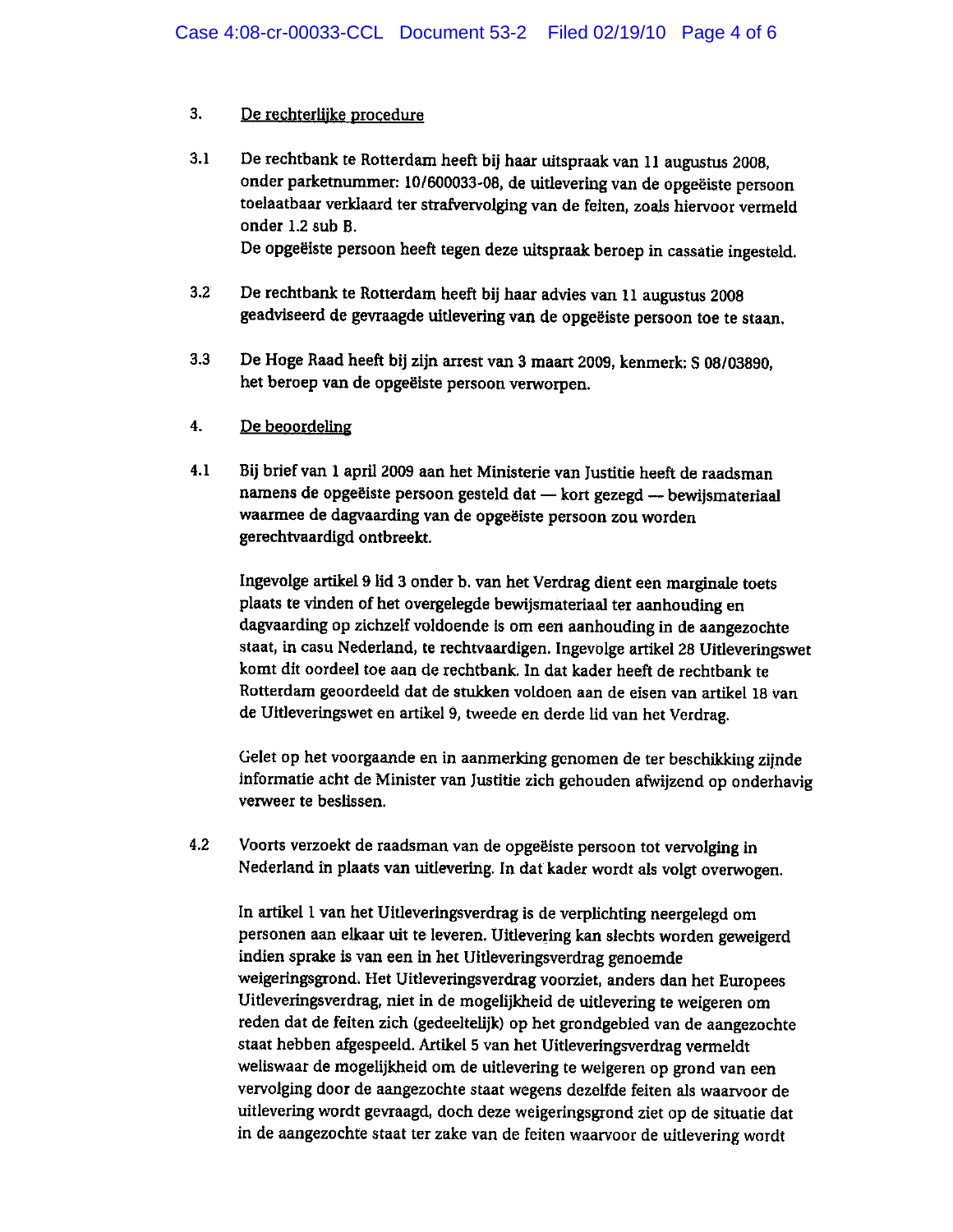3. <u>De rechterlijke procedure</u>

3.1 De rechtbank te Rotterdam heeft bij haar uitspraak van 11 augustus 2008, onder parketnummer: 10/600033-08, de uitlevering van de opgeëiste persoon toelaatbaar verklaard ter strafvervolging van de feiten, zoals hiervoor vermeld onder 1.2 sub B.
De opgeëiste persoon heeft tegen deze uitspraak beroep in cassatie ingesteld.

3.2 De rechtbank te Rotterdam heeft bij haar advies van 11 augustus 2008 geadviseerd de gevraagde uitlevering van de opgeëiste persoon toe te staan.

3.3 De Hoge Raad heeft bij zijn arrest van 3 maart 2009, kenmerk: S 08/03890, het beroep van de opgeëiste persoon verworpen.

4. <u>De beoordeling</u>

4.1 Bij brief van 1 april 2009 aan het Ministerie van Justitie heeft de raadsman namens de opgeëiste persoon gesteld dat — kort gezegd — bewijsmateriaal waarmee de dagvaarding van de opgeëiste persoon zou worden gerechtvaardigd ontbreekt.

Ingevolge artikel 9 lid 3 onder b. van het Verdrag dient een marginale toets plaats te vinden of het overgelegde bewijsmateriaal ter aanhouding en dagvaarding op zichzelf voldoende is om een aanhouding in de aangezochte staat, in casu Nederland, te rechtvaardigen. Ingevolge artikel 28 Uitleveringswet komt dit oordeel toe aan de rechtbank. In dat kader heeft de rechtbank te Rotterdam geoordeeld dat de stukken voldoen aan de eisen van artikel 18 van de Uitleveringswet en artikel 9, tweede en derde lid van het Verdrag.

Gelet op het voorgaande en in aanmerking genomen de ter beschikking zijnde informatie acht de Minister van Justitie zich gehouden afwijzend op onderhavig verweer te beslissen.

4.2 Voorts verzoekt de raadsman van de opgeëiste persoon tot vervolging in Nederland in plaats van uitlevering. In dat kader wordt als volgt overwogen.

In artikel 1 van het Uitleveringsverdrag is de verplichting neergelegd om personen aan elkaar uit te leveren. Uitlevering kan slechts worden geweigerd indien sprake is van een in het Uitleveringsverdrag genoemde weigeringsgrond. Het Uitleveringsverdrag voorziet, anders dan het Europees Uitleveringsverdrag, niet in de mogelijkheid de uitlevering te weigeren om reden dat de feiten zich (gedeeltelijk) op het grondgebied van de aangezochte staat hebben afgespeeld. Artikel 5 van het Uitleveringsverdrag vermeldt weliswaar de mogelijkheid om de uitlevering te weigeren op grond van een vervolging door de aangezochte staat wegens dezelfde feiten als waarvoor de uitlevering wordt gevraagd, doch deze weigeringsgrond ziet op de situatie dat in de aangezochte staat ter zake van de feiten waarvoor de uitlevering wordt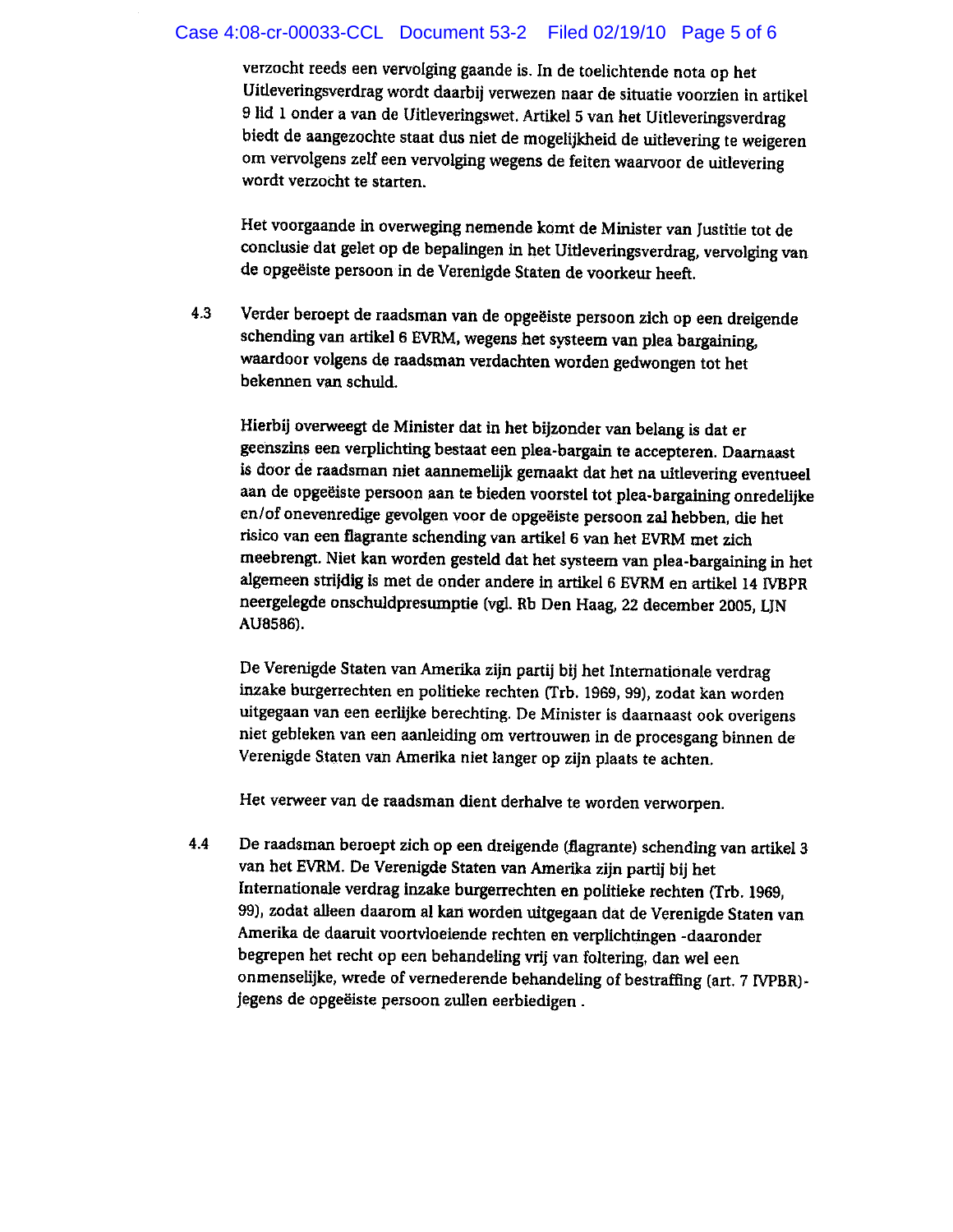verzocht reeds een vervolging gaande is. In de toelichtende nota op het Uitleveringsverdrag wordt daarbij verwezen naar de situatie voorzien in artikel 9 lid 1 onder a van de Uitleveringswet. Artikel 5 van het Uitleveringsverdrag biedt de aangezochte staat dus niet de mogelijkheid de uitlevering te weigeren om vervolgens zelf een vervolging wegens de feiten waarvoor de uitlevering wordt verzocht te starten.

Het voorgaande in overweging nemende komt de Minister van Justitie tot de conclusie dat gelet op de bepalingen in het Uitleveringsverdrag, vervolging van de opgeëiste persoon in de Verenigde Staten de voorkeur heeft.

4.3 Verder beroept de raadsman van de opgeëiste persoon zich op een dreigende schending van artikel 6 EVRM, wegens het systeem van plea bargaining, waardoor volgens de raadsman verdachten worden gedwongen tot het bekennen van schuld.

Hierbij overweegt de Minister dat in het bijzonder van belang is dat er geenszins een verplichting bestaat een plea-bargain te accepteren. Daarnaast is door de raadsman niet aannemelijk gemaakt dat het na uitlevering eventueel aan de opgeëiste persoon aan te bieden voorstel tot plea-bargaining onredelijke en/of onevenredige gevolgen voor de opgeëiste persoon zal hebben, die het risico van een flagrante schending van artikel 6 van het EVRM met zich meebrengt. Niet kan worden gesteld dat het systeem van plea-bargaining in het algemeen strijdig is met de onder andere in artikel 6 EVRM en artikel 14 IVBPR neergelegde onschuldpresumptie (vgl. Rb Den Haag, 22 december 2005, LJN AU8586).

De Verenigde Staten van Amerika zijn partij bij het Internationale verdrag inzake burgerrechten en politieke rechten (Trb. 1969, 99), zodat kan worden uitgegaan van een eerlijke berechting. De Minister is daarnaast ook overigens niet gebleken van een aanleiding om vertrouwen in de procesgang binnen de Verenigde Staten van Amerika niet langer op zijn plaats te achten.

Het verweer van de raadsman dient derhalve te worden verworpen.

4.4 De raadsman beroept zich op een dreigende (flagrante) schending van artikel 3 van het EVRM. De Verenigde Staten van Amerika zijn partij bij het Internationale verdrag inzake burgerrechten en politieke rechten (Trb. 1969, 99), zodat alleen daarom al kan worden uitgegaan dat de Verenigde Staten van Amerika de daaruit voortvloeiende rechten en verplichtingen -daaronder begrepen het recht op een behandeling vrij van foltering, dan wel een onmenselijke, wrede of vernederende behandeling of bestraffing (art. 7 IVPBR)- jegens de opgeëiste persoon zullen eerbiedigen .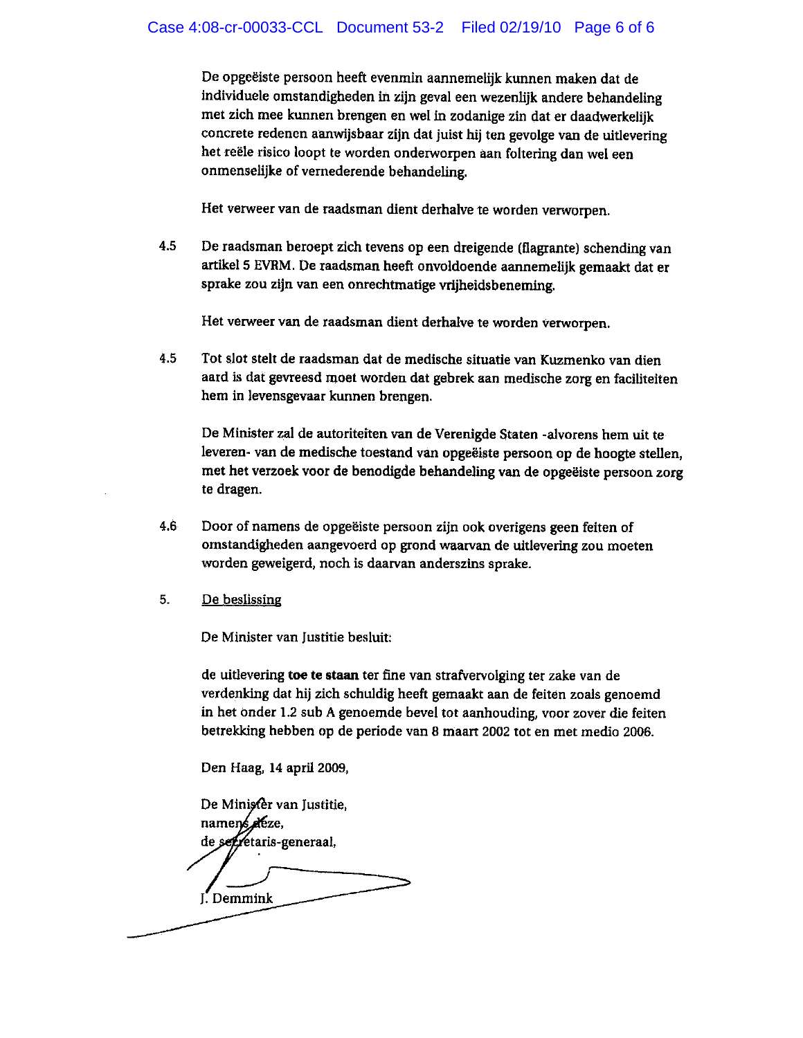De opgeëiste persoon heeft evenmin aannemelijk kunnen maken dat de individuele omstandigheden in zijn geval een wezenlijk andere behandeling met zich mee kunnen brengen en wel in zodanige zin dat er daadwerkelijk concrete redenen aanwijsbaar zijn dat juist hij ten gevolge van de uitlevering het reële risico loopt te worden onderworpen aan foltering dan wel een onmenselijke of vernederende behandeling.

Het verweer van de raadsman dient derhalve te worden verworpen.

4.5 De raadsman beroept zich tevens op een dreigende (flagrante) schending van artikel 5 EVRM. De raadsman heeft onvoldoende aannemelijk gemaakt dat er sprake zou zijn van een onrechtmatige vrijheidsbeneming.

Het verweer van de raadsman dient derhalve te worden verworpen.

4.5 Tot slot stelt de raadsman dat de medische situatie van Kuzmenko van dien aard is dat gevreesd moet worden dat gebrek aan medische zorg en faciliteiten hem in levensgevaar kunnen brengen.

De Minister zal de autoriteiten van de Verenigde Staten -alvorens hem uit te leveren- van de medische toestand van opgeëiste persoon op de hoogte stellen, met het verzoek voor de benodigde behandeling van de opgeëiste persoon zorg te dragen.

4.6 Door of namens de opgeëiste persoon zijn ook overigens geen feiten of omstandigheden aangevoerd op grond waarvan de uitlevering zou moeten worden geweigerd, noch is daarvan anderszins sprake.

5. <u>De beslissing</u>

De Minister van Justitie besluit:

de uitlevering **toe te staan** ter fine van strafvervolging ter zake van de verdenking dat hij zich schuldig heeft gemaakt aan de feiten zoals genoemd in het onder 1.2 sub A genoemde bevel tot aanhouding, voor zover die feiten betrekking hebben op de periode van 8 maart 2002 tot en met medio 2006.

Den Haag, 14 april 2009,

De Minister van Justitie,
namens deze,
de secretaris-generaal,

J. Demmink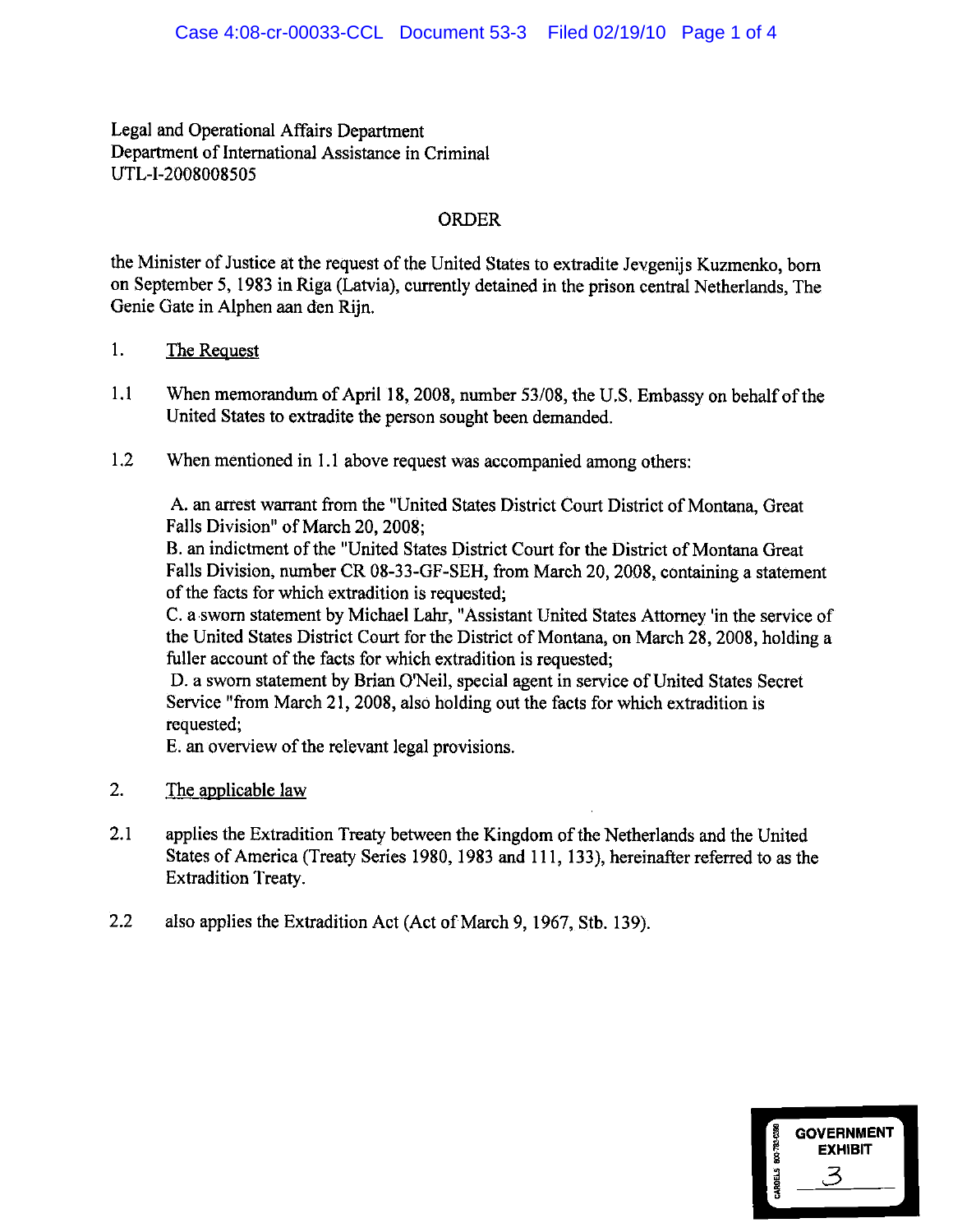Legal and Operational Affairs Department
Department of International Assistance in Criminal
UTL-I-2008008505

ORDER

the Minister of Justice at the request of the United States to extradite Jevgenijs Kuzmenko, born on September 5, 1983 in Riga (Latvia), currently detained in the prison central Netherlands, The Genie Gate in Alphen aan den Rijn.

1. The Request

1.1 When memorandum of April 18, 2008, number 53/08, the U.S. Embassy on behalf of the United States to extradite the person sought been demanded.

1.2 When mentioned in 1.1 above request was accompanied among others:

A. an arrest warrant from the "United States District Court District of Montana, Great Falls Division" of March 20, 2008;
B. an indictment of the "United States District Court for the District of Montana Great Falls Division, number CR 08-33-GF-SEH, from March 20, 2008, containing a statement of the facts for which extradition is requested;
C. a sworn statement by Michael Lahr, "Assistant United States Attorney 'in the service of the United States District Court for the District of Montana, on March 28, 2008, holding a fuller account of the facts for which extradition is requested;
D. a sworn statement by Brian O'Neil, special agent in service of United States Secret Service "from March 21, 2008, also holding out the facts for which extradition is requested;
E. an overview of the relevant legal provisions.

2. The applicable law

2.1 applies the Extradition Treaty between the Kingdom of the Netherlands and the United States of America (Treaty Series 1980, 1983 and 111, 133), hereinafter referred to as the Extradition Treaty.

2.2 also applies the Extradition Act (Act of March 9, 1967, Stb. 139).

GOVERNMENT EXHIBIT 3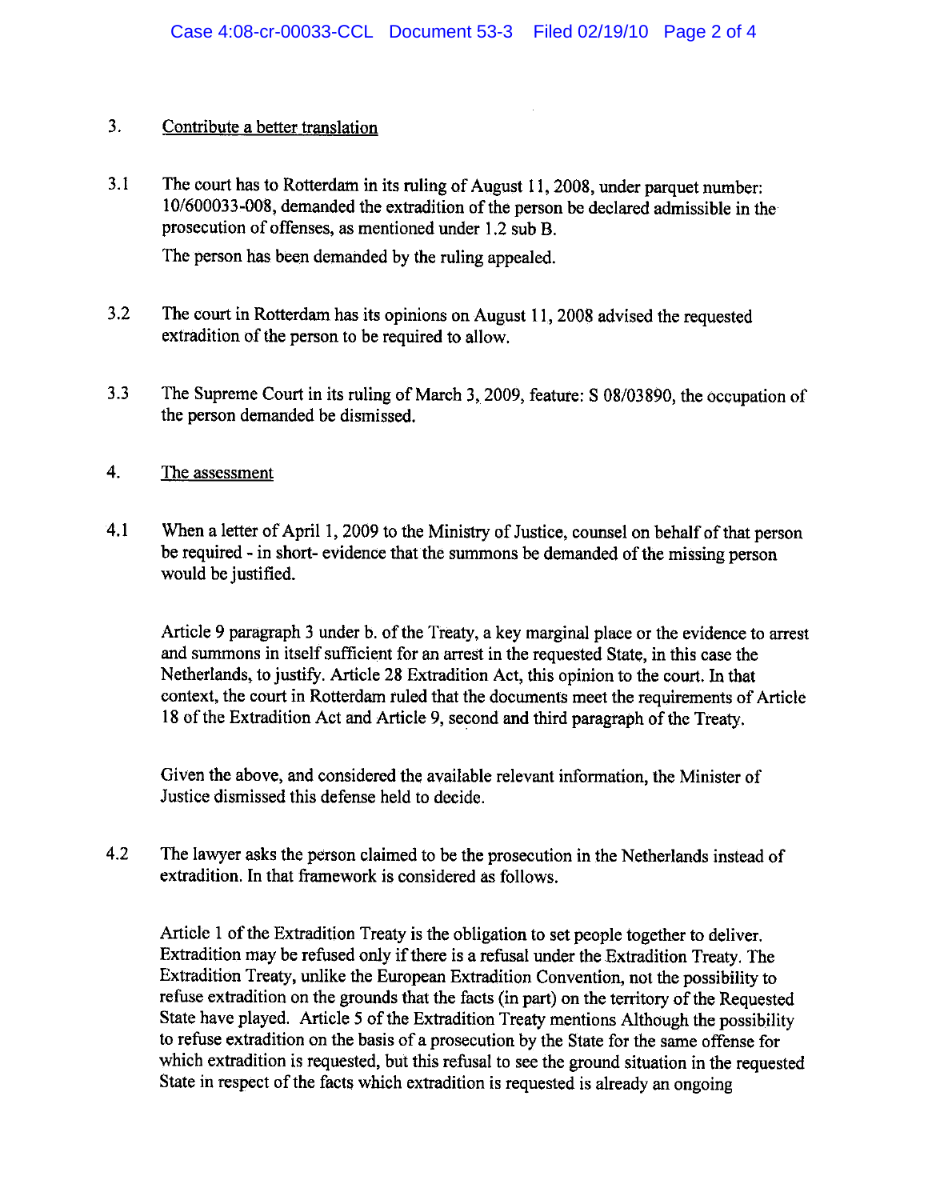3. Contribute a better translation

3.1 The court has to Rotterdam in its ruling of August 11, 2008, under parquet number: 10/600033-008, demanded the extradition of the person be declared admissible in the prosecution of offenses, as mentioned under 1.2 sub B.

The person has been demanded by the ruling appealed.

3.2 The court in Rotterdam has its opinions on August 11, 2008 advised the requested extradition of the person to be required to allow.

3.3 The Supreme Court in its ruling of March 3, 2009, feature: S 08/03890, the occupation of the person demanded be dismissed.

4. The assessment

4.1 When a letter of April 1, 2009 to the Ministry of Justice, counsel on behalf of that person be required - in short- evidence that the summons be demanded of the missing person would be justified.

Article 9 paragraph 3 under b. of the Treaty, a key marginal place or the evidence to arrest and summons in itself sufficient for an arrest in the requested State, in this case the Netherlands, to justify. Article 28 Extradition Act, this opinion to the court. In that context, the court in Rotterdam ruled that the documents meet the requirements of Article 18 of the Extradition Act and Article 9, second and third paragraph of the Treaty.

Given the above, and considered the available relevant information, the Minister of Justice dismissed this defense held to decide.

4.2 The lawyer asks the person claimed to be the prosecution in the Netherlands instead of extradition. In that framework is considered as follows.

Article 1 of the Extradition Treaty is the obligation to set people together to deliver. Extradition may be refused only if there is a refusal under the Extradition Treaty. The Extradition Treaty, unlike the European Extradition Convention, not the possibility to refuse extradition on the grounds that the facts (in part) on the territory of the Requested State have played. Article 5 of the Extradition Treaty mentions Although the possibility to refuse extradition on the basis of a prosecution by the State for the same offense for which extradition is requested, but this refusal to see the ground situation in the requested State in respect of the facts which extradition is requested is already an ongoing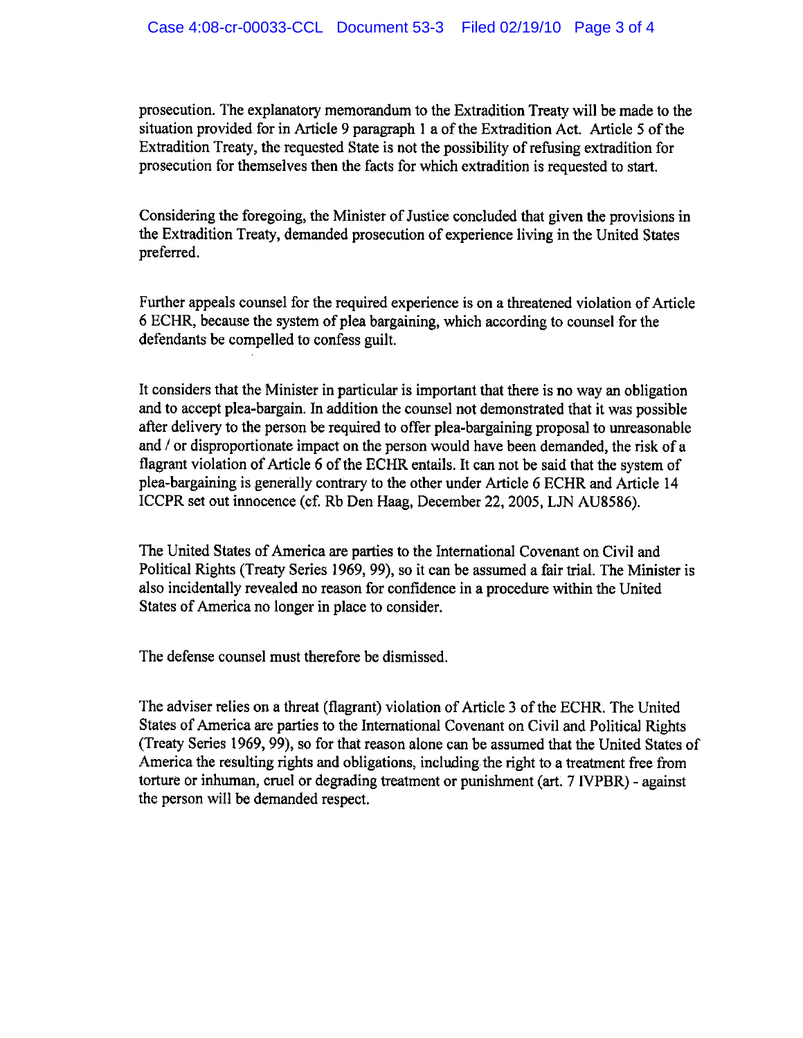prosecution. The explanatory memorandum to the Extradition Treaty will be made to the situation provided for in Article 9 paragraph 1 a of the Extradition Act. Article 5 of the Extradition Treaty, the requested State is not the possibility of refusing extradition for prosecution for themselves then the facts for which extradition is requested to start.

Considering the foregoing, the Minister of Justice concluded that given the provisions in the Extradition Treaty, demanded prosecution of experience living in the United States preferred.

Further appeals counsel for the required experience is on a threatened violation of Article 6 ECHR, because the system of plea bargaining, which according to counsel for the defendants be compelled to confess guilt.

It considers that the Minister in particular is important that there is no way an obligation and to accept plea-bargain. In addition the counsel not demonstrated that it was possible after delivery to the person be required to offer plea-bargaining proposal to unreasonable and / or disproportionate impact on the person would have been demanded, the risk of a flagrant violation of Article 6 of the ECHR entails. It can not be said that the system of plea-bargaining is generally contrary to the other under Article 6 ECHR and Article 14 ICCPR set out innocence (cf. Rb Den Haag, December 22, 2005, LJN AU8586).

The United States of America are parties to the International Covenant on Civil and Political Rights (Treaty Series 1969, 99), so it can be assumed a fair trial. The Minister is also incidentally revealed no reason for confidence in a procedure within the United States of America no longer in place to consider.

The defense counsel must therefore be dismissed.

The adviser relies on a threat (flagrant) violation of Article 3 of the ECHR. The United States of America are parties to the International Covenant on Civil and Political Rights (Treaty Series 1969, 99), so for that reason alone can be assumed that the United States of America the resulting rights and obligations, including the right to a treatment free from torture or inhuman, cruel or degrading treatment or punishment (art. 7 IVPBR) - against the person will be demanded respect.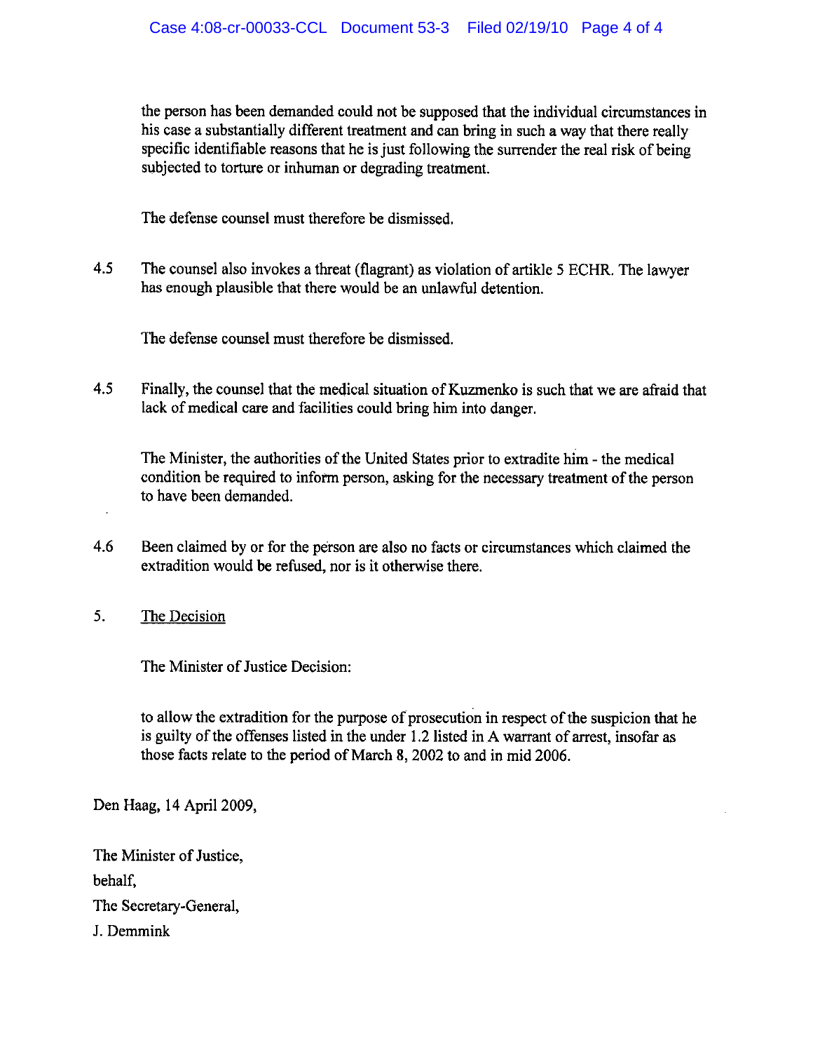the person has been demanded could not be supposed that the individual circumstances in his case a substantially different treatment and can bring in such a way that there really specific identifiable reasons that he is just following the surrender the real risk of being subjected to torture or inhuman or degrading treatment.

The defense counsel must therefore be dismissed.

4.5 The counsel also invokes a threat (flagrant) as violation of artikle 5 ECHR. The lawyer has enough plausible that there would be an unlawful detention.

The defense counsel must therefore be dismissed.

4.5 Finally, the counsel that the medical situation of Kuzmenko is such that we are afraid that lack of medical care and facilities could bring him into danger.

The Minister, the authorities of the United States prior to extradite him - the medical condition be required to inform person, asking for the necessary treatment of the person to have been demanded.

4.6 Been claimed by or for the person are also no facts or circumstances which claimed the extradition would be refused, nor is it otherwise there.

5. <u>The Decision</u>

The Minister of Justice Decision:

to allow the extradition for the purpose of prosecution in respect of the suspicion that he is guilty of the offenses listed in the under 1.2 listed in A warrant of arrest, insofar as those facts relate to the period of March 8, 2002 to and in mid 2006.

Den Haag, 14 April 2009,

The Minister of Justice,

behalf,

The Secretary-General,

J. Demmink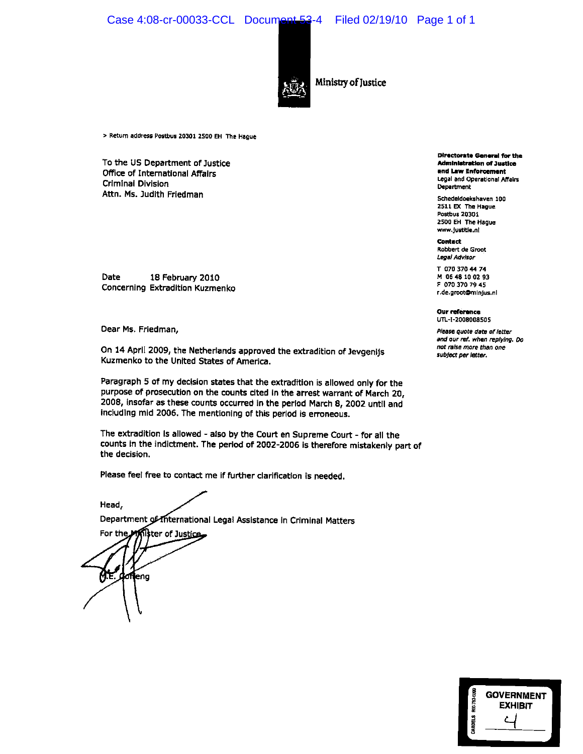Ministry of Justice

> Return address Postbus 20301 2500 EH The Hague

To the US Department of Justice
Office of International Affairs
Criminal Division
Attn. Ms. Judith Friedman

**Directorate General for the Administration of Justice and Law Enforcement**
Legal and Operational Affairs Department

Schedeldoekshaven 100
2511 EX The Hague
Postbus 20301
2500 EH The Hague
www.justitie.nl

**Contact**
Robbert de Groot
*Legal Advisor*

T 070 370 44 74
M 06 48 10 02 93
F 070 370 79 45
r.de.groot@minjus.nl

**Our reference**
UTL-I-2008008505

*Please quote date of letter and our ref. when replying. Do not raise more than one subject per letter.*

Date 18 February 2010
Concerning Extradition Kuzmenko

Dear Ms. Friedman,

On 14 April 2009, the Netherlands approved the extradition of Jevgenijs Kuzmenko to the United States of America.

Paragraph 5 of my decision states that the extradition is allowed only for the purpose of prosecution on the counts cited in the arrest warrant of March 20, 2008, insofar as these counts occurred in the period March 8, 2002 until and including mid 2006. The mentioning of this period is erroneous.

The extradition is allowed - also by the Court en Supreme Court - for all the counts in the indictment. The period of 2002-2006 is therefore mistakenly part of the decision.

Please feel free to contact me if further clarification is needed.

Head,
Department of International Legal Assistance in Criminal Matters
For the Minister of Justice

M.E. Goffeng

GOVERNMENT EXHIBIT 4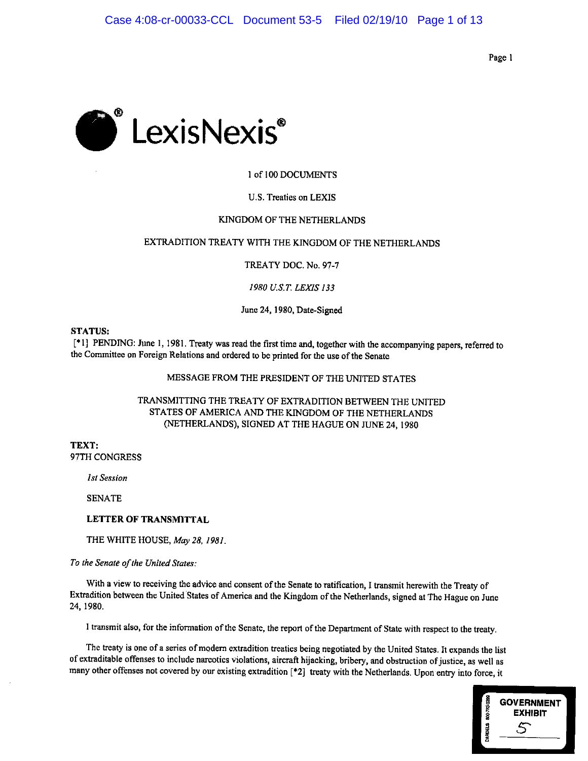LexisNexis®

1 of 100 DOCUMENTS

U.S. Treaties on LEXIS

KINGDOM OF THE NETHERLANDS

EXTRADITION TREATY WITH THE KINGDOM OF THE NETHERLANDS

TREATY DOC. No. 97-7

*1980 U.S.T. LEXIS 133*

June 24, 1980, Date-Signed

**STATUS:**
[*1] PENDING: June 1, 1981. Treaty was read the first time and, together with the accompanying papers, referred to the Committee on Foreign Relations and ordered to be printed for the use of the Senate

MESSAGE FROM THE PRESIDENT OF THE UNITED STATES

TRANSMITTING THE TREATY OF EXTRADITION BETWEEN THE UNITED STATES OF AMERICA AND THE KINGDOM OF THE NETHERLANDS (NETHERLANDS), SIGNED AT THE HAGUE ON JUNE 24, 1980

**TEXT:**
97TH CONGRESS

*1st Session*

SENATE

**LETTER OF TRANSMITTAL**

THE WHITE HOUSE, *May 28, 1981.*

*To the Senate of the United States:*

With a view to receiving the advice and consent of the Senate to ratification, I transmit herewith the Treaty of Extradition between the United States of America and the Kingdom of the Netherlands, signed at The Hague on June 24, 1980.

I transmit also, for the information of the Senate, the report of the Department of State with respect to the treaty.

The treaty is one of a series of modern extradition treaties being negotiated by the United States. It expands the list of extraditable offenses to include narcotics violations, aircraft hijacking, bribery, and obstruction of justice, as well as many other offenses not covered by our existing extradition [*2] treaty with the Netherlands. Upon entry into force, it

GOVERNMENT EXHIBIT 5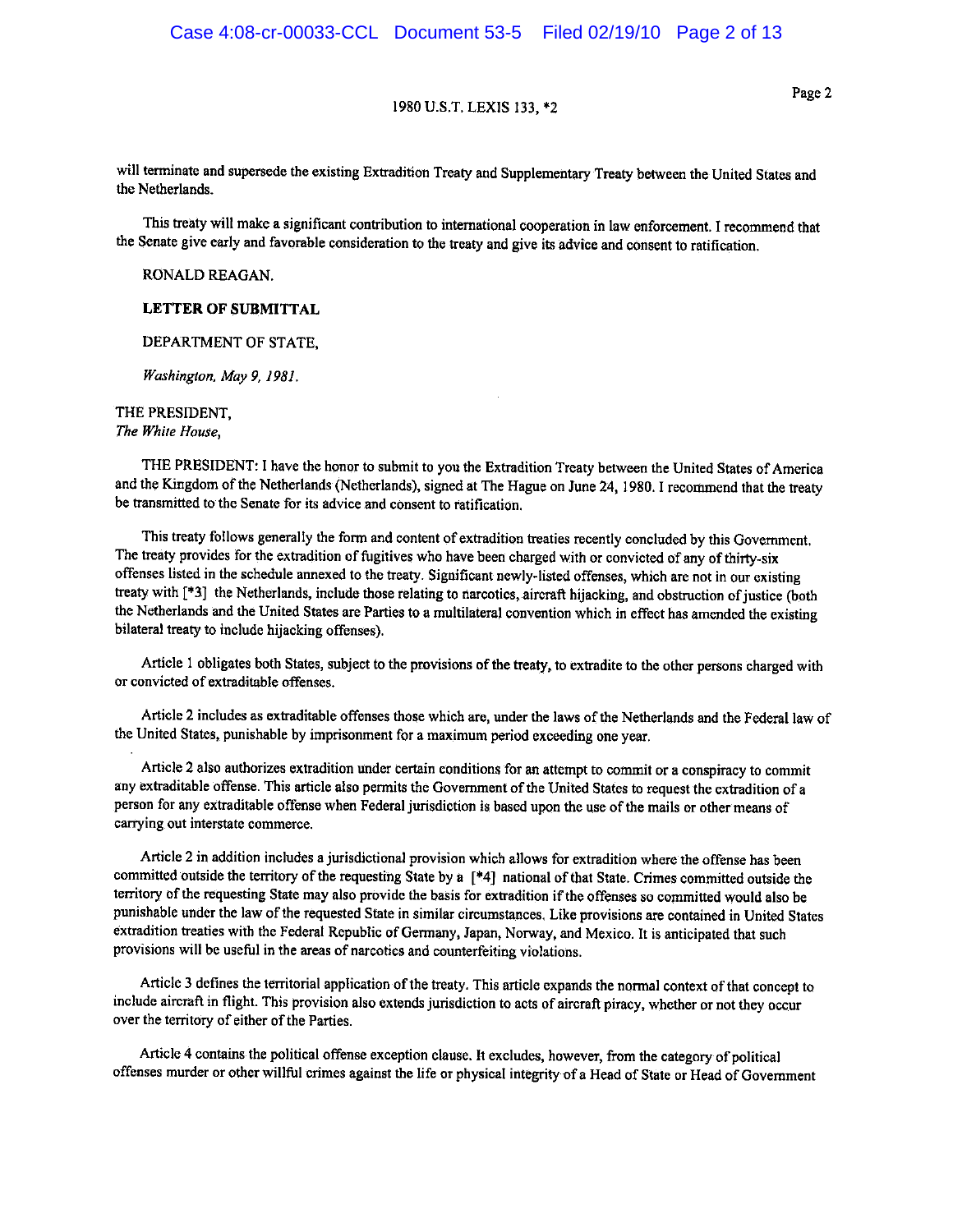will terminate and supersede the existing Extradition Treaty and Supplementary Treaty between the United States and the Netherlands.

This treaty will make a significant contribution to international cooperation in law enforcement. I recommend that the Senate give early and favorable consideration to the treaty and give its advice and consent to ratification.

RONALD REAGAN.

**LETTER OF SUBMITTAL**

DEPARTMENT OF STATE,

*Washington, May 9, 1981.*

THE PRESIDENT,
*The White House,*

THE PRESIDENT: I have the honor to submit to you the Extradition Treaty between the United States of America and the Kingdom of the Netherlands (Netherlands), signed at The Hague on June 24, 1980. I recommend that the treaty be transmitted to the Senate for its advice and consent to ratification.

This treaty follows generally the form and content of extradition treaties recently concluded by this Government. The treaty provides for the extradition of fugitives who have been charged with or convicted of any of thirty-six offenses listed in the schedule annexed to the treaty. Significant newly-listed offenses, which are not in our existing treaty with [*3] the Netherlands, include those relating to narcotics, aircraft hijacking, and obstruction of justice (both the Netherlands and the United States are Parties to a multilateral convention which in effect has amended the existing bilateral treaty to include hijacking offenses).

Article 1 obligates both States, subject to the provisions of the treaty, to extradite to the other persons charged with or convicted of extraditable offenses.

Article 2 includes as extraditable offenses those which are, under the laws of the Netherlands and the Federal law of the United States, punishable by imprisonment for a maximum period exceeding one year.

Article 2 also authorizes extradition under certain conditions for an attempt to commit or a conspiracy to commit any extraditable offense. This article also permits the Government of the United States to request the extradition of a person for any extraditable offense when Federal jurisdiction is based upon the use of the mails or other means of carrying out interstate commerce.

Article 2 in addition includes a jurisdictional provision which allows for extradition where the offense has been committed outside the territory of the requesting State by a [*4] national of that State. Crimes committed outside the territory of the requesting State may also provide the basis for extradition if the offenses so committed would also be punishable under the law of the requested State in similar circumstances. Like provisions are contained in United States extradition treaties with the Federal Republic of Germany, Japan, Norway, and Mexico. It is anticipated that such provisions will be useful in the areas of narcotics and counterfeiting violations.

Article 3 defines the territorial application of the treaty. This article expands the normal context of that concept to include aircraft in flight. This provision also extends jurisdiction to acts of aircraft piracy, whether or not they occur over the territory of either of the Parties.

Article 4 contains the political offense exception clause. It excludes, however, from the category of political offenses murder or other willful crimes against the life or physical integrity of a Head of State or Head of Government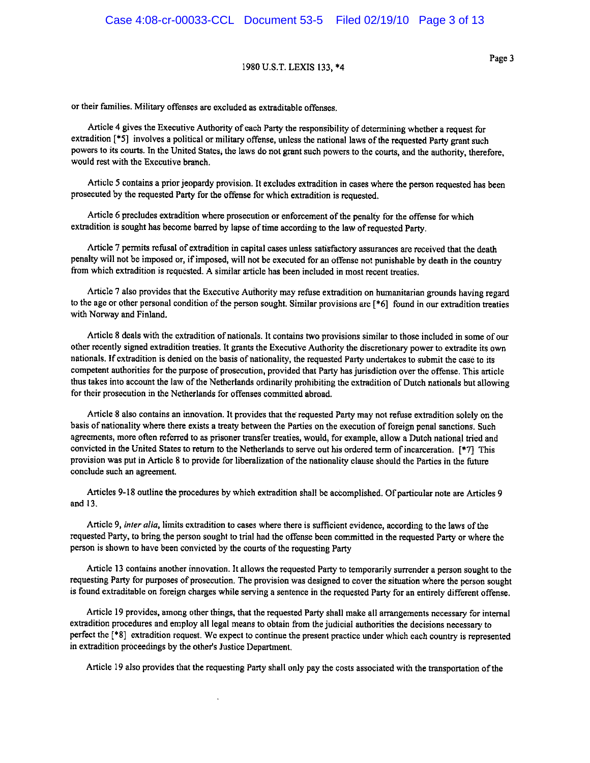or their families. Military offenses are excluded as extraditable offenses.

Article 4 gives the Executive Authority of each Party the responsibility of determining whether a request for extradition [*5] involves a political or military offense, unless the national laws of the requested Party grant such powers to its courts. In the United States, the laws do not grant such powers to the courts, and the authority, therefore, would rest with the Executive branch.

Article 5 contains a prior jeopardy provision. It excludes extradition in cases where the person requested has been prosecuted by the requested Party for the offense for which extradition is requested.

Article 6 precludes extradition where prosecution or enforcement of the penalty for the offense for which extradition is sought has become barred by lapse of time according to the law of requested Party.

Article 7 permits refusal of extradition in capital cases unless satisfactory assurances are received that the death penalty will not be imposed or, if imposed, will not be executed for an offense not punishable by death in the country from which extradition is requested. A similar article has been included in most recent treaties.

Article 7 also provides that the Executive Authority may refuse extradition on humanitarian grounds having regard to the age or other personal condition of the person sought. Similar provisions are [*6] found in our extradition treaties with Norway and Finland.

Article 8 deals with the extradition of nationals. It contains two provisions similar to those included in some of our other recently signed extradition treaties. It grants the Executive Authority the discretionary power to extradite its own nationals. If extradition is denied on the basis of nationality, the requested Party undertakes to submit the case to its competent authorities for the purpose of prosecution, provided that Party has jurisdiction over the offense. This article thus takes into account the law of the Netherlands ordinarily prohibiting the extradition of Dutch nationals but allowing for their prosecution in the Netherlands for offenses committed abroad.

Article 8 also contains an innovation. It provides that the requested Party may not refuse extradition solely on the basis of nationality where there exists a treaty between the Parties on the execution of foreign penal sanctions. Such agreements, more often referred to as prisoner transfer treaties, would, for example, allow a Dutch national tried and convicted in the United States to return to the Netherlands to serve out his ordered term of incarceration. [*7] This provision was put in Article 8 to provide for liberalization of the nationality clause should the Parties in the future conclude such an agreement.

Articles 9-18 outline the procedures by which extradition shall be accomplished. Of particular note are Articles 9 and 13.

Article 9, *inter alia*, limits extradition to cases where there is sufficient evidence, according to the laws of the requested Party, to bring the person sought to trial had the offense been committed in the requested Party or where the person is shown to have been convicted by the courts of the requesting Party

Article 13 contains another innovation. It allows the requested Party to temporarily surrender a person sought to the requesting Party for purposes of prosecution. The provision was designed to cover the situation where the person sought is found extraditable on foreign charges while serving a sentence in the requested Party for an entirely different offense.

Article 19 provides, among other things, that the requested Party shall make all arrangements necessary for internal extradition procedures and employ all legal means to obtain from the judicial authorities the decisions necessary to perfect the [*8] extradition request. We expect to continue the present practice under which each country is represented in extradition proceedings by the other's Justice Department.

Article 19 also provides that the requesting Party shall only pay the costs associated with the transportation of the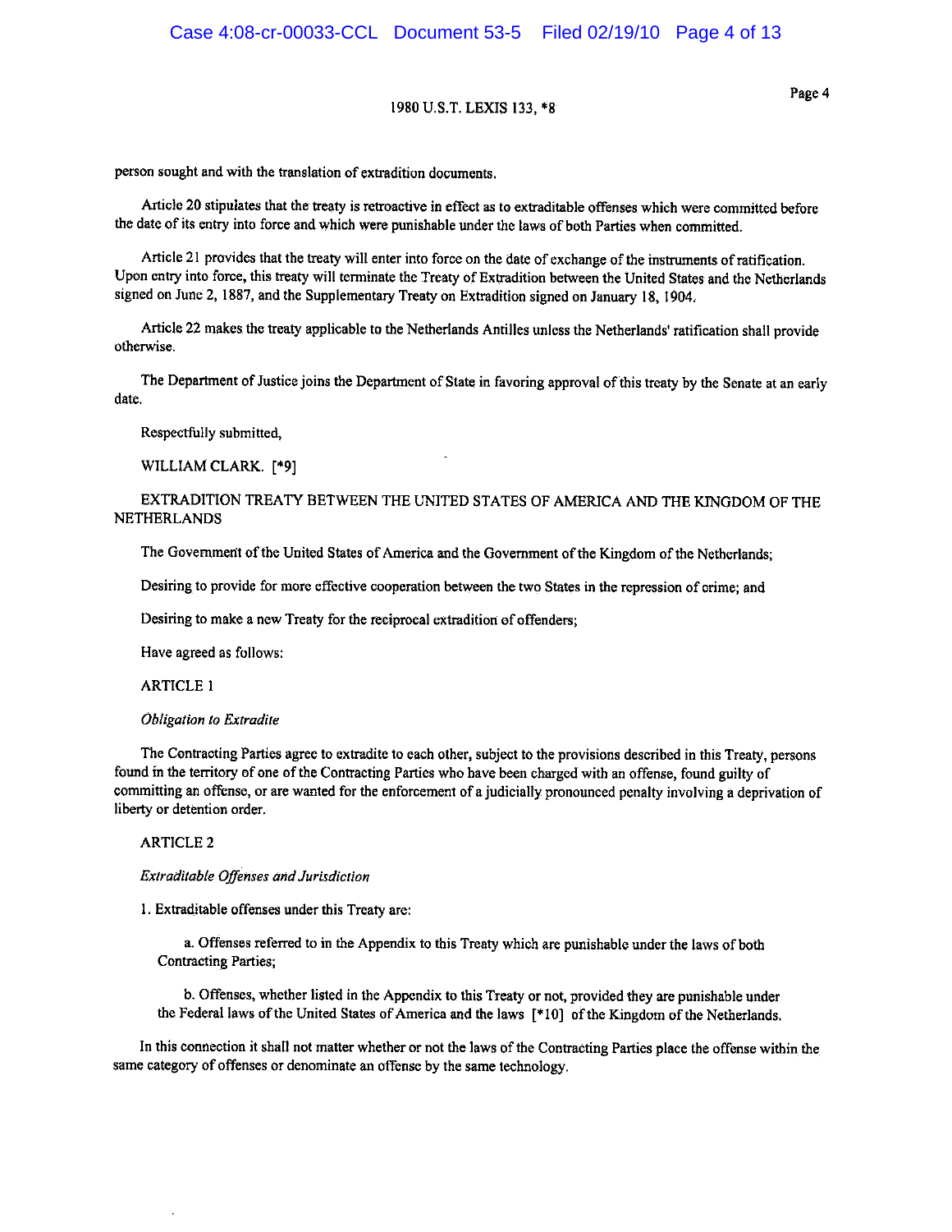person sought and with the translation of extradition documents.

Article 20 stipulates that the treaty is retroactive in effect as to extraditable offenses which were committed before the date of its entry into force and which were punishable under the laws of both Parties when committed.

Article 21 provides that the treaty will enter into force on the date of exchange of the instruments of ratification. Upon entry into force, this treaty will terminate the Treaty of Extradition between the United States and the Netherlands signed on June 2, 1887, and the Supplementary Treaty on Extradition signed on January 18, 1904.

Article 22 makes the treaty applicable to the Netherlands Antilles unless the Netherlands' ratification shall provide otherwise.

The Department of Justice joins the Department of State in favoring approval of this treaty by the Senate at an early date.

Respectfully submitted,

WILLIAM CLARK. [*9]

EXTRADITION TREATY BETWEEN THE UNITED STATES OF AMERICA AND THE KINGDOM OF THE NETHERLANDS

The Government of the United States of America and the Government of the Kingdom of the Netherlands;

Desiring to provide for more effective cooperation between the two States in the repression of crime; and

Desiring to make a new Treaty for the reciprocal extradition of offenders;

Have agreed as follows:

ARTICLE 1

*Obligation to Extradite*

The Contracting Parties agree to extradite to each other, subject to the provisions described in this Treaty, persons found in the territory of one of the Contracting Parties who have been charged with an offense, found guilty of committing an offense, or are wanted for the enforcement of a judicially pronounced penalty involving a deprivation of liberty or detention order.

ARTICLE 2

*Extraditable Offenses and Jurisdiction*

1. Extraditable offenses under this Treaty are:

   a. Offenses referred to in the Appendix to this Treaty which are punishable under the laws of both Contracting Parties;

   b. Offenses, whether listed in the Appendix to this Treaty or not, provided they are punishable under the Federal laws of the United States of America and the laws [*10] of the Kingdom of the Netherlands.

In this connection it shall not matter whether or not the laws of the Contracting Parties place the offense within the same category of offenses or denominate an offense by the same technology.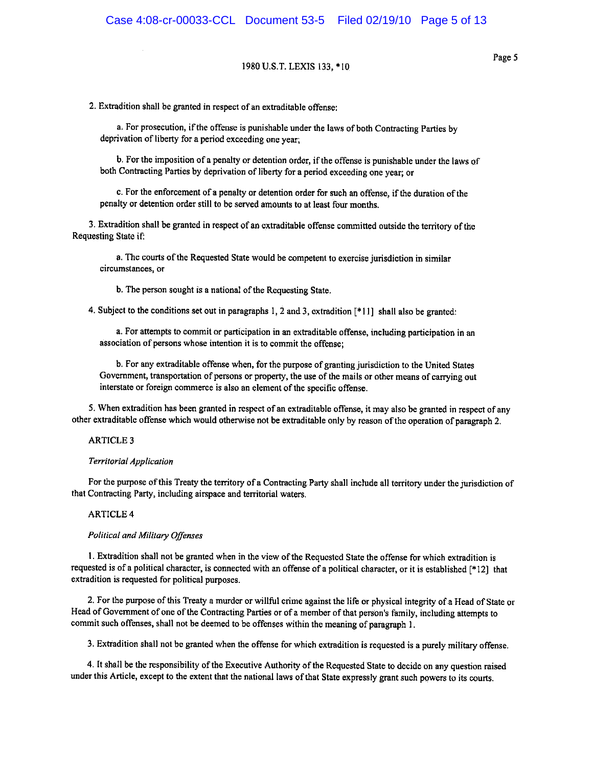2. Extradition shall be granted in respect of an extraditable offense:

a. For prosecution, if the offense is punishable under the laws of both Contracting Parties by deprivation of liberty for a period exceeding one year;

b. For the imposition of a penalty or detention order, if the offense is punishable under the laws of both Contracting Parties by deprivation of liberty for a period exceeding one year; or

c. For the enforcement of a penalty or detention order for such an offense, if the duration of the penalty or detention order still to be served amounts to at least four months.

3. Extradition shall be granted in respect of an extraditable offense committed outside the territory of the Requesting State if:

a. The courts of the Requested State would be competent to exercise jurisdiction in similar circumstances, or

b. The person sought is a national of the Requesting State.

4. Subject to the conditions set out in paragraphs 1, 2 and 3, extradition [*11] shall also be granted:

a. For attempts to commit or participation in an extraditable offense, including participation in an association of persons whose intention it is to commit the offense;

b. For any extraditable offense when, for the purpose of granting jurisdiction to the United States Government, transportation of persons or property, the use of the mails or other means of carrying out interstate or foreign commerce is also an element of the specific offense.

5. When extradition has been granted in respect of an extraditable offense, it may also be granted in respect of any other extraditable offense which would otherwise not be extraditable only by reason of the operation of paragraph 2.

ARTICLE 3

*Territorial Application*

For the purpose of this Treaty the territory of a Contracting Party shall include all territory under the jurisdiction of that Contracting Party, including airspace and territorial waters.

ARTICLE 4

*Political and Military Offenses*

1. Extradition shall not be granted when in the view of the Requested State the offense for which extradition is requested is of a political character, is connected with an offense of a political character, or it is established [*12] that extradition is requested for political purposes.

2. For the purpose of this Treaty a murder or willful crime against the life or physical integrity of a Head of State or Head of Government of one of the Contracting Parties or of a member of that person's family, including attempts to commit such offenses, shall not be deemed to be offenses within the meaning of paragraph 1.

3. Extradition shall not be granted when the offense for which extradition is requested is a purely military offense.

4. It shall be the responsibility of the Executive Authority of the Requested State to decide on any question raised under this Article, except to the extent that the national laws of that State expressly grant such powers to its courts.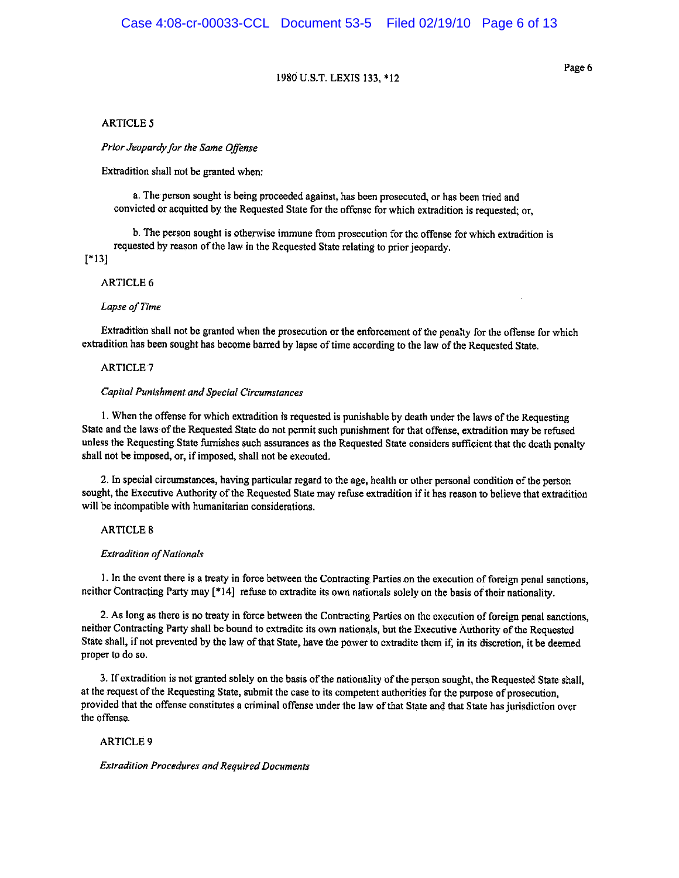ARTICLE 5

*Prior Jeopardy for the Same Offense*

Extradition shall not be granted when:

a. The person sought is being proceeded against, has been prosecuted, or has been tried and convicted or acquitted by the Requested State for the offense for which extradition is requested; or,

b. The person sought is otherwise immune from prosecution for the offense for which extradition is requested by reason of the law in the Requested State relating to prior jeopardy.
[*13]

ARTICLE 6

*Lapse of Time*

Extradition shall not be granted when the prosecution or the enforcement of the penalty for the offense for which extradition has been sought has become barred by lapse of time according to the law of the Requested State.

ARTICLE 7

*Capital Punishment and Special Circumstances*

1. When the offense for which extradition is requested is punishable by death under the laws of the Requesting State and the laws of the Requested State do not permit such punishment for that offense, extradition may be refused unless the Requesting State furnishes such assurances as the Requested State considers sufficient that the death penalty shall not be imposed, or, if imposed, shall not be executed.

2. In special circumstances, having particular regard to the age, health or other personal condition of the person sought, the Executive Authority of the Requested State may refuse extradition if it has reason to believe that extradition will be incompatible with humanitarian considerations.

ARTICLE 8

*Extradition of Nationals*

1. In the event there is a treaty in force between the Contracting Parties on the execution of foreign penal sanctions, neither Contracting Party may [*14] refuse to extradite its own nationals solely on the basis of their nationality.

2. As long as there is no treaty in force between the Contracting Parties on the execution of foreign penal sanctions, neither Contracting Party shall be bound to extradite its own nationals, but the Executive Authority of the Requested State shall, if not prevented by the law of that State, have the power to extradite them if, in its discretion, it be deemed proper to do so.

3. If extradition is not granted solely on the basis of the nationality of the person sought, the Requested State shall, at the request of the Requesting State, submit the case to its competent authorities for the purpose of prosecution, provided that the offense constitutes a criminal offense under the law of that State and that State has jurisdiction over the offense.

ARTICLE 9

*Extradition Procedures and Required Documents*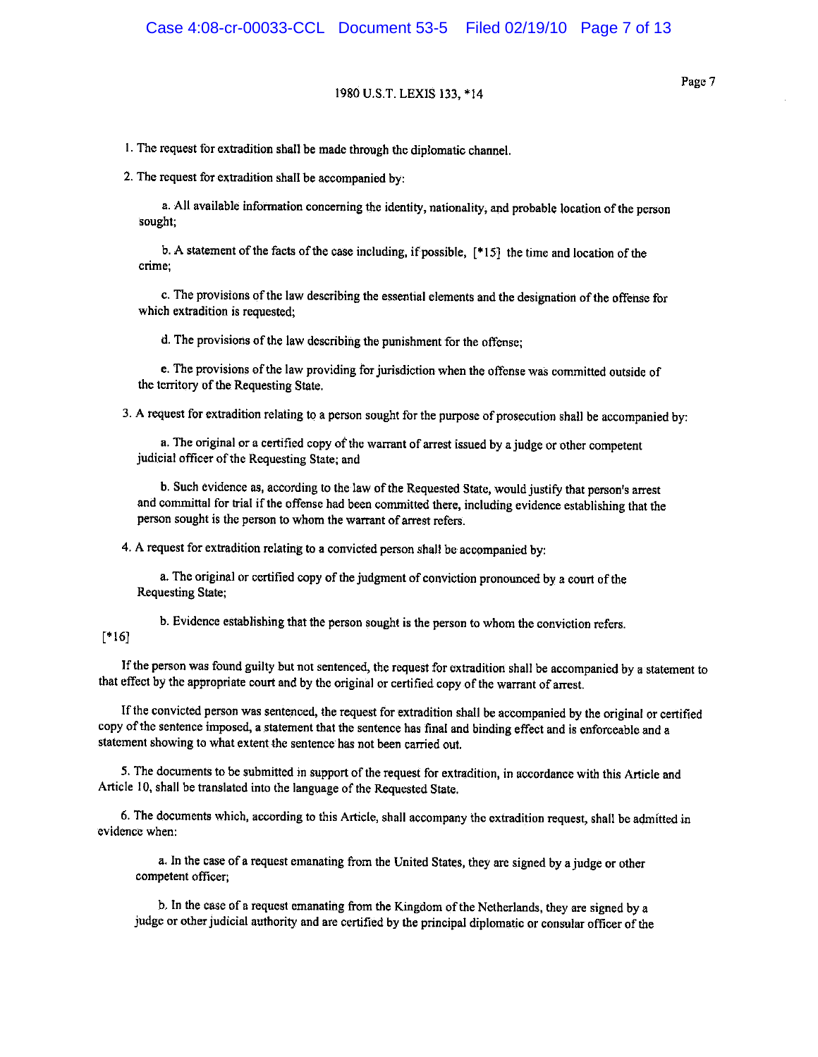1. The request for extradition shall be made through the diplomatic channel.

2. The request for extradition shall be accompanied by:

   a. All available information concerning the identity, nationality, and probable location of the person sought;

   b. A statement of the facts of the case including, if possible, [*15] the time and location of the crime;

   c. The provisions of the law describing the essential elements and the designation of the offense for which extradition is requested;

   d. The provisions of the law describing the punishment for the offense;

   e. The provisions of the law providing for jurisdiction when the offense was committed outside of the territory of the Requesting State.

3. A request for extradition relating to a person sought for the purpose of prosecution shall be accompanied by:

   a. The original or a certified copy of the warrant of arrest issued by a judge or other competent judicial officer of the Requesting State; and

   b. Such evidence as, according to the law of the Requested State, would justify that person's arrest and committal for trial if the offense had been committed there, including evidence establishing that the person sought is the person to whom the warrant of arrest refers.

4. A request for extradition relating to a convicted person shall be accompanied by:

   a. The original or certified copy of the judgment of conviction pronounced by a court of the Requesting State;

   b. Evidence establishing that the person sought is the person to whom the conviction refers.

[*16]

If the person was found guilty but not sentenced, the request for extradition shall be accompanied by a statement to that effect by the appropriate court and by the original or certified copy of the warrant of arrest.

If the convicted person was sentenced, the request for extradition shall be accompanied by the original or certified copy of the sentence imposed, a statement that the sentence has final and binding effect and is enforceable and a statement showing to what extent the sentence has not been carried out.

5. The documents to be submitted in support of the request for extradition, in accordance with this Article and Article 10, shall be translated into the language of the Requested State.

6. The documents which, according to this Article, shall accompany the extradition request, shall be admitted in evidence when:

   a. In the case of a request emanating from the United States, they are signed by a judge or other competent officer;

   b. In the case of a request emanating from the Kingdom of the Netherlands, they are signed by a judge or other judicial authority and are certified by the principal diplomatic or consular officer of the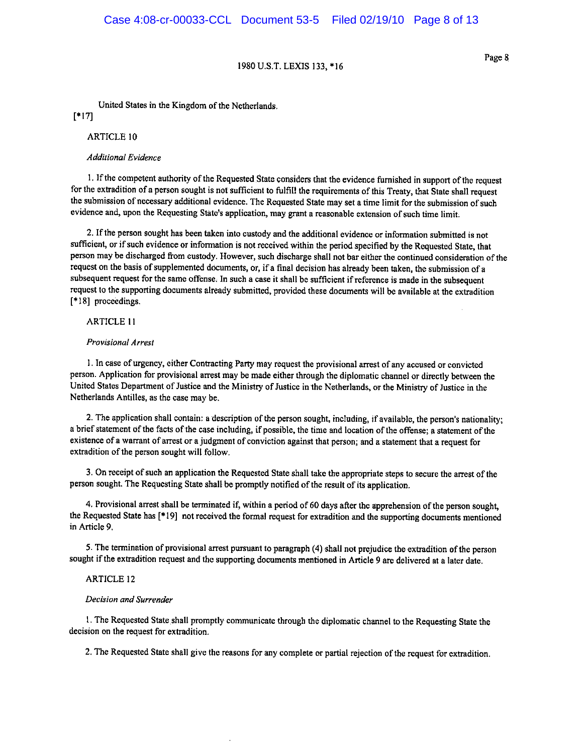United States in the Kingdom of the Netherlands.

[*17]

ARTICLE 10

*Additional Evidence*

1. If the competent authority of the Requested State considers that the evidence furnished in support of the request for the extradition of a person sought is not sufficient to fulfill the requirements of this Treaty, that State shall request the submission of necessary additional evidence. The Requested State may set a time limit for the submission of such evidence and, upon the Requesting State's application, may grant a reasonable extension of such time limit.

2. If the person sought has been taken into custody and the additional evidence or information submitted is not sufficient, or if such evidence or information is not received within the period specified by the Requested State, that person may be discharged from custody. However, such discharge shall not bar either the continued consideration of the request on the basis of supplemented documents, or, if a final decision has already been taken, the submission of a subsequent request for the same offense. In such a case it shall be sufficient if reference is made in the subsequent request to the supporting documents already submitted, provided these documents will be available at the extradition [*18] proceedings.

ARTICLE 11

*Provisional Arrest*

1. In case of urgency, either Contracting Party may request the provisional arrest of any accused or convicted person. Application for provisional arrest may be made either through the diplomatic channel or directly between the United States Department of Justice and the Ministry of Justice in the Netherlands, or the Ministry of Justice in the Netherlands Antilles, as the case may be.

2. The application shall contain: a description of the person sought, including, if available, the person's nationality; a brief statement of the facts of the case including, if possible, the time and location of the offense; a statement of the existence of a warrant of arrest or a judgment of conviction against that person; and a statement that a request for extradition of the person sought will follow.

3. On receipt of such an application the Requested State shall take the appropriate steps to secure the arrest of the person sought. The Requesting State shall be promptly notified of the result of its application.

4. Provisional arrest shall be terminated if, within a period of 60 days after the apprehension of the person sought, the Requested State has [*19] not received the formal request for extradition and the supporting documents mentioned in Article 9.

5. The termination of provisional arrest pursuant to paragraph (4) shall not prejudice the extradition of the person sought if the extradition request and the supporting documents mentioned in Article 9 are delivered at a later date.

ARTICLE 12

*Decision and Surrender*

1. The Requested State shall promptly communicate through the diplomatic channel to the Requesting State the decision on the request for extradition.

2. The Requested State shall give the reasons for any complete or partial rejection of the request for extradition.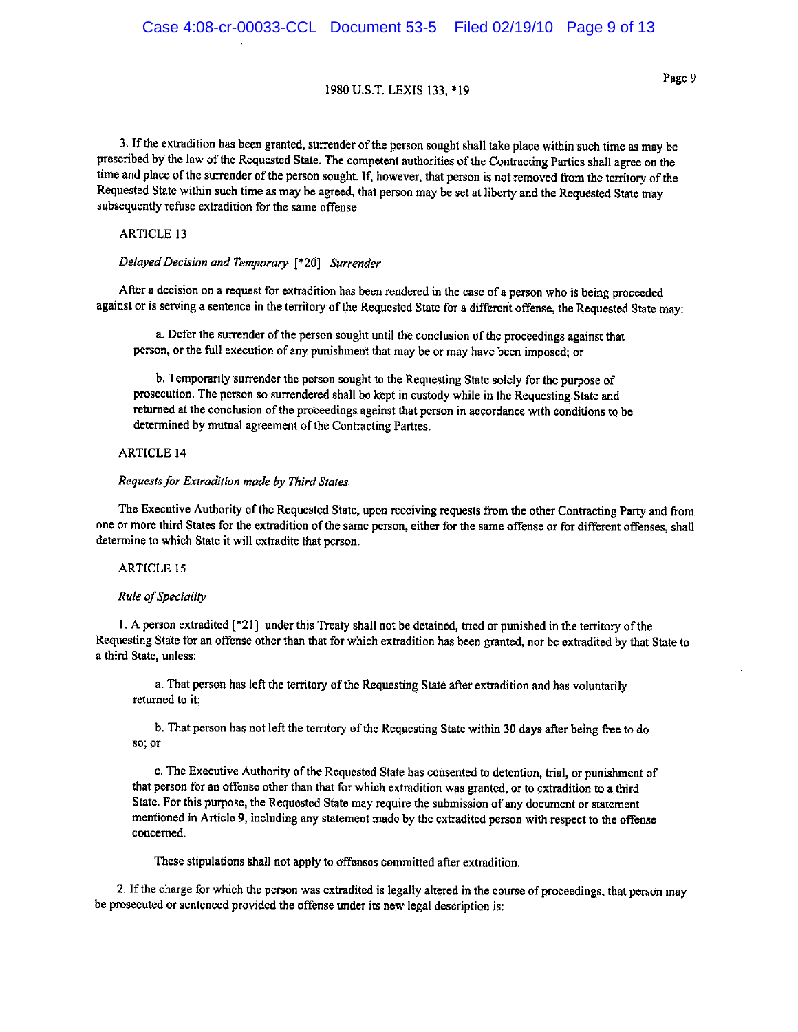3. If the extradition has been granted, surrender of the person sought shall take place within such time as may be prescribed by the law of the Requested State. The competent authorities of the Contracting Parties shall agree on the time and place of the surrender of the person sought. If, however, that person is not removed from the territory of the Requested State within such time as may be agreed, that person may be set at liberty and the Requested State may subsequently refuse extradition for the same offense.

ARTICLE 13

*Delayed Decision and Temporary* [*20] *Surrender*

After a decision on a request for extradition has been rendered in the case of a person who is being proceeded against or is serving a sentence in the territory of the Requested State for a different offense, the Requested State may:

> a. Defer the surrender of the person sought until the conclusion of the proceedings against that person, or the full execution of any punishment that may be or may have been imposed; or
>
> b. Temporarily surrender the person sought to the Requesting State solely for the purpose of prosecution. The person so surrendered shall be kept in custody while in the Requesting State and returned at the conclusion of the proceedings against that person in accordance with conditions to be determined by mutual agreement of the Contracting Parties.

ARTICLE 14

*Requests for Extradition made by Third States*

The Executive Authority of the Requested State, upon receiving requests from the other Contracting Party and from one or more third States for the extradition of the same person, either for the same offense or for different offenses, shall determine to which State it will extradite that person.

ARTICLE 15

*Rule of Speciality*

1. A person extradited [*21] under this Treaty shall not be detained, tried or punished in the territory of the Requesting State for an offense other than that for which extradition has been granted, nor be extradited by that State to a third State, unless:

> a. That person has left the territory of the Requesting State after extradition and has voluntarily returned to it;
>
> b. That person has not left the territory of the Requesting State within 30 days after being free to do so; or
>
> c. The Executive Authority of the Requested State has consented to detention, trial, or punishment of that person for an offense other than that for which extradition was granted, or to extradition to a third State. For this purpose, the Requested State may require the submission of any document or statement mentioned in Article 9, including any statement made by the extradited person with respect to the offense concerned.
>
> These stipulations shall not apply to offenses committed after extradition.

2. If the charge for which the person was extradited is legally altered in the course of proceedings, that person may be prosecuted or sentenced provided the offense under its new legal description is: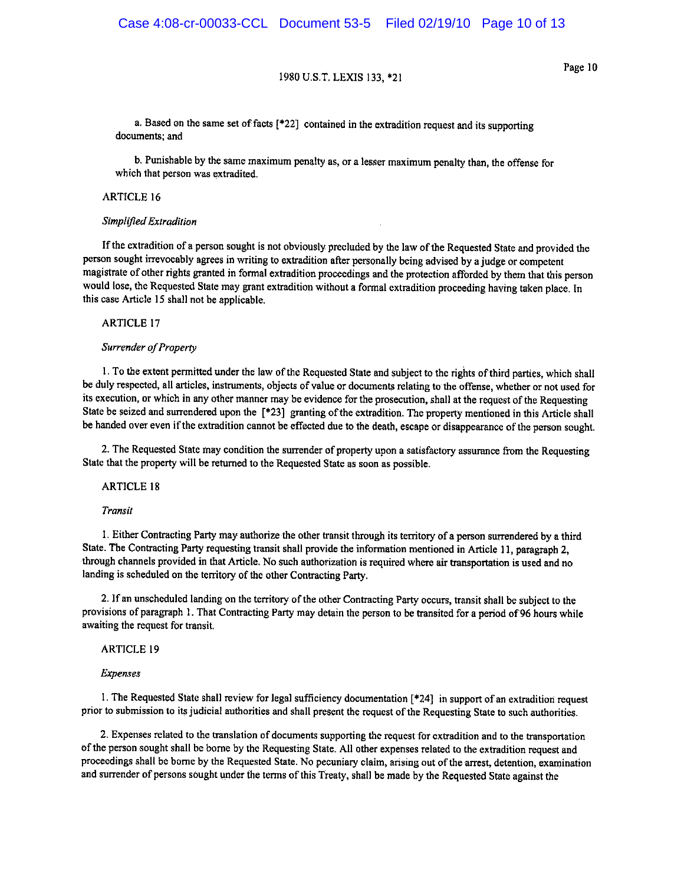a. Based on the same set of facts [*22] contained in the extradition request and its supporting documents; and

b. Punishable by the same maximum penalty as, or a lesser maximum penalty than, the offense for which that person was extradited.

ARTICLE 16

*Simplified Extradition*

If the extradition of a person sought is not obviously precluded by the law of the Requested State and provided the person sought irrevocably agrees in writing to extradition after personally being advised by a judge or competent magistrate of other rights granted in formal extradition proceedings and the protection afforded by them that this person would lose, the Requested State may grant extradition without a formal extradition proceeding having taken place. In this case Article 15 shall not be applicable.

ARTICLE 17

*Surrender of Property*

1. To the extent permitted under the law of the Requested State and subject to the rights of third parties, which shall be duly respected, all articles, instruments, objects of value or documents relating to the offense, whether or not used for its execution, or which in any other manner may be evidence for the prosecution, shall at the request of the Requesting State be seized and surrendered upon the [*23] granting of the extradition. The property mentioned in this Article shall be handed over even if the extradition cannot be effected due to the death, escape or disappearance of the person sought.

2. The Requested State may condition the surrender of property upon a satisfactory assurance from the Requesting State that the property will be returned to the Requested State as soon as possible.

ARTICLE 18

*Transit*

1. Either Contracting Party may authorize the other transit through its territory of a person surrendered by a third State. The Contracting Party requesting transit shall provide the information mentioned in Article 11, paragraph 2, through channels provided in that Article. No such authorization is required where air transportation is used and no landing is scheduled on the territory of the other Contracting Party.

2. If an unscheduled landing on the territory of the other Contracting Party occurs, transit shall be subject to the provisions of paragraph 1. That Contracting Party may detain the person to be transited for a period of 96 hours while awaiting the request for transit.

ARTICLE 19

*Expenses*

1. The Requested State shall review for legal sufficiency documentation [*24] in support of an extradition request prior to submission to its judicial authorities and shall present the request of the Requesting State to such authorities.

2. Expenses related to the translation of documents supporting the request for extradition and to the transportation of the person sought shall be borne by the Requesting State. All other expenses related to the extradition request and proceedings shall be borne by the Requested State. No pecuniary claim, arising out of the arrest, detention, examination and surrender of persons sought under the terms of this Treaty, shall be made by the Requested State against the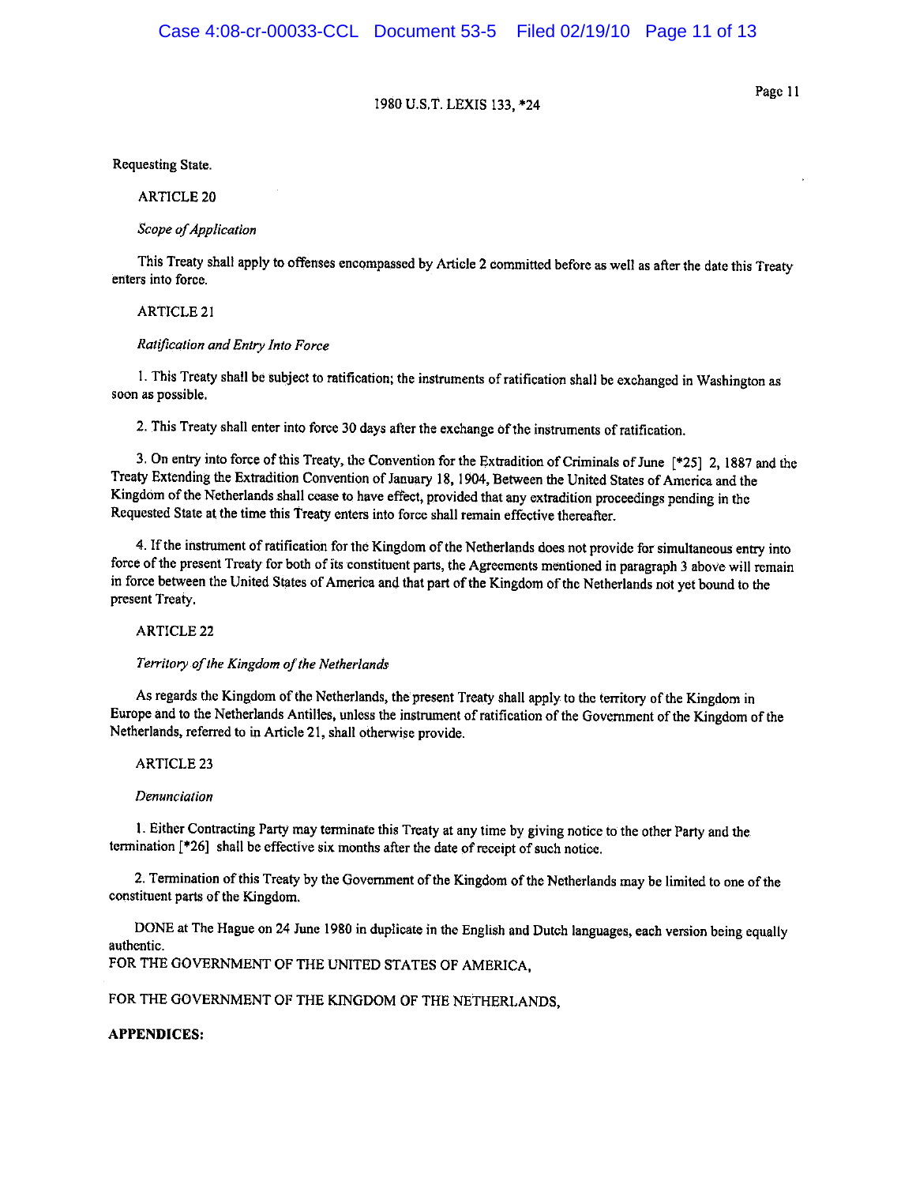Requesting State.

ARTICLE 20

*Scope of Application*

This Treaty shall apply to offenses encompassed by Article 2 committed before as well as after the date this Treaty enters into force.

ARTICLE 21

*Ratification and Entry Into Force*

1. This Treaty shall be subject to ratification; the instruments of ratification shall be exchanged in Washington as soon as possible.

2. This Treaty shall enter into force 30 days after the exchange of the instruments of ratification.

3. On entry into force of this Treaty, the Convention for the Extradition of Criminals of June [*25] 2, 1887 and the Treaty Extending the Extradition Convention of January 18, 1904, Between the United States of America and the Kingdom of the Netherlands shall cease to have effect, provided that any extradition proceedings pending in the Requested State at the time this Treaty enters into force shall remain effective thereafter.

4. If the instrument of ratification for the Kingdom of the Netherlands does not provide for simultaneous entry into force of the present Treaty for both of its constituent parts, the Agreements mentioned in paragraph 3 above will remain in force between the United States of America and that part of the Kingdom of the Netherlands not yet bound to the present Treaty.

ARTICLE 22

*Territory of the Kingdom of the Netherlands*

As regards the Kingdom of the Netherlands, the present Treaty shall apply to the territory of the Kingdom in Europe and to the Netherlands Antilles, unless the instrument of ratification of the Government of the Kingdom of the Netherlands, referred to in Article 21, shall otherwise provide.

ARTICLE 23

*Denunciation*

1. Either Contracting Party may terminate this Treaty at any time by giving notice to the other Party and the termination [*26] shall be effective six months after the date of receipt of such notice.

2. Termination of this Treaty by the Government of the Kingdom of the Netherlands may be limited to one of the constituent parts of the Kingdom.

DONE at The Hague on 24 June 1980 in duplicate in the English and Dutch languages, each version being equally authentic.

FOR THE GOVERNMENT OF THE UNITED STATES OF AMERICA,

FOR THE GOVERNMENT OF THE KINGDOM OF THE NETHERLANDS,

**APPENDICES:**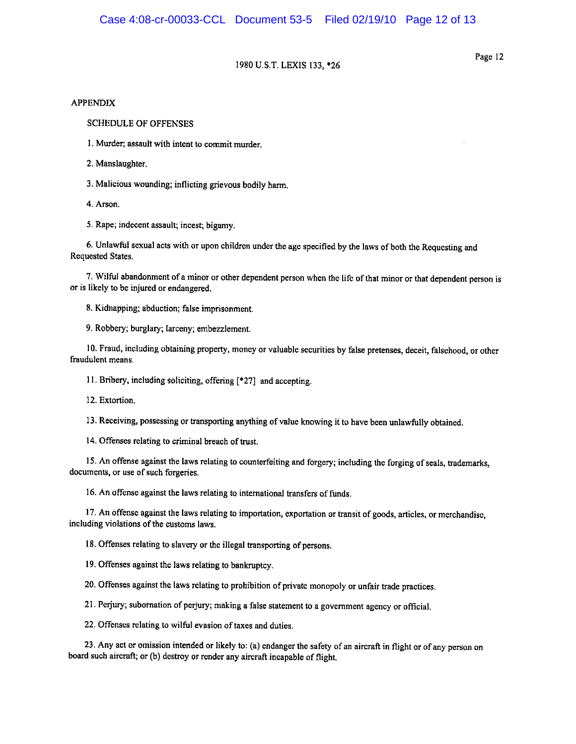## APPENDIX

### SCHEDULE OF OFFENSES

1. Murder; assault with intent to commit murder.

2. Manslaughter.

3. Malicious wounding; inflicting grievous bodily harm.

4. Arson.

5. Rape; indecent assault; incest; bigamy.

6. Unlawful sexual acts with or upon children under the age specified by the laws of both the Requesting and Requested States.

7. Wilful abandonment of a minor or other dependent person when the life of that minor or that dependent person is or is likely to be injured or endangered.

8. Kidnapping; abduction; false imprisonment.

9. Robbery; burglary; larceny; embezzlement.

10. Fraud, including obtaining property, money or valuable securities by false pretenses, deceit, falsehood, or other fraudulent means.

11. Bribery, including soliciting, offering [*27] and accepting.

12. Extortion.

13. Receiving, possessing or transporting anything of value knowing it to have been unlawfully obtained.

14. Offenses relating to criminal breach of trust.

15. An offense against the laws relating to counterfeiting and forgery; including the forging of seals, trademarks, documents, or use of such forgeries.

16. An offense against the laws relating to international transfers of funds.

17. An offense against the laws relating to importation, exportation or transit of goods, articles, or merchandise, including violations of the customs laws.

18. Offenses relating to slavery or the illegal transporting of persons.

19. Offenses against the laws relating to bankruptcy.

20. Offenses against the laws relating to prohibition of private monopoly or unfair trade practices.

21. Perjury; subornation of perjury; making a false statement to a government agency or official.

22. Offenses relating to wilful evasion of taxes and duties.

23. Any act or omission intended or likely to: (a) endanger the safety of an aircraft in flight or of any person on board such aircraft; or (b) destroy or render any aircraft incapable of flight.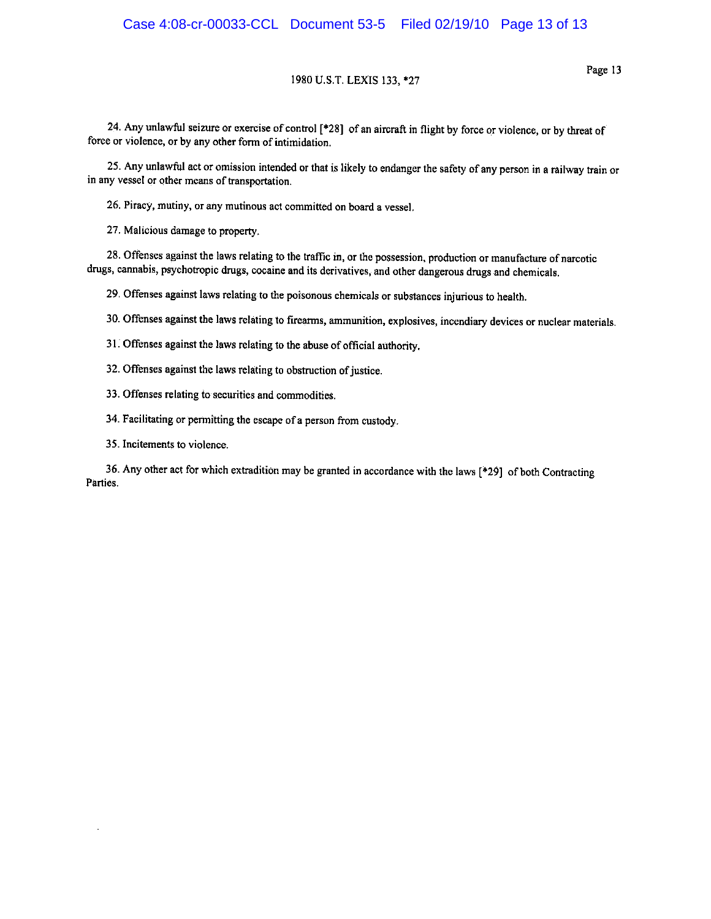24. Any unlawful seizure or exercise of control [*28] of an aircraft in flight by force or violence, or by threat of force or violence, or by any other form of intimidation.

25. Any unlawful act or omission intended or that is likely to endanger the safety of any person in a railway train or in any vessel or other means of transportation.

26. Piracy, mutiny, or any mutinous act committed on board a vessel.

27. Malicious damage to property.

28. Offenses against the laws relating to the traffic in, or the possession, production or manufacture of narcotic drugs, cannabis, psychotropic drugs, cocaine and its derivatives, and other dangerous drugs and chemicals.

29. Offenses against laws relating to the poisonous chemicals or substances injurious to health.

30. Offenses against the laws relating to firearms, ammunition, explosives, incendiary devices or nuclear materials.

31. Offenses against the laws relating to the abuse of official authority.

32. Offenses against the laws relating to obstruction of justice.

33. Offenses relating to securities and commodities.

34. Facilitating or permitting the escape of a person from custody.

35. Incitements to violence.

36. Any other act for which extradition may be granted in accordance with the laws [*29] of both Contracting Parties.